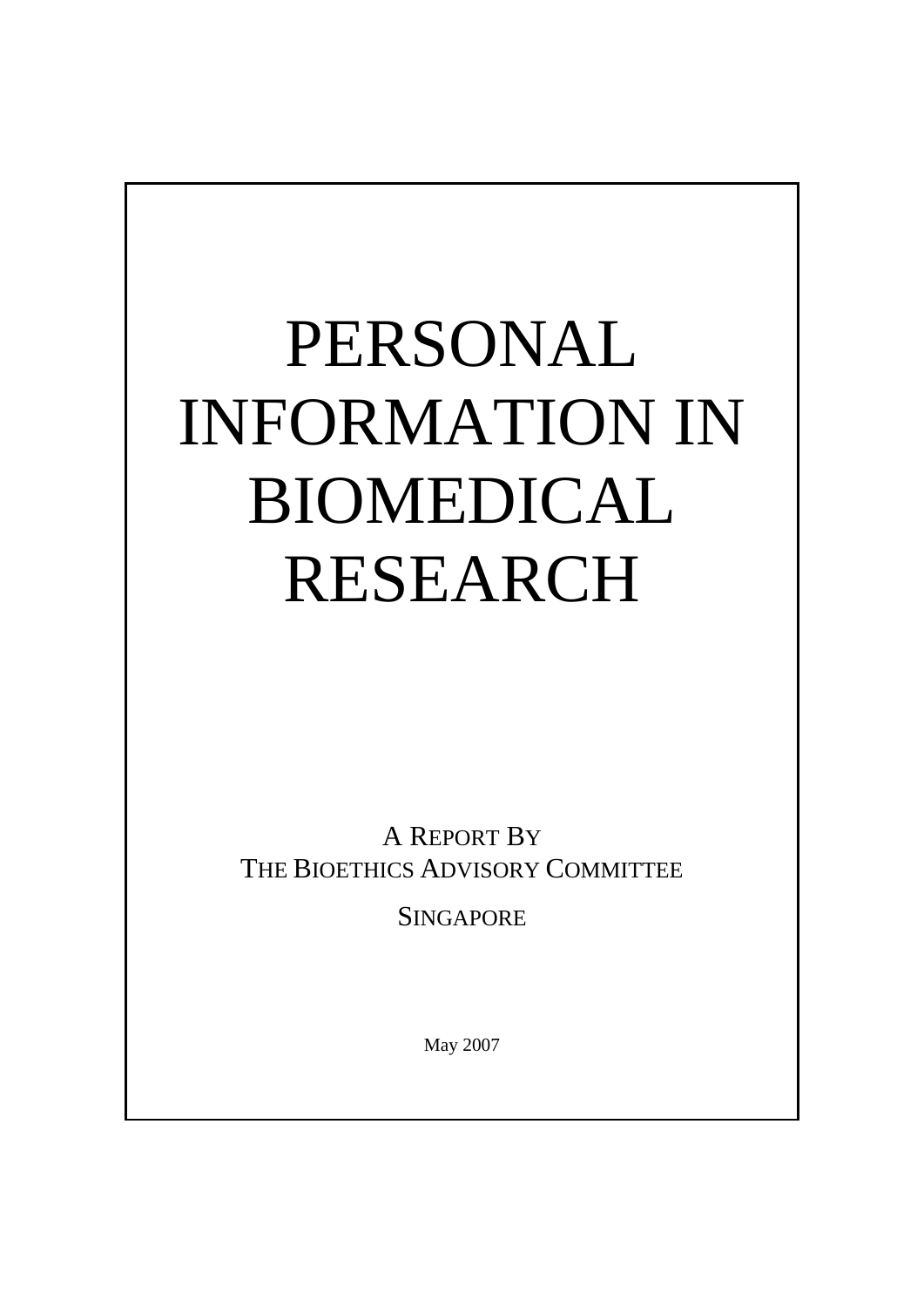# PERSONAL INFORMATION IN BIOMEDICAL RESEARCH

A REPORT BY
THE BIOETHICS ADVISORY COMMITTEE

SINGAPORE

May 2007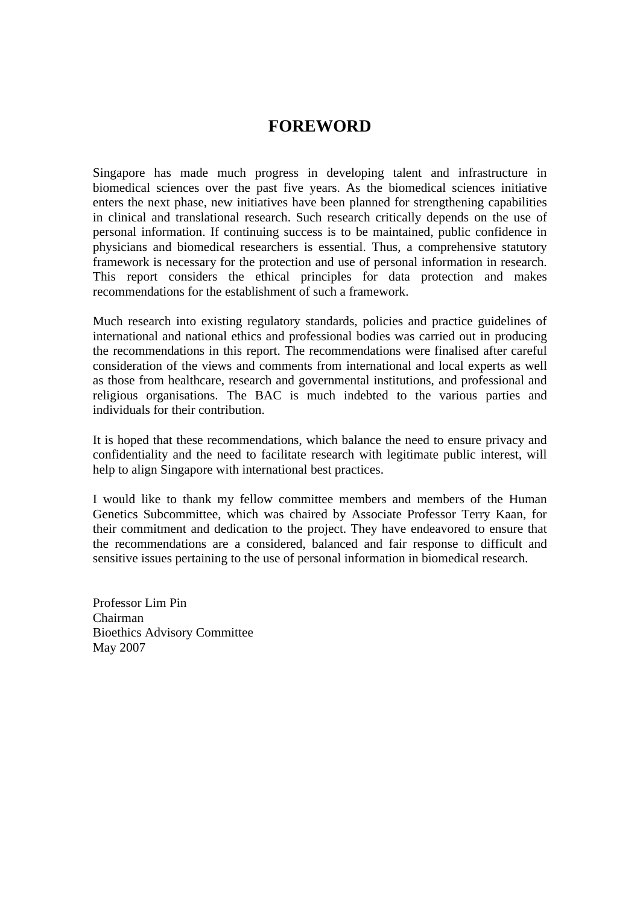# FOREWORD

Singapore has made much progress in developing talent and infrastructure in biomedical sciences over the past five years. As the biomedical sciences initiative enters the next phase, new initiatives have been planned for strengthening capabilities in clinical and translational research. Such research critically depends on the use of personal information. If continuing success is to be maintained, public confidence in physicians and biomedical researchers is essential. Thus, a comprehensive statutory framework is necessary for the protection and use of personal information in research. This report considers the ethical principles for data protection and makes recommendations for the establishment of such a framework.

Much research into existing regulatory standards, policies and practice guidelines of international and national ethics and professional bodies was carried out in producing the recommendations in this report. The recommendations were finalised after careful consideration of the views and comments from international and local experts as well as those from healthcare, research and governmental institutions, and professional and religious organisations. The BAC is much indebted to the various parties and individuals for their contribution.

It is hoped that these recommendations, which balance the need to ensure privacy and confidentiality and the need to facilitate research with legitimate public interest, will help to align Singapore with international best practices.

I would like to thank my fellow committee members and members of the Human Genetics Subcommittee, which was chaired by Associate Professor Terry Kaan, for their commitment and dedication to the project. They have endeavored to ensure that the recommendations are a considered, balanced and fair response to difficult and sensitive issues pertaining to the use of personal information in biomedical research.

Professor Lim Pin  
Chairman  
Bioethics Advisory Committee  
May 2007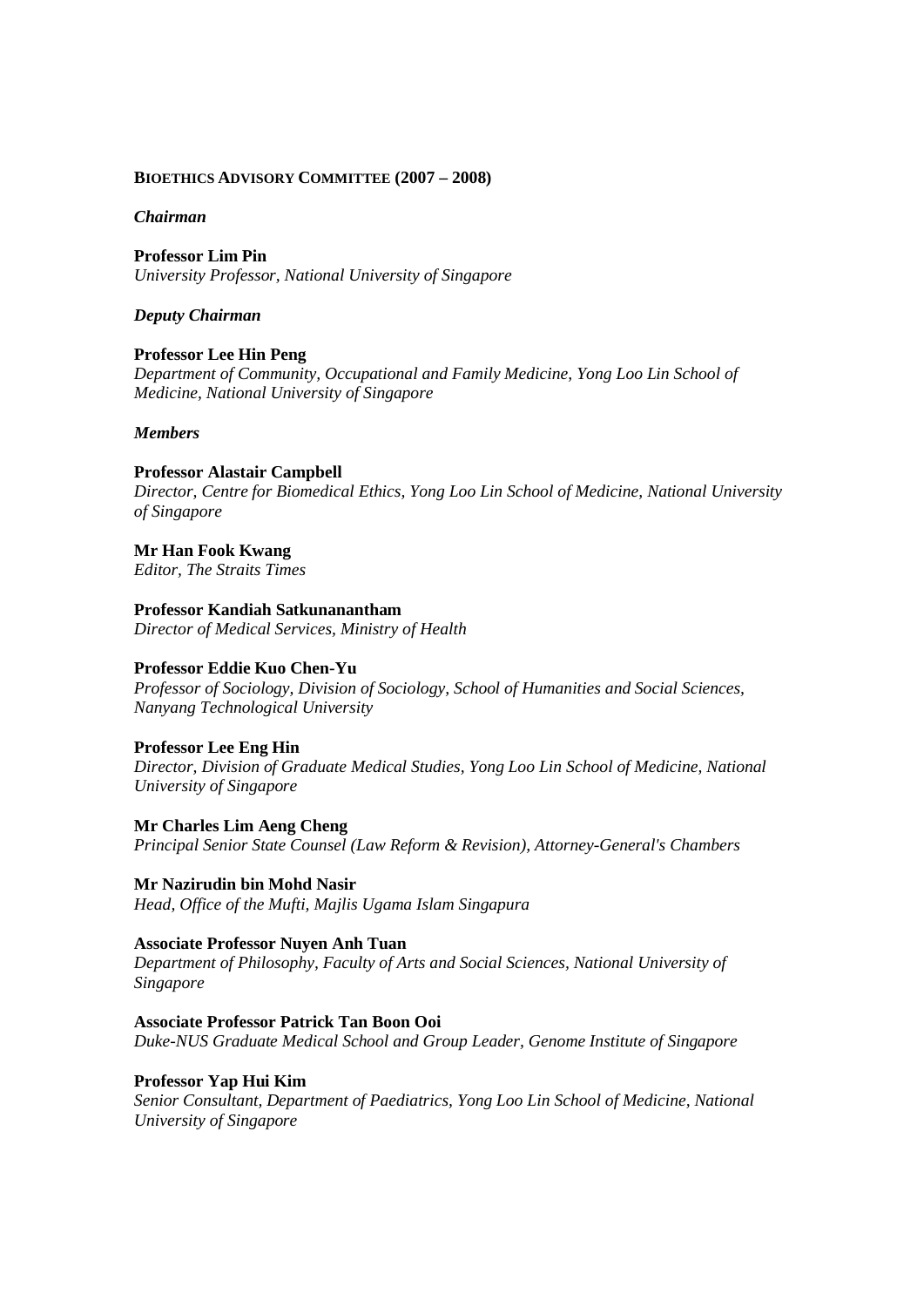## BIOETHICS ADVISORY COMMITTEE (2007 – 2008)

***Chairman***

**Professor Lim Pin**
*University Professor, National University of Singapore*

***Deputy Chairman***

**Professor Lee Hin Peng**
*Department of Community, Occupational and Family Medicine, Yong Loo Lin School of Medicine, National University of Singapore*

***Members***

**Professor Alastair Campbell**
*Director, Centre for Biomedical Ethics, Yong Loo Lin School of Medicine, National University of Singapore*

**Mr Han Fook Kwang**
*Editor, The Straits Times*

**Professor Kandiah Satkunanantham**
*Director of Medical Services, Ministry of Health*

**Professor Eddie Kuo Chen-Yu**
*Professor of Sociology, Division of Sociology, School of Humanities and Social Sciences, Nanyang Technological University*

**Professor Lee Eng Hin**
*Director, Division of Graduate Medical Studies, Yong Loo Lin School of Medicine, National University of Singapore*

**Mr Charles Lim Aeng Cheng**
*Principal Senior State Counsel (Law Reform & Revision), Attorney-General's Chambers*

**Mr Nazirudin bin Mohd Nasir**
*Head, Office of the Mufti, Majlis Ugama Islam Singapura*

**Associate Professor Nuyen Anh Tuan**
*Department of Philosophy, Faculty of Arts and Social Sciences, National University of Singapore*

**Associate Professor Patrick Tan Boon Ooi**
*Duke-NUS Graduate Medical School and Group Leader, Genome Institute of Singapore*

**Professor Yap Hui Kim**
*Senior Consultant, Department of Paediatrics, Yong Loo Lin School of Medicine, National University of Singapore*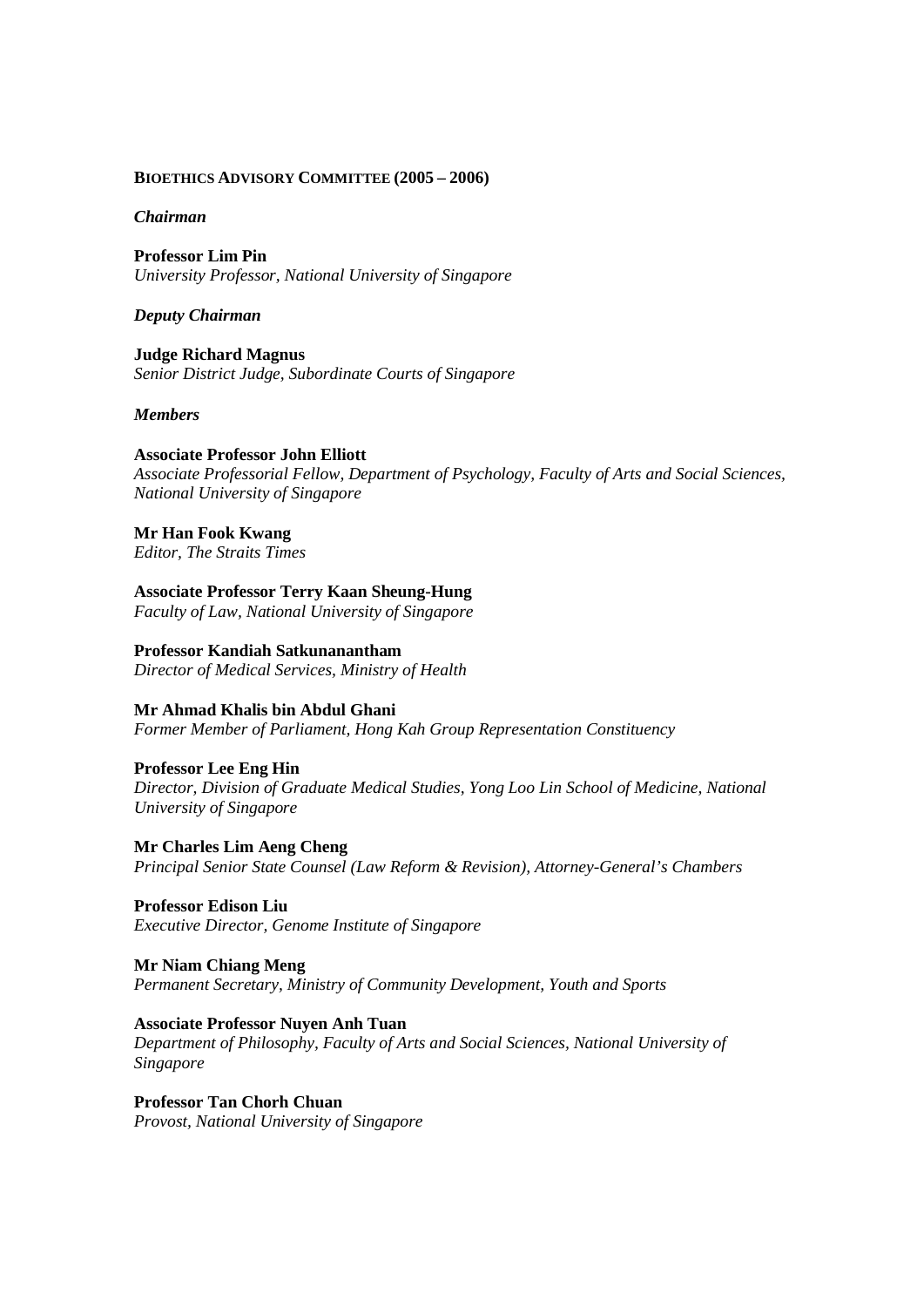**BIOETHICS ADVISORY COMMITTEE (2005 – 2006)**

***Chairman***

**Professor Lim Pin**  
*University Professor, National University of Singapore*

***Deputy Chairman***

**Judge Richard Magnus**  
*Senior District Judge, Subordinate Courts of Singapore*

***Members***

**Associate Professor John Elliott**  
*Associate Professorial Fellow, Department of Psychology, Faculty of Arts and Social Sciences, National University of Singapore*

**Mr Han Fook Kwang**  
*Editor, The Straits Times*

**Associate Professor Terry Kaan Sheung-Hung**  
*Faculty of Law, National University of Singapore*

**Professor Kandiah Satkunanantham**  
*Director of Medical Services, Ministry of Health*

**Mr Ahmad Khalis bin Abdul Ghani**  
*Former Member of Parliament, Hong Kah Group Representation Constituency*

**Professor Lee Eng Hin**  
*Director, Division of Graduate Medical Studies, Yong Loo Lin School of Medicine, National University of Singapore*

**Mr Charles Lim Aeng Cheng**  
*Principal Senior State Counsel (Law Reform & Revision), Attorney-General's Chambers*

**Professor Edison Liu**  
*Executive Director, Genome Institute of Singapore*

**Mr Niam Chiang Meng**  
*Permanent Secretary, Ministry of Community Development, Youth and Sports*

**Associate Professor Nuyen Anh Tuan**  
*Department of Philosophy, Faculty of Arts and Social Sciences, National University of Singapore*

**Professor Tan Chorh Chuan**  
*Provost, National University of Singapore*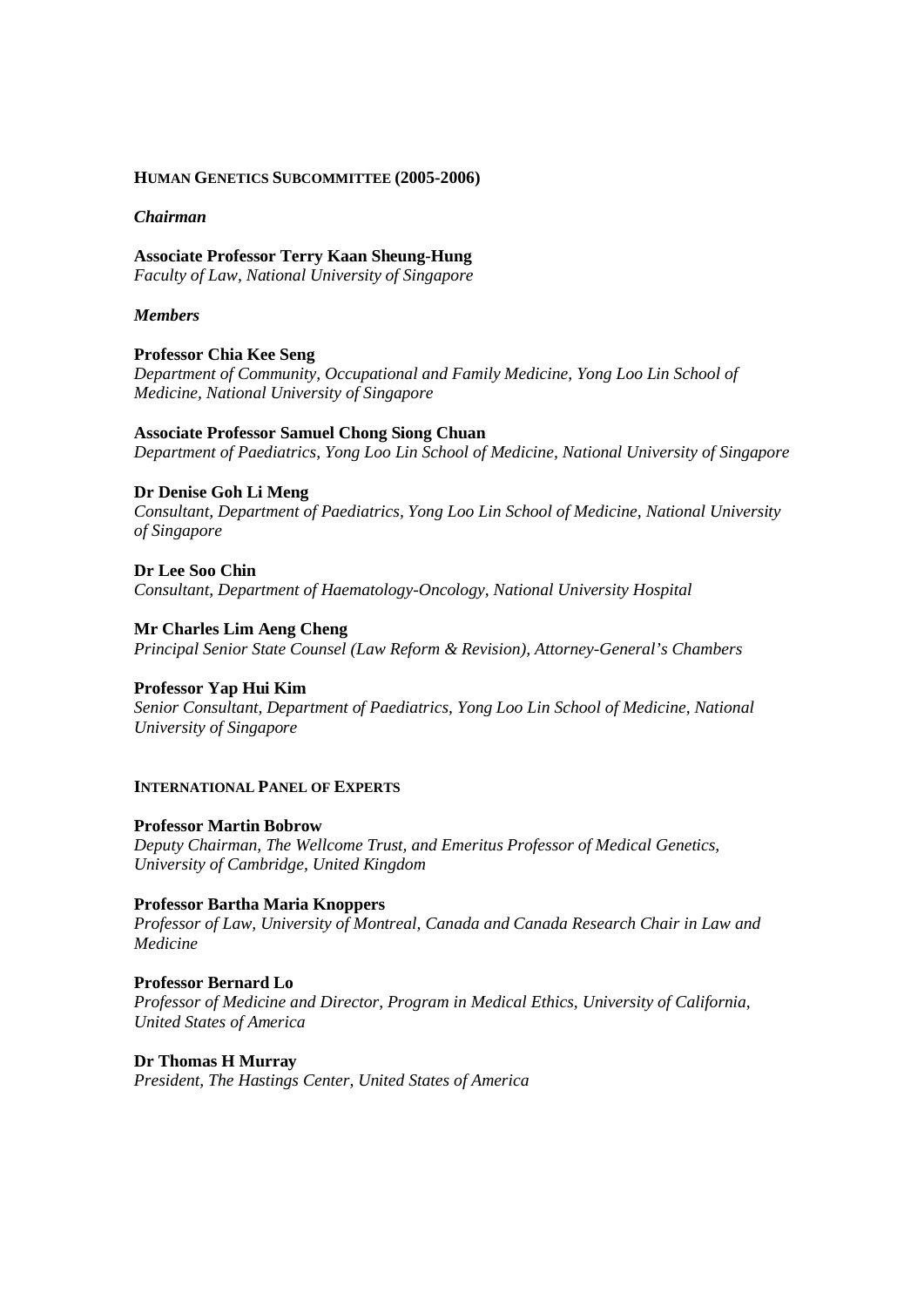## HUMAN GENETICS SUBCOMMITTEE (2005-2006)

### *Chairman*

**Associate Professor Terry Kaan Sheung-Hung**
*Faculty of Law, National University of Singapore*

### *Members*

**Professor Chia Kee Seng**
*Department of Community, Occupational and Family Medicine, Yong Loo Lin School of Medicine, National University of Singapore*

**Associate Professor Samuel Chong Siong Chuan**
*Department of Paediatrics, Yong Loo Lin School of Medicine, National University of Singapore*

**Dr Denise Goh Li Meng**
*Consultant, Department of Paediatrics, Yong Loo Lin School of Medicine, National University of Singapore*

**Dr Lee Soo Chin**
*Consultant, Department of Haematology-Oncology, National University Hospital*

**Mr Charles Lim Aeng Cheng**
*Principal Senior State Counsel (Law Reform & Revision), Attorney-General's Chambers*

**Professor Yap Hui Kim**
*Senior Consultant, Department of Paediatrics, Yong Loo Lin School of Medicine, National University of Singapore*

## INTERNATIONAL PANEL OF EXPERTS

**Professor Martin Bobrow**
*Deputy Chairman, The Wellcome Trust, and Emeritus Professor of Medical Genetics, University of Cambridge, United Kingdom*

**Professor Bartha Maria Knoppers**
*Professor of Law, University of Montreal, Canada and Canada Research Chair in Law and Medicine*

**Professor Bernard Lo**
*Professor of Medicine and Director, Program in Medical Ethics, University of California, United States of America*

**Dr Thomas H Murray**
*President, The Hastings Center, United States of America*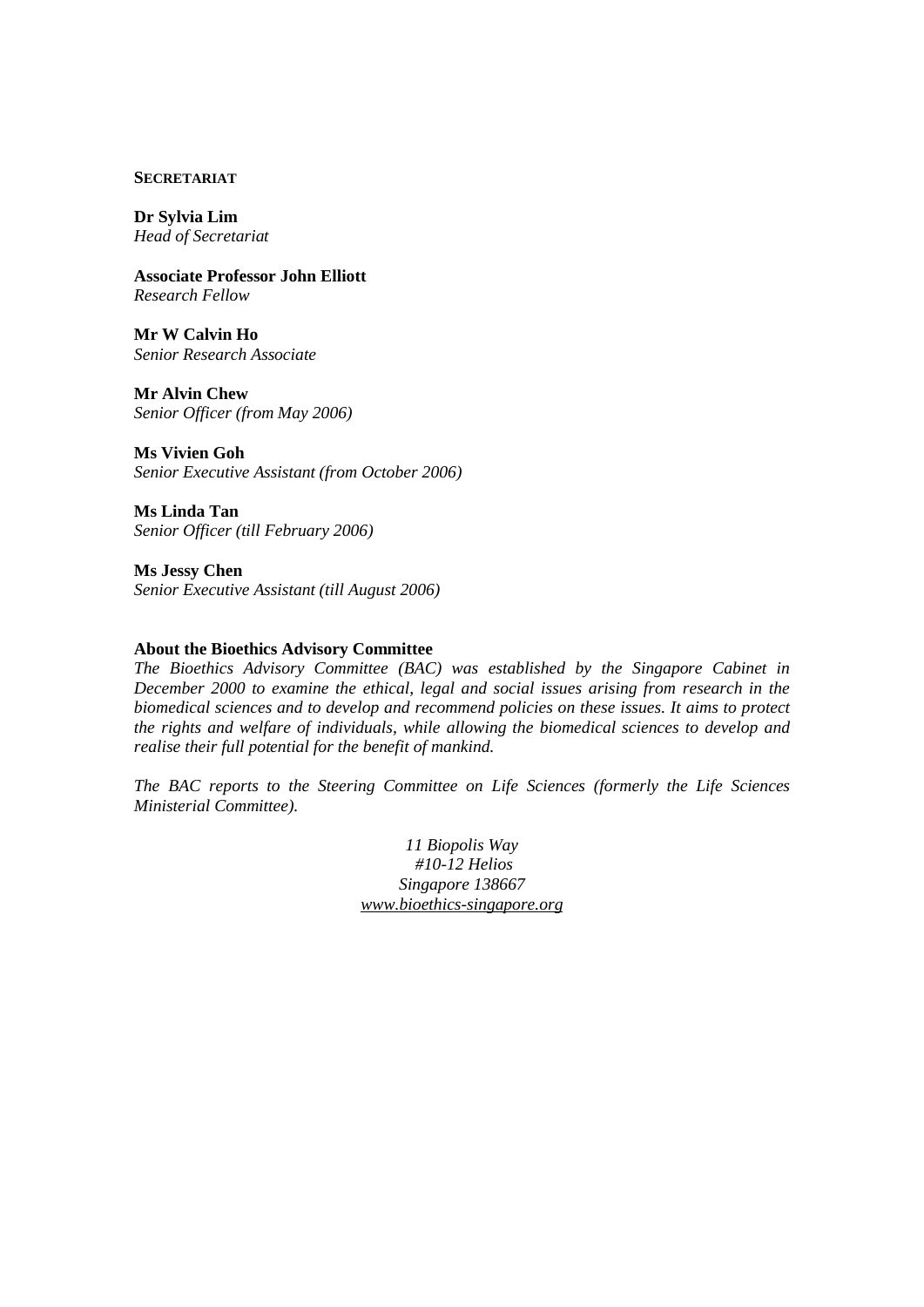**SECRETARIAT**

**Dr Sylvia Lim**
*Head of Secretariat*

**Associate Professor John Elliott**
*Research Fellow*

**Mr W Calvin Ho**
*Senior Research Associate*

**Mr Alvin Chew**
*Senior Officer (from May 2006)*

**Ms Vivien Goh**
*Senior Executive Assistant (from October 2006)*

**Ms Linda Tan**
*Senior Officer (till February 2006)*

**Ms Jessy Chen**
*Senior Executive Assistant (till August 2006)*

**About the Bioethics Advisory Committee**
*The Bioethics Advisory Committee (BAC) was established by the Singapore Cabinet in December 2000 to examine the ethical, legal and social issues arising from research in the biomedical sciences and to develop and recommend policies on these issues. It aims to protect the rights and welfare of individuals, while allowing the biomedical sciences to develop and realise their full potential for the benefit of mankind.*

*The BAC reports to the Steering Committee on Life Sciences (formerly the Life Sciences Ministerial Committee).*

*11 Biopolis Way*
*#10-12 Helios*
*Singapore 138667*
*www.bioethics-singapore.org*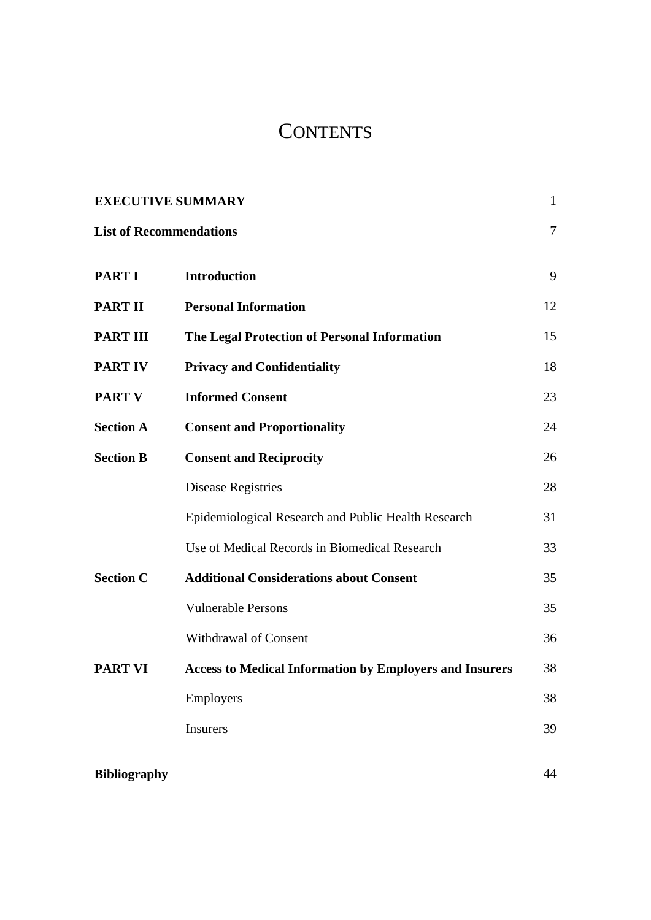# CONTENTS

| | | |
|---|---|---|
| **EXECUTIVE SUMMARY** | | 1 |
| **List of Recommendations** | | 7 |
| **PART I** | **Introduction** | 9 |
| **PART II** | **Personal Information** | 12 |
| **PART III** | **The Legal Protection of Personal Information** | 15 |
| **PART IV** | **Privacy and Confidentiality** | 18 |
| **PART V** | **Informed Consent** | 23 |
| **Section A** | **Consent and Proportionality** | 24 |
| **Section B** | **Consent and Reciprocity** | 26 |
| | Disease Registries | 28 |
| | Epidemiological Research and Public Health Research | 31 |
| | Use of Medical Records in Biomedical Research | 33 |
| **Section C** | **Additional Considerations about Consent** | 35 |
| | Vulnerable Persons | 35 |
| | Withdrawal of Consent | 36 |
| **PART VI** | **Access to Medical Information by Employers and Insurers** | 38 |
| | Employers | 38 |
| | Insurers | 39 |
| **Bibliography** | | 44 |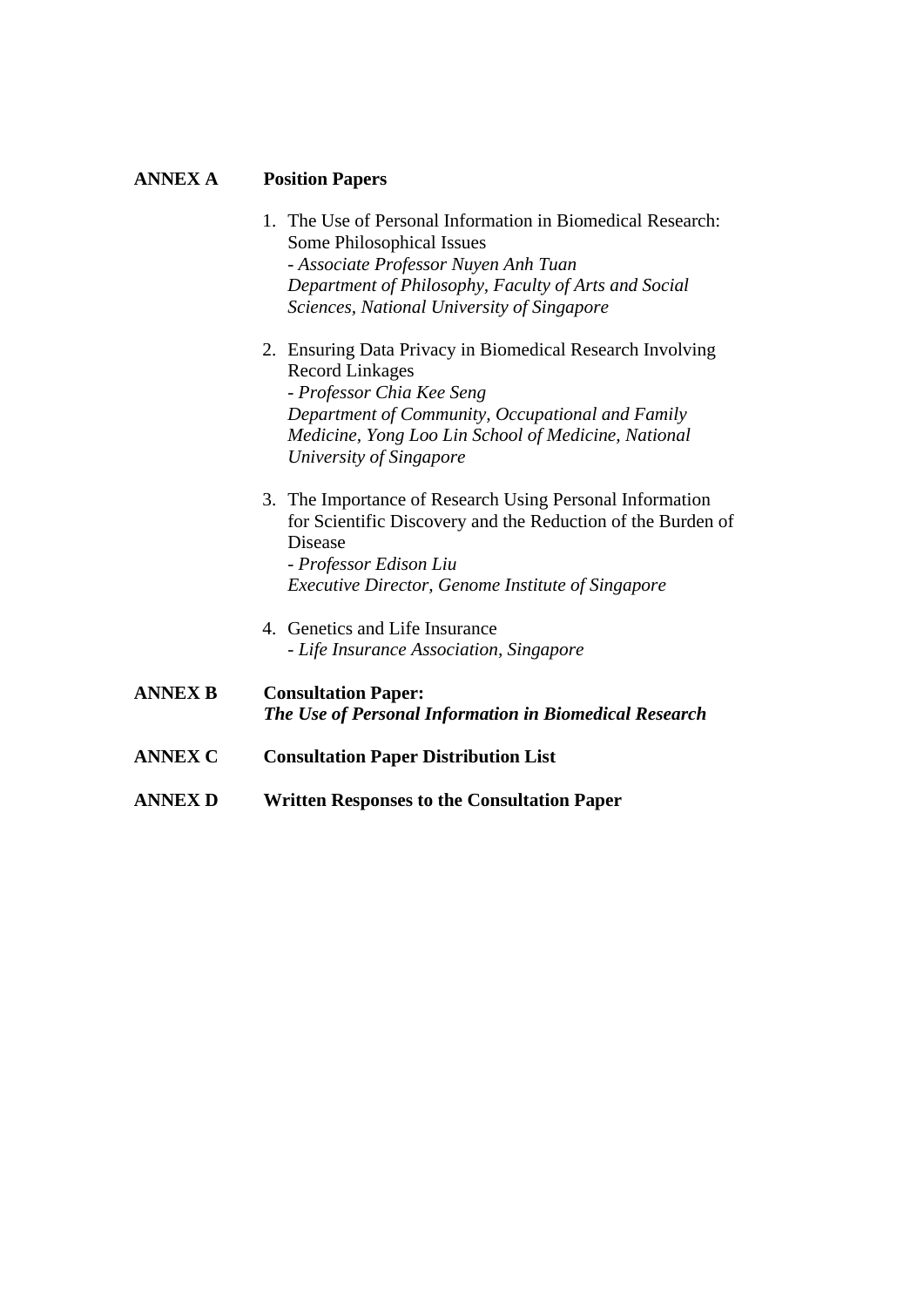**ANNEX A** **Position Papers**

1. The Use of Personal Information in Biomedical Research: Some Philosophical Issues
   - *Associate Professor Nuyen Anh Tuan*
   *Department of Philosophy, Faculty of Arts and Social Sciences, National University of Singapore*

2. Ensuring Data Privacy in Biomedical Research Involving Record Linkages
   - *Professor Chia Kee Seng*
   *Department of Community, Occupational and Family Medicine, Yong Loo Lin School of Medicine, National University of Singapore*

3. The Importance of Research Using Personal Information for Scientific Discovery and the Reduction of the Burden of Disease
   - *Professor Edison Liu*
   *Executive Director, Genome Institute of Singapore*

4. Genetics and Life Insurance
   - *Life Insurance Association, Singapore*

**ANNEX B** **Consultation Paper:**
***The Use of Personal Information in Biomedical Research***

**ANNEX C** **Consultation Paper Distribution List**

**ANNEX D** **Written Responses to the Consultation Paper**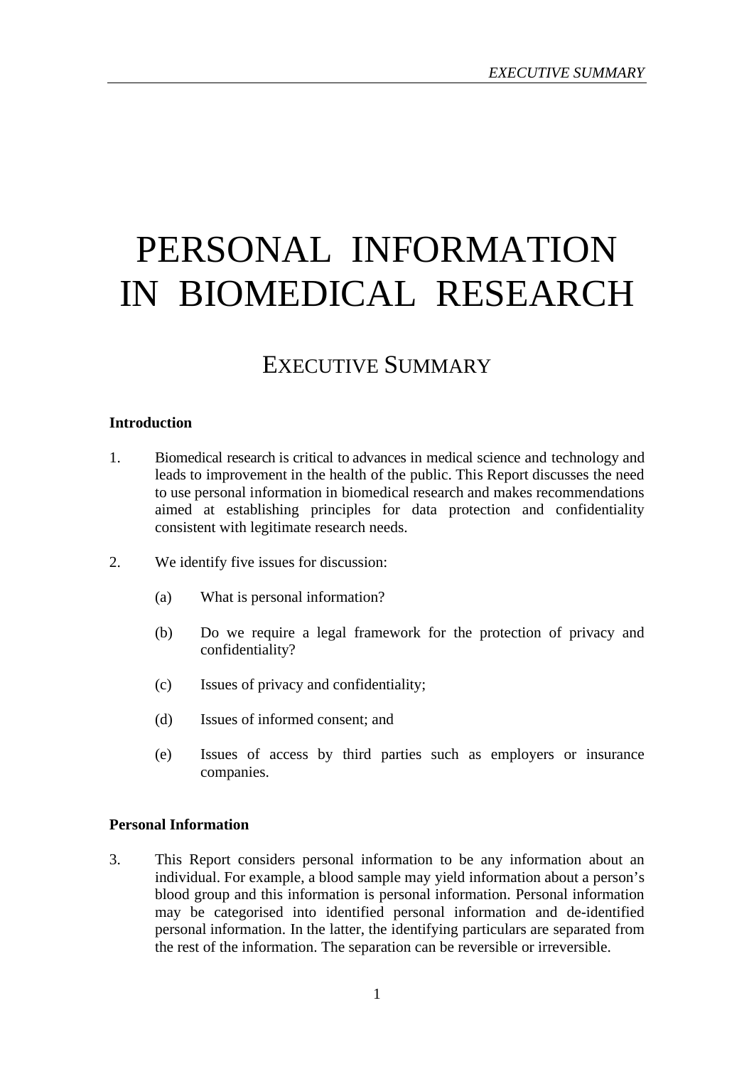# PERSONAL INFORMATION IN BIOMEDICAL RESEARCH

## EXECUTIVE SUMMARY

**Introduction**

1. Biomedical research is critical to advances in medical science and technology and leads to improvement in the health of the public. This Report discusses the need to use personal information in biomedical research and makes recommendations aimed at establishing principles for data protection and confidentiality consistent with legitimate research needs.

2. We identify five issues for discussion:

   (a) What is personal information?

   (b) Do we require a legal framework for the protection of privacy and confidentiality?

   (c) Issues of privacy and confidentiality;

   (d) Issues of informed consent; and

   (e) Issues of access by third parties such as employers or insurance companies.

**Personal Information**

3. This Report considers personal information to be any information about an individual. For example, a blood sample may yield information about a person's blood group and this information is personal information. Personal information may be categorised into identified personal information and de-identified personal information. In the latter, the identifying particulars are separated from the rest of the information. The separation can be reversible or irreversible.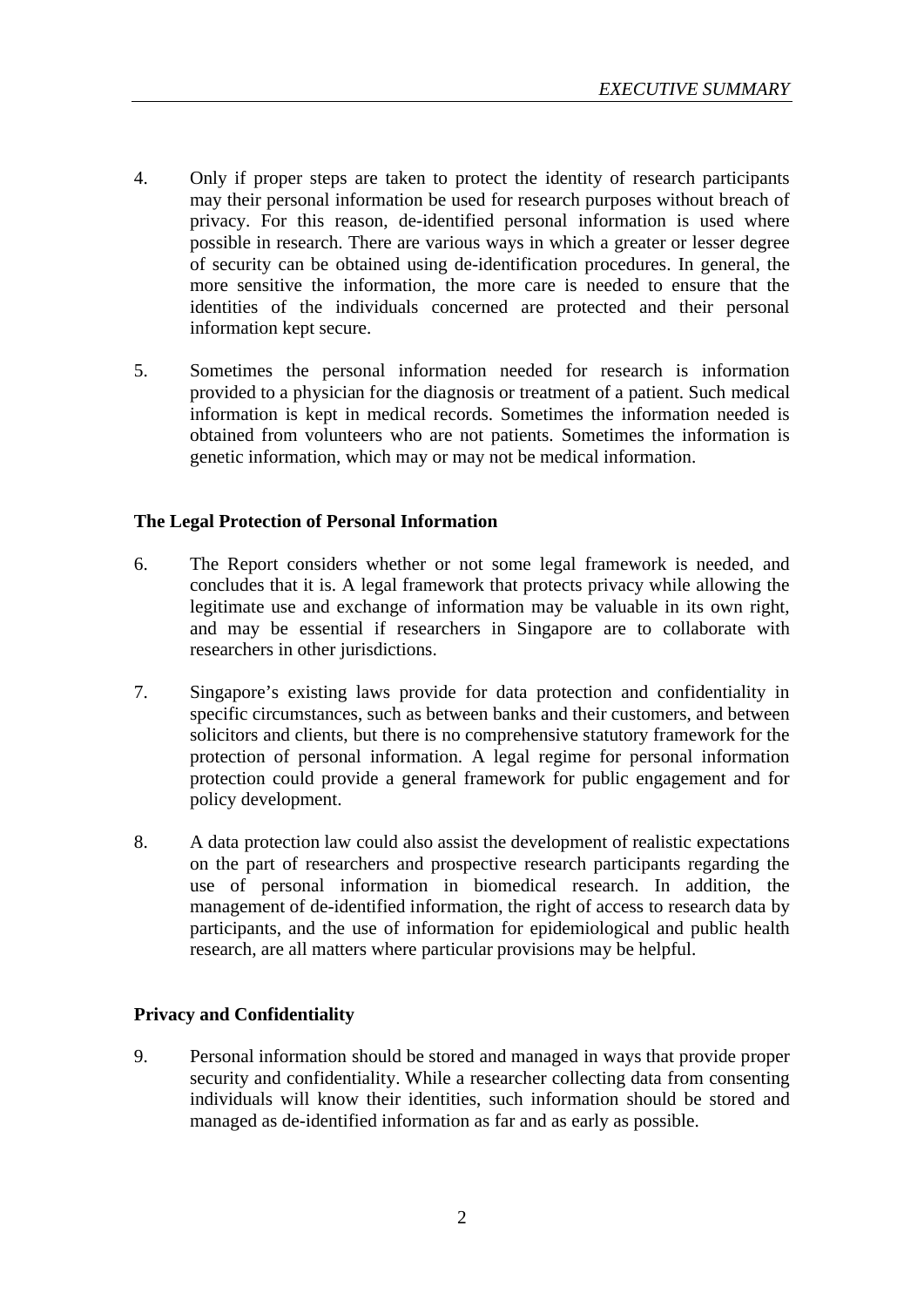4. Only if proper steps are taken to protect the identity of research participants may their personal information be used for research purposes without breach of privacy. For this reason, de-identified personal information is used where possible in research. There are various ways in which a greater or lesser degree of security can be obtained using de-identification procedures. In general, the more sensitive the information, the more care is needed to ensure that the identities of the individuals concerned are protected and their personal information kept secure.

5. Sometimes the personal information needed for research is information provided to a physician for the diagnosis or treatment of a patient. Such medical information is kept in medical records. Sometimes the information needed is obtained from volunteers who are not patients. Sometimes the information is genetic information, which may or may not be medical information.

**The Legal Protection of Personal Information**

6. The Report considers whether or not some legal framework is needed, and concludes that it is. A legal framework that protects privacy while allowing the legitimate use and exchange of information may be valuable in its own right, and may be essential if researchers in Singapore are to collaborate with researchers in other jurisdictions.

7. Singapore's existing laws provide for data protection and confidentiality in specific circumstances, such as between banks and their customers, and between solicitors and clients, but there is no comprehensive statutory framework for the protection of personal information. A legal regime for personal information protection could provide a general framework for public engagement and for policy development.

8. A data protection law could also assist the development of realistic expectations on the part of researchers and prospective research participants regarding the use of personal information in biomedical research. In addition, the management of de-identified information, the right of access to research data by participants, and the use of information for epidemiological and public health research, are all matters where particular provisions may be helpful.

**Privacy and Confidentiality**

9. Personal information should be stored and managed in ways that provide proper security and confidentiality. While a researcher collecting data from consenting individuals will know their identities, such information should be stored and managed as de-identified information as far and as early as possible.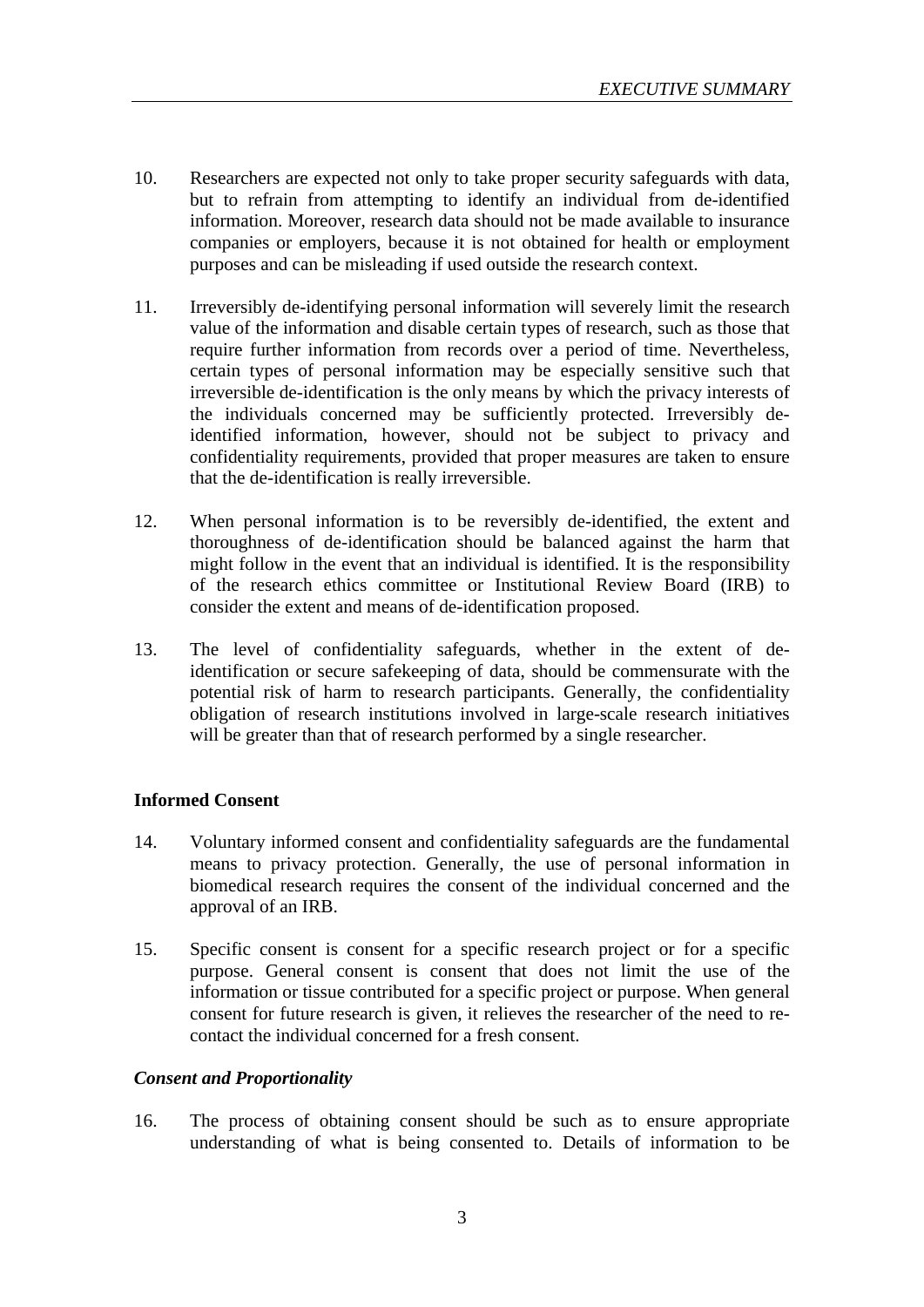10. Researchers are expected not only to take proper security safeguards with data, but to refrain from attempting to identify an individual from de-identified information. Moreover, research data should not be made available to insurance companies or employers, because it is not obtained for health or employment purposes and can be misleading if used outside the research context.

11. Irreversibly de-identifying personal information will severely limit the research value of the information and disable certain types of research, such as those that require further information from records over a period of time. Nevertheless, certain types of personal information may be especially sensitive such that irreversible de-identification is the only means by which the privacy interests of the individuals concerned may be sufficiently protected. Irreversibly de-identified information, however, should not be subject to privacy and confidentiality requirements, provided that proper measures are taken to ensure that the de-identification is really irreversible.

12. When personal information is to be reversibly de-identified, the extent and thoroughness of de-identification should be balanced against the harm that might follow in the event that an individual is identified. It is the responsibility of the research ethics committee or Institutional Review Board (IRB) to consider the extent and means of de-identification proposed.

13. The level of confidentiality safeguards, whether in the extent of de-identification or secure safekeeping of data, should be commensurate with the potential risk of harm to research participants. Generally, the confidentiality obligation of research institutions involved in large-scale research initiatives will be greater than that of research performed by a single researcher.

**Informed Consent**

14. Voluntary informed consent and confidentiality safeguards are the fundamental means to privacy protection. Generally, the use of personal information in biomedical research requires the consent of the individual concerned and the approval of an IRB.

15. Specific consent is consent for a specific research project or for a specific purpose. General consent is consent that does not limit the use of the information or tissue contributed for a specific project or purpose. When general consent for future research is given, it relieves the researcher of the need to re-contact the individual concerned for a fresh consent.

***Consent and Proportionality***

16. The process of obtaining consent should be such as to ensure appropriate understanding of what is being consented to. Details of information to be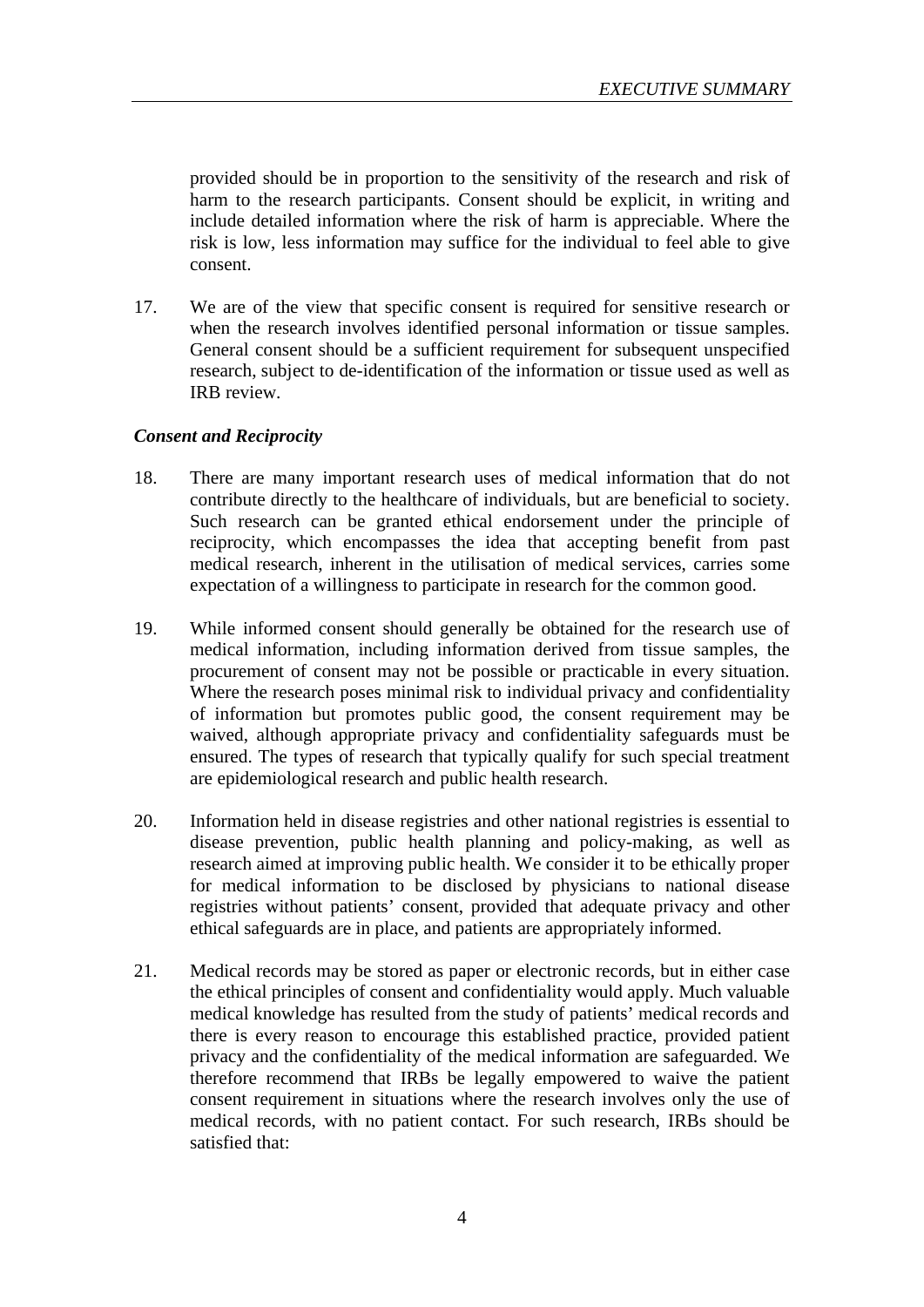provided should be in proportion to the sensitivity of the research and risk of harm to the research participants. Consent should be explicit, in writing and include detailed information where the risk of harm is appreciable. Where the risk is low, less information may suffice for the individual to feel able to give consent.

17. We are of the view that specific consent is required for sensitive research or when the research involves identified personal information or tissue samples. General consent should be a sufficient requirement for subsequent unspecified research, subject to de-identification of the information or tissue used as well as IRB review.

### *Consent and Reciprocity*

18. There are many important research uses of medical information that do not contribute directly to the healthcare of individuals, but are beneficial to society. Such research can be granted ethical endorsement under the principle of reciprocity, which encompasses the idea that accepting benefit from past medical research, inherent in the utilisation of medical services, carries some expectation of a willingness to participate in research for the common good.

19. While informed consent should generally be obtained for the research use of medical information, including information derived from tissue samples, the procurement of consent may not be possible or practicable in every situation. Where the research poses minimal risk to individual privacy and confidentiality of information but promotes public good, the consent requirement may be waived, although appropriate privacy and confidentiality safeguards must be ensured. The types of research that typically qualify for such special treatment are epidemiological research and public health research.

20. Information held in disease registries and other national registries is essential to disease prevention, public health planning and policy-making, as well as research aimed at improving public health. We consider it to be ethically proper for medical information to be disclosed by physicians to national disease registries without patients' consent, provided that adequate privacy and other ethical safeguards are in place, and patients are appropriately informed.

21. Medical records may be stored as paper or electronic records, but in either case the ethical principles of consent and confidentiality would apply. Much valuable medical knowledge has resulted from the study of patients' medical records and there is every reason to encourage this established practice, provided patient privacy and the confidentiality of the medical information are safeguarded. We therefore recommend that IRBs be legally empowered to waive the patient consent requirement in situations where the research involves only the use of medical records, with no patient contact. For such research, IRBs should be satisfied that: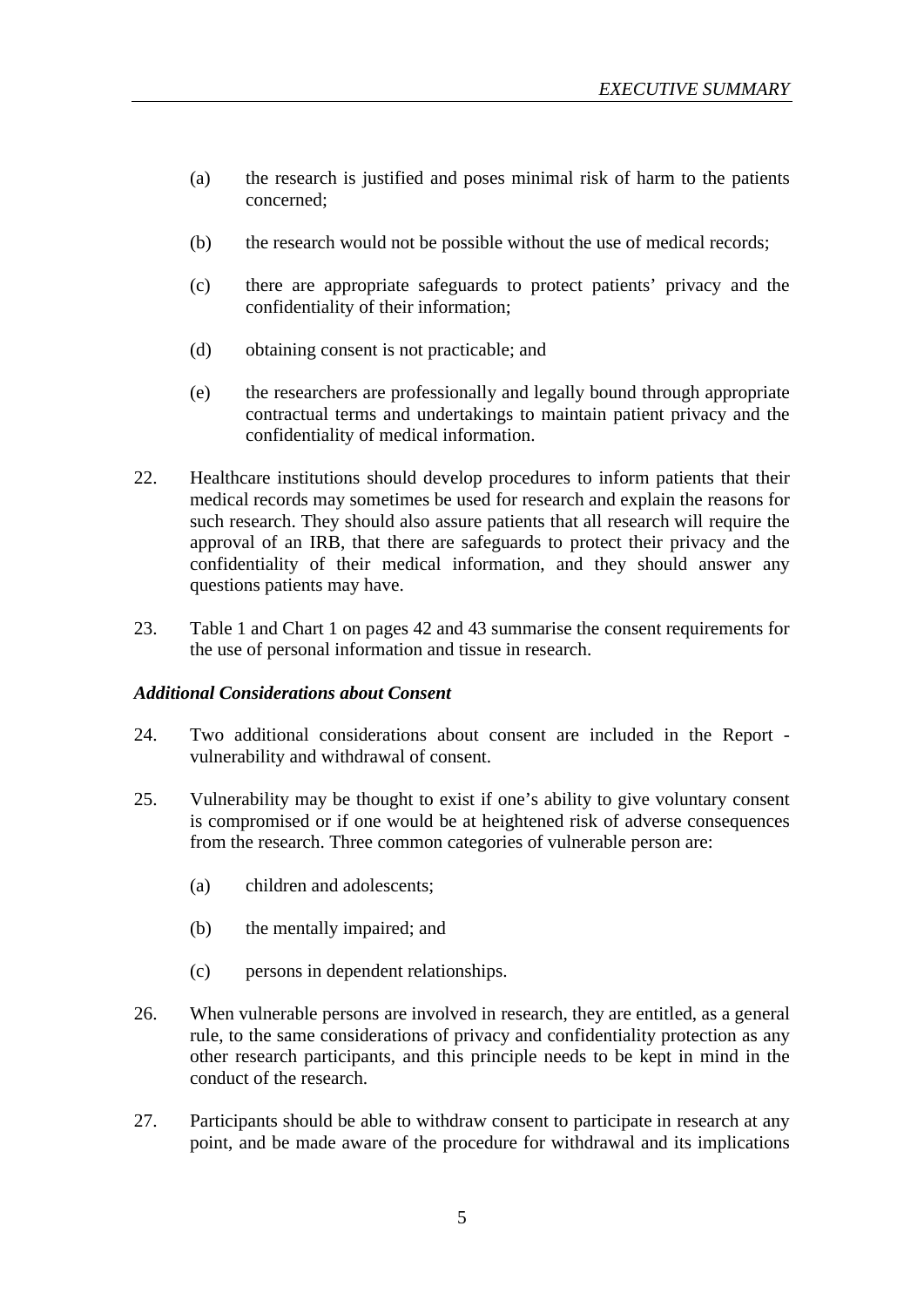(a) the research is justified and poses minimal risk of harm to the patients concerned;

(b) the research would not be possible without the use of medical records;

(c) there are appropriate safeguards to protect patients' privacy and the confidentiality of their information;

(d) obtaining consent is not practicable; and

(e) the researchers are professionally and legally bound through appropriate contractual terms and undertakings to maintain patient privacy and the confidentiality of medical information.

22. Healthcare institutions should develop procedures to inform patients that their medical records may sometimes be used for research and explain the reasons for such research. They should also assure patients that all research will require the approval of an IRB, that there are safeguards to protect their privacy and the confidentiality of their medical information, and they should answer any questions patients may have.

23. Table 1 and Chart 1 on pages 42 and 43 summarise the consent requirements for the use of personal information and tissue in research.

***Additional Considerations about Consent***

24. Two additional considerations about consent are included in the Report - vulnerability and withdrawal of consent.

25. Vulnerability may be thought to exist if one's ability to give voluntary consent is compromised or if one would be at heightened risk of adverse consequences from the research. Three common categories of vulnerable person are:

(a) children and adolescents;

(b) the mentally impaired; and

(c) persons in dependent relationships.

26. When vulnerable persons are involved in research, they are entitled, as a general rule, to the same considerations of privacy and confidentiality protection as any other research participants, and this principle needs to be kept in mind in the conduct of the research.

27. Participants should be able to withdraw consent to participate in research at any point, and be made aware of the procedure for withdrawal and its implications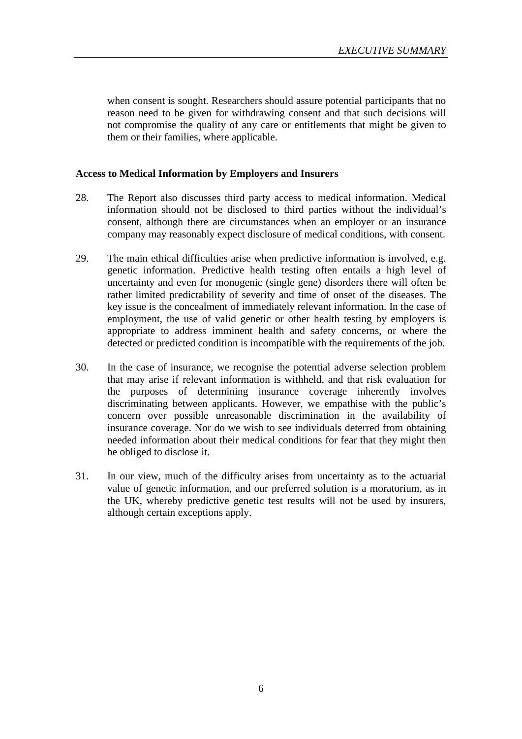when consent is sought. Researchers should assure potential participants that no reason need to be given for withdrawing consent and that such decisions will not compromise the quality of any care or entitlements that might be given to them or their families, where applicable.

**Access to Medical Information by Employers and Insurers**

28. The Report also discusses third party access to medical information. Medical information should not be disclosed to third parties without the individual's consent, although there are circumstances when an employer or an insurance company may reasonably expect disclosure of medical conditions, with consent.

29. The main ethical difficulties arise when predictive information is involved, e.g. genetic information. Predictive health testing often entails a high level of uncertainty and even for monogenic (single gene) disorders there will often be rather limited predictability of severity and time of onset of the diseases. The key issue is the concealment of immediately relevant information. In the case of employment, the use of valid genetic or other health testing by employers is appropriate to address imminent health and safety concerns, or where the detected or predicted condition is incompatible with the requirements of the job.

30. In the case of insurance, we recognise the potential adverse selection problem that may arise if relevant information is withheld, and that risk evaluation for the purposes of determining insurance coverage inherently involves discriminating between applicants. However, we empathise with the public's concern over possible unreasonable discrimination in the availability of insurance coverage. Nor do we wish to see individuals deterred from obtaining needed information about their medical conditions for fear that they might then be obliged to disclose it.

31. In our view, much of the difficulty arises from uncertainty as to the actuarial value of genetic information, and our preferred solution is a moratorium, as in the UK, whereby predictive genetic test results will not be used by insurers, although certain exceptions apply.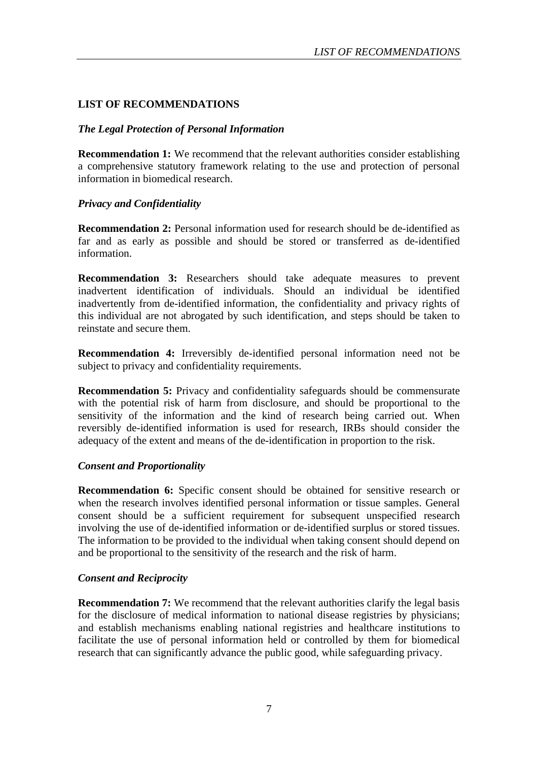## LIST OF RECOMMENDATIONS

### *The Legal Protection of Personal Information*

**Recommendation 1:** We recommend that the relevant authorities consider establishing a comprehensive statutory framework relating to the use and protection of personal information in biomedical research.

### *Privacy and Confidentiality*

**Recommendation 2:** Personal information used for research should be de-identified as far and as early as possible and should be stored or transferred as de-identified information.

**Recommendation 3:** Researchers should take adequate measures to prevent inadvertent identification of individuals. Should an individual be identified inadvertently from de-identified information, the confidentiality and privacy rights of this individual are not abrogated by such identification, and steps should be taken to reinstate and secure them.

**Recommendation 4:** Irreversibly de-identified personal information need not be subject to privacy and confidentiality requirements.

**Recommendation 5:** Privacy and confidentiality safeguards should be commensurate with the potential risk of harm from disclosure, and should be proportional to the sensitivity of the information and the kind of research being carried out. When reversibly de-identified information is used for research, IRBs should consider the adequacy of the extent and means of the de-identification in proportion to the risk.

### *Consent and Proportionality*

**Recommendation 6:** Specific consent should be obtained for sensitive research or when the research involves identified personal information or tissue samples. General consent should be a sufficient requirement for subsequent unspecified research involving the use of de-identified information or de-identified surplus or stored tissues. The information to be provided to the individual when taking consent should depend on and be proportional to the sensitivity of the research and the risk of harm.

### *Consent and Reciprocity*

**Recommendation 7:** We recommend that the relevant authorities clarify the legal basis for the disclosure of medical information to national disease registries by physicians; and establish mechanisms enabling national registries and healthcare institutions to facilitate the use of personal information held or controlled by them for biomedical research that can significantly advance the public good, while safeguarding privacy.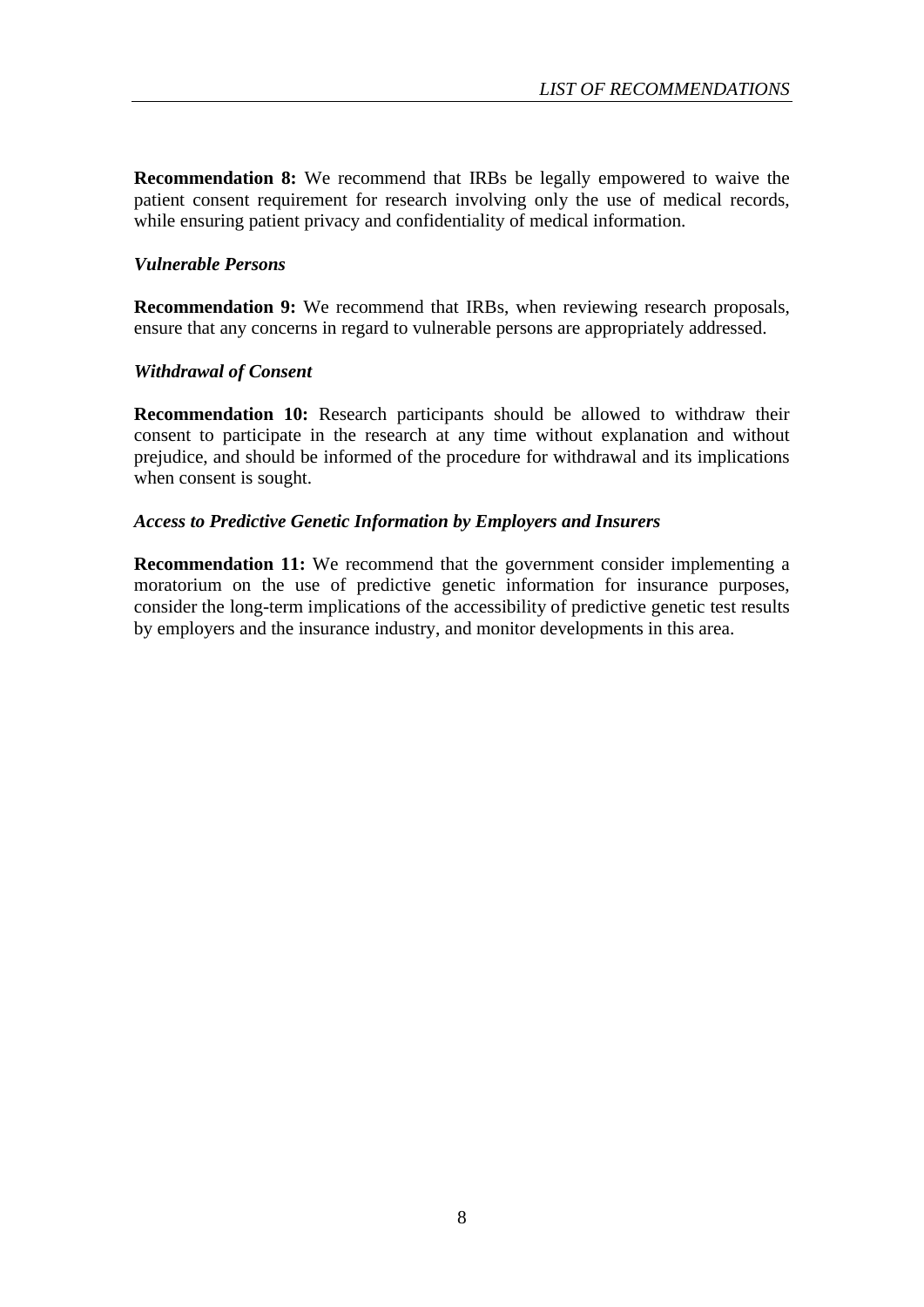**Recommendation 8:** We recommend that IRBs be legally empowered to waive the patient consent requirement for research involving only the use of medical records, while ensuring patient privacy and confidentiality of medical information.

### *Vulnerable Persons*

**Recommendation 9:** We recommend that IRBs, when reviewing research proposals, ensure that any concerns in regard to vulnerable persons are appropriately addressed.

### *Withdrawal of Consent*

**Recommendation 10:** Research participants should be allowed to withdraw their consent to participate in the research at any time without explanation and without prejudice, and should be informed of the procedure for withdrawal and its implications when consent is sought.

### *Access to Predictive Genetic Information by Employers and Insurers*

**Recommendation 11:** We recommend that the government consider implementing a moratorium on the use of predictive genetic information for insurance purposes, consider the long-term implications of the accessibility of predictive genetic test results by employers and the insurance industry, and monitor developments in this area.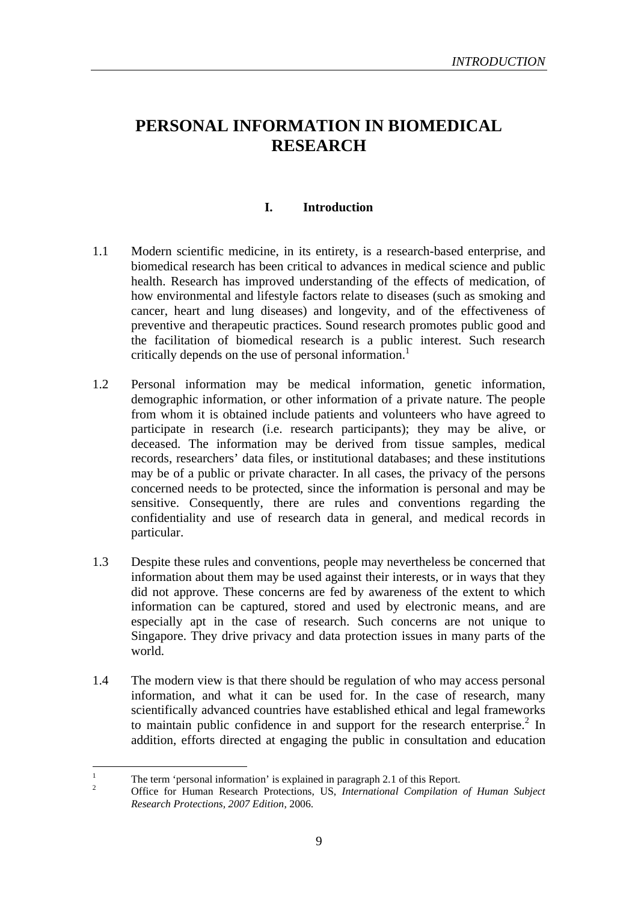# PERSONAL INFORMATION IN BIOMEDICAL RESEARCH

## I. Introduction

1.1 Modern scientific medicine, in its entirety, is a research-based enterprise, and biomedical research has been critical to advances in medical science and public health. Research has improved understanding of the effects of medication, of how environmental and lifestyle factors relate to diseases (such as smoking and cancer, heart and lung diseases) and longevity, and of the effectiveness of preventive and therapeutic practices. Sound research promotes public good and the facilitation of biomedical research is a public interest. Such research critically depends on the use of personal information.[1]

1.2 Personal information may be medical information, genetic information, demographic information, or other information of a private nature. The people from whom it is obtained include patients and volunteers who have agreed to participate in research (i.e. research participants); they may be alive, or deceased. The information may be derived from tissue samples, medical records, researchers' data files, or institutional databases; and these institutions may be of a public or private character. In all cases, the privacy of the persons concerned needs to be protected, since the information is personal and may be sensitive. Consequently, there are rules and conventions regarding the confidentiality and use of research data in general, and medical records in particular.

1.3 Despite these rules and conventions, people may nevertheless be concerned that information about them may be used against their interests, or in ways that they did not approve. These concerns are fed by awareness of the extent to which information can be captured, stored and used by electronic means, and are especially apt in the case of research. Such concerns are not unique to Singapore. They drive privacy and data protection issues in many parts of the world.

1.4 The modern view is that there should be regulation of who may access personal information, and what it can be used for. In the case of research, many scientifically advanced countries have established ethical and legal frameworks to maintain public confidence in and support for the research enterprise.[2] In addition, efforts directed at engaging the public in consultation and education

---

[1] The term 'personal information' is explained in paragraph 2.1 of this Report.

[2] Office for Human Research Protections, US, *International Compilation of Human Subject Research Protections, 2007 Edition*, 2006.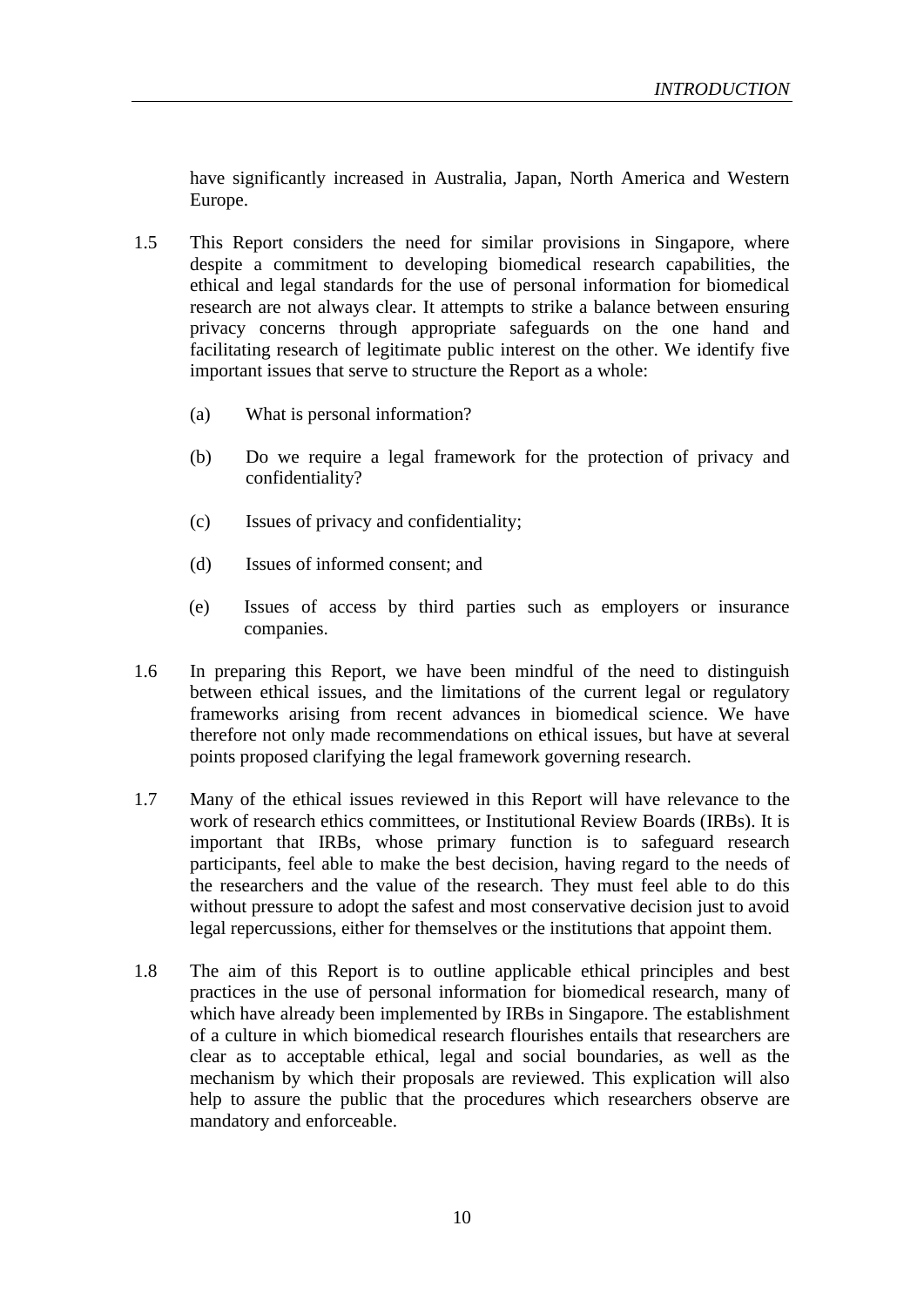have significantly increased in Australia, Japan, North America and Western Europe.

1.5 This Report considers the need for similar provisions in Singapore, where despite a commitment to developing biomedical research capabilities, the ethical and legal standards for the use of personal information for biomedical research are not always clear. It attempts to strike a balance between ensuring privacy concerns through appropriate safeguards on the one hand and facilitating research of legitimate public interest on the other. We identify five important issues that serve to structure the Report as a whole:

   (a) What is personal information?

   (b) Do we require a legal framework for the protection of privacy and confidentiality?

   (c) Issues of privacy and confidentiality;

   (d) Issues of informed consent; and

   (e) Issues of access by third parties such as employers or insurance companies.

1.6 In preparing this Report, we have been mindful of the need to distinguish between ethical issues, and the limitations of the current legal or regulatory frameworks arising from recent advances in biomedical science. We have therefore not only made recommendations on ethical issues, but have at several points proposed clarifying the legal framework governing research.

1.7 Many of the ethical issues reviewed in this Report will have relevance to the work of research ethics committees, or Institutional Review Boards (IRBs). It is important that IRBs, whose primary function is to safeguard research participants, feel able to make the best decision, having regard to the needs of the researchers and the value of the research. They must feel able to do this without pressure to adopt the safest and most conservative decision just to avoid legal repercussions, either for themselves or the institutions that appoint them.

1.8 The aim of this Report is to outline applicable ethical principles and best practices in the use of personal information for biomedical research, many of which have already been implemented by IRBs in Singapore. The establishment of a culture in which biomedical research flourishes entails that researchers are clear as to acceptable ethical, legal and social boundaries, as well as the mechanism by which their proposals are reviewed. This explication will also help to assure the public that the procedures which researchers observe are mandatory and enforceable.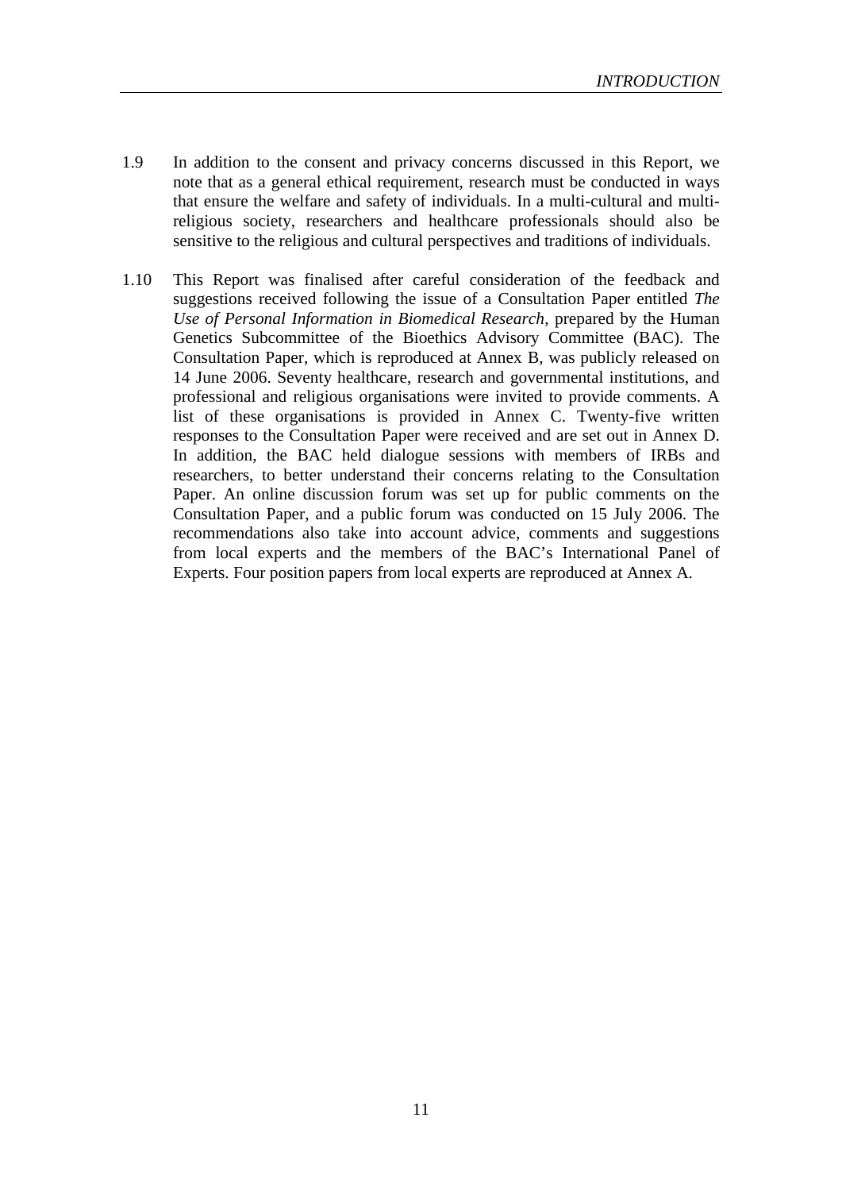1.9 In addition to the consent and privacy concerns discussed in this Report, we note that as a general ethical requirement, research must be conducted in ways that ensure the welfare and safety of individuals. In a multi-cultural and multi-religious society, researchers and healthcare professionals should also be sensitive to the religious and cultural perspectives and traditions of individuals.

1.10 This Report was finalised after careful consideration of the feedback and suggestions received following the issue of a Consultation Paper entitled *The Use of Personal Information in Biomedical Research*, prepared by the Human Genetics Subcommittee of the Bioethics Advisory Committee (BAC). The Consultation Paper, which is reproduced at Annex B, was publicly released on 14 June 2006. Seventy healthcare, research and governmental institutions, and professional and religious organisations were invited to provide comments. A list of these organisations is provided in Annex C. Twenty-five written responses to the Consultation Paper were received and are set out in Annex D. In addition, the BAC held dialogue sessions with members of IRBs and researchers, to better understand their concerns relating to the Consultation Paper. An online discussion forum was set up for public comments on the Consultation Paper, and a public forum was conducted on 15 July 2006. The recommendations also take into account advice, comments and suggestions from local experts and the members of the BAC's International Panel of Experts. Four position papers from local experts are reproduced at Annex A.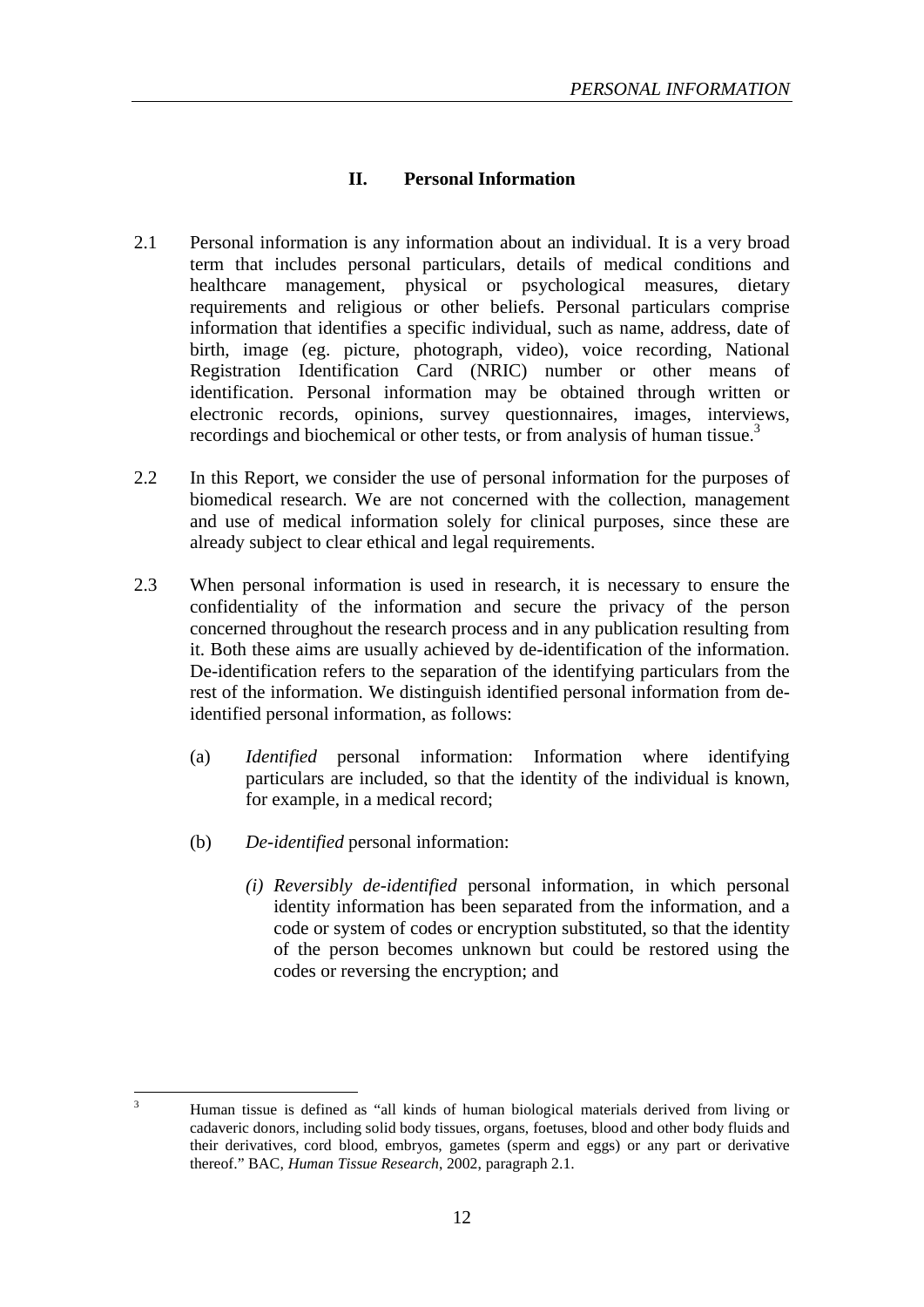## II. Personal Information

2.1 Personal information is any information about an individual. It is a very broad term that includes personal particulars, details of medical conditions and healthcare management, physical or psychological measures, dietary requirements and religious or other beliefs. Personal particulars comprise information that identifies a specific individual, such as name, address, date of birth, image (eg. picture, photograph, video), voice recording, National Registration Identification Card (NRIC) number or other means of identification. Personal information may be obtained through written or electronic records, opinions, survey questionnaires, images, interviews, recordings and biochemical or other tests, or from analysis of human tissue.[3]

2.2 In this Report, we consider the use of personal information for the purposes of biomedical research. We are not concerned with the collection, management and use of medical information solely for clinical purposes, since these are already subject to clear ethical and legal requirements.

2.3 When personal information is used in research, it is necessary to ensure the confidentiality of the information and secure the privacy of the person concerned throughout the research process and in any publication resulting from it. Both these aims are usually achieved by de-identification of the information. De-identification refers to the separation of the identifying particulars from the rest of the information. We distinguish identified personal information from de-identified personal information, as follows:

(a) *Identified* personal information: Information where identifying particulars are included, so that the identity of the individual is known, for example, in a medical record;

(b) *De-identified* personal information:

*(i) Reversibly de-identified* personal information, in which personal identity information has been separated from the information, and a code or system of codes or encryption substituted, so that the identity of the person becomes unknown but could be restored using the codes or reversing the encryption; and

---

[3] Human tissue is defined as "all kinds of human biological materials derived from living or cadaveric donors, including solid body tissues, organs, foetuses, blood and other body fluids and their derivatives, cord blood, embryos, gametes (sperm and eggs) or any part or derivative thereof." BAC, *Human Tissue Research*, 2002, paragraph 2.1.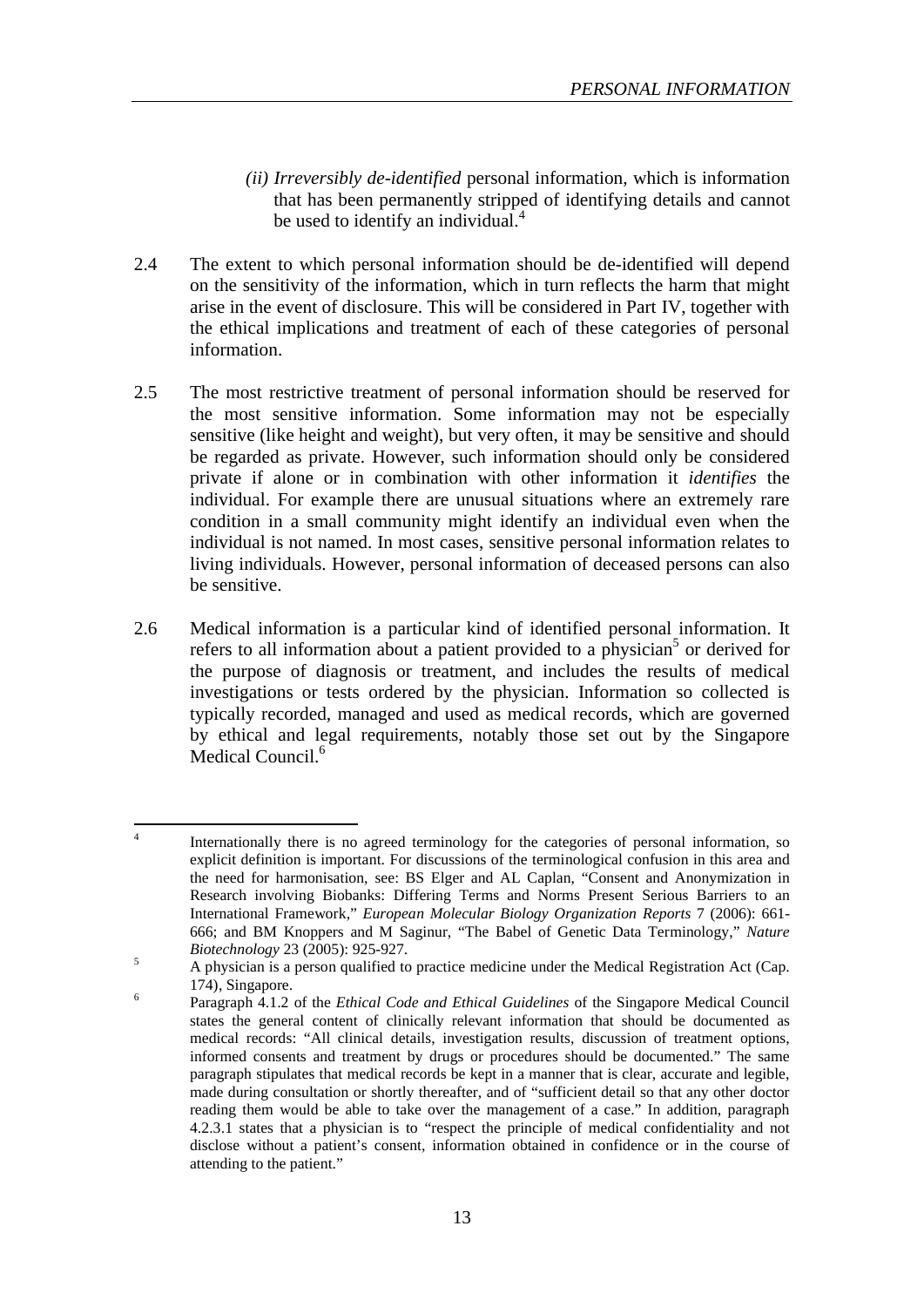(ii) *Irreversibly de-identified* personal information, which is information that has been permanently stripped of identifying details and cannot be used to identify an individual.[4]

2.4 The extent to which personal information should be de-identified will depend on the sensitivity of the information, which in turn reflects the harm that might arise in the event of disclosure. This will be considered in Part IV, together with the ethical implications and treatment of each of these categories of personal information.

2.5 The most restrictive treatment of personal information should be reserved for the most sensitive information. Some information may not be especially sensitive (like height and weight), but very often, it may be sensitive and should be regarded as private. However, such information should only be considered private if alone or in combination with other information it *identifies* the individual. For example there are unusual situations where an extremely rare condition in a small community might identify an individual even when the individual is not named. In most cases, sensitive personal information relates to living individuals. However, personal information of deceased persons can also be sensitive.

2.6 Medical information is a particular kind of identified personal information. It refers to all information about a patient provided to a physician[5] or derived for the purpose of diagnosis or treatment, and includes the results of medical investigations or tests ordered by the physician. Information so collected is typically recorded, managed and used as medical records, which are governed by ethical and legal requirements, notably those set out by the Singapore Medical Council.[6]

---

[4] Internationally there is no agreed terminology for the categories of personal information, so explicit definition is important. For discussions of the terminological confusion in this area and the need for harmonisation, see: BS Elger and AL Caplan, "Consent and Anonymization in Research involving Biobanks: Differing Terms and Norms Present Serious Barriers to an International Framework," *European Molecular Biology Organization Reports* 7 (2006): 661-666; and BM Knoppers and M Saginur, "The Babel of Genetic Data Terminology," *Nature Biotechnology* 23 (2005): 925-927.

[5] A physician is a person qualified to practice medicine under the Medical Registration Act (Cap. 174), Singapore.

[6] Paragraph 4.1.2 of the *Ethical Code and Ethical Guidelines* of the Singapore Medical Council states the general content of clinically relevant information that should be documented as medical records: "All clinical details, investigation results, discussion of treatment options, informed consents and treatment by drugs or procedures should be documented." The same paragraph stipulates that medical records be kept in a manner that is clear, accurate and legible, made during consultation or shortly thereafter, and of "sufficient detail so that any other doctor reading them would be able to take over the management of a case." In addition, paragraph 4.2.3.1 states that a physician is to "respect the principle of medical confidentiality and not disclose without a patient's consent, information obtained in confidence or in the course of attending to the patient."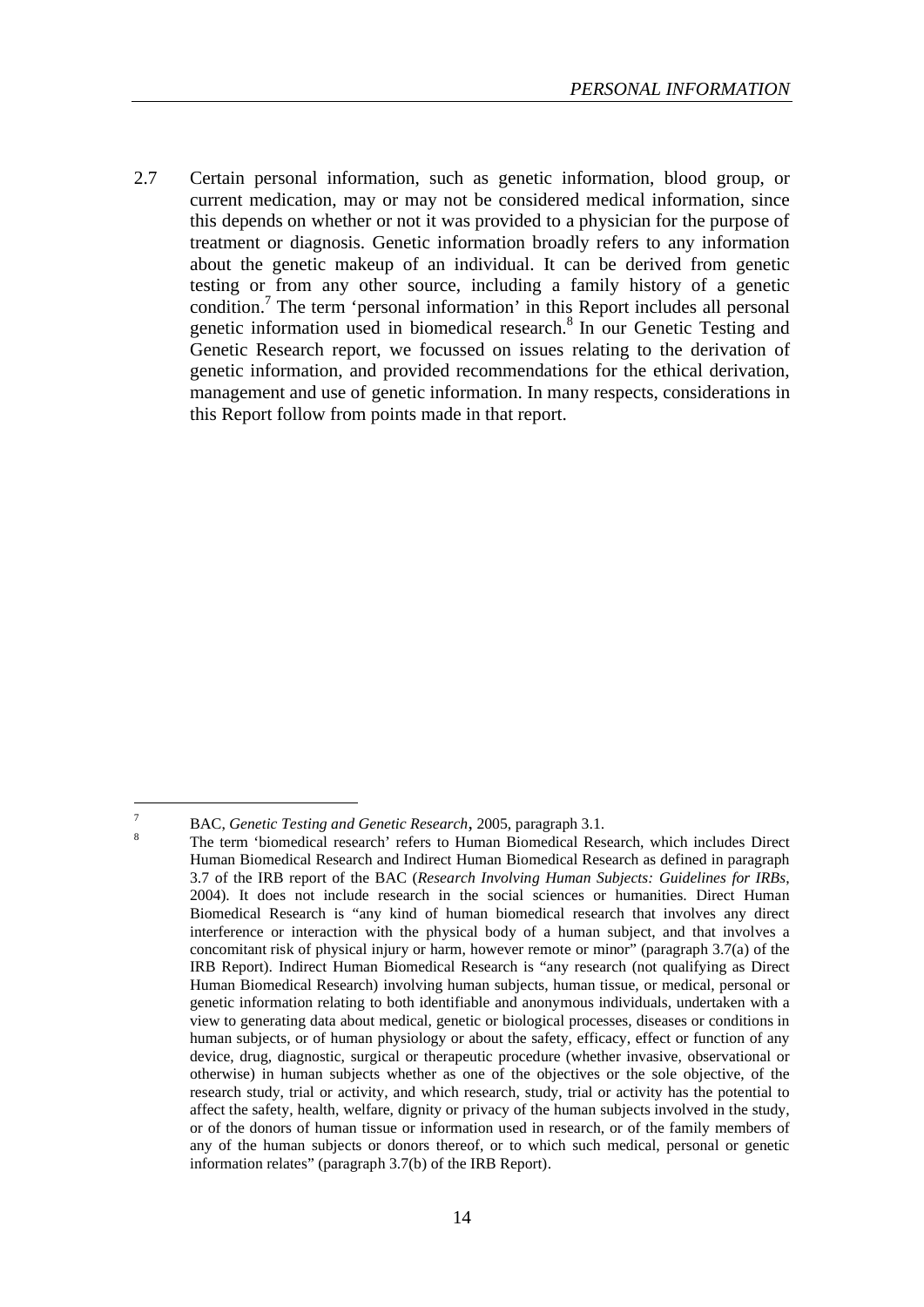2.7 Certain personal information, such as genetic information, blood group, or current medication, may or may not be considered medical information, since this depends on whether or not it was provided to a physician for the purpose of treatment or diagnosis. Genetic information broadly refers to any information about the genetic makeup of an individual. It can be derived from genetic testing or from any other source, including a family history of a genetic condition.[7] The term 'personal information' in this Report includes all personal genetic information used in biomedical research.[8] In our Genetic Testing and Genetic Research report, we focussed on issues relating to the derivation of genetic information, and provided recommendations for the ethical derivation, management and use of genetic information. In many respects, considerations in this Report follow from points made in that report.

---

[7] BAC, *Genetic Testing and Genetic Research*, 2005, paragraph 3.1.

[8] The term 'biomedical research' refers to Human Biomedical Research, which includes Direct Human Biomedical Research and Indirect Human Biomedical Research as defined in paragraph 3.7 of the IRB report of the BAC (*Research Involving Human Subjects: Guidelines for IRBs*, 2004). It does not include research in the social sciences or humanities. Direct Human Biomedical Research is "any kind of human biomedical research that involves any direct interference or interaction with the physical body of a human subject, and that involves a concomitant risk of physical injury or harm, however remote or minor" (paragraph 3.7(a) of the IRB Report). Indirect Human Biomedical Research is "any research (not qualifying as Direct Human Biomedical Research) involving human subjects, human tissue, or medical, personal or genetic information relating to both identifiable and anonymous individuals, undertaken with a view to generating data about medical, genetic or biological processes, diseases or conditions in human subjects, or of human physiology or about the safety, efficacy, effect or function of any device, drug, diagnostic, surgical or therapeutic procedure (whether invasive, observational or otherwise) in human subjects whether as one of the objectives or the sole objective, of the research study, trial or activity, and which research, study, trial or activity has the potential to affect the safety, health, welfare, dignity or privacy of the human subjects involved in the study, or of the donors of human tissue or information used in research, or of the family members of any of the human subjects or donors thereof, or to which such medical, personal or genetic information relates" (paragraph 3.7(b) of the IRB Report).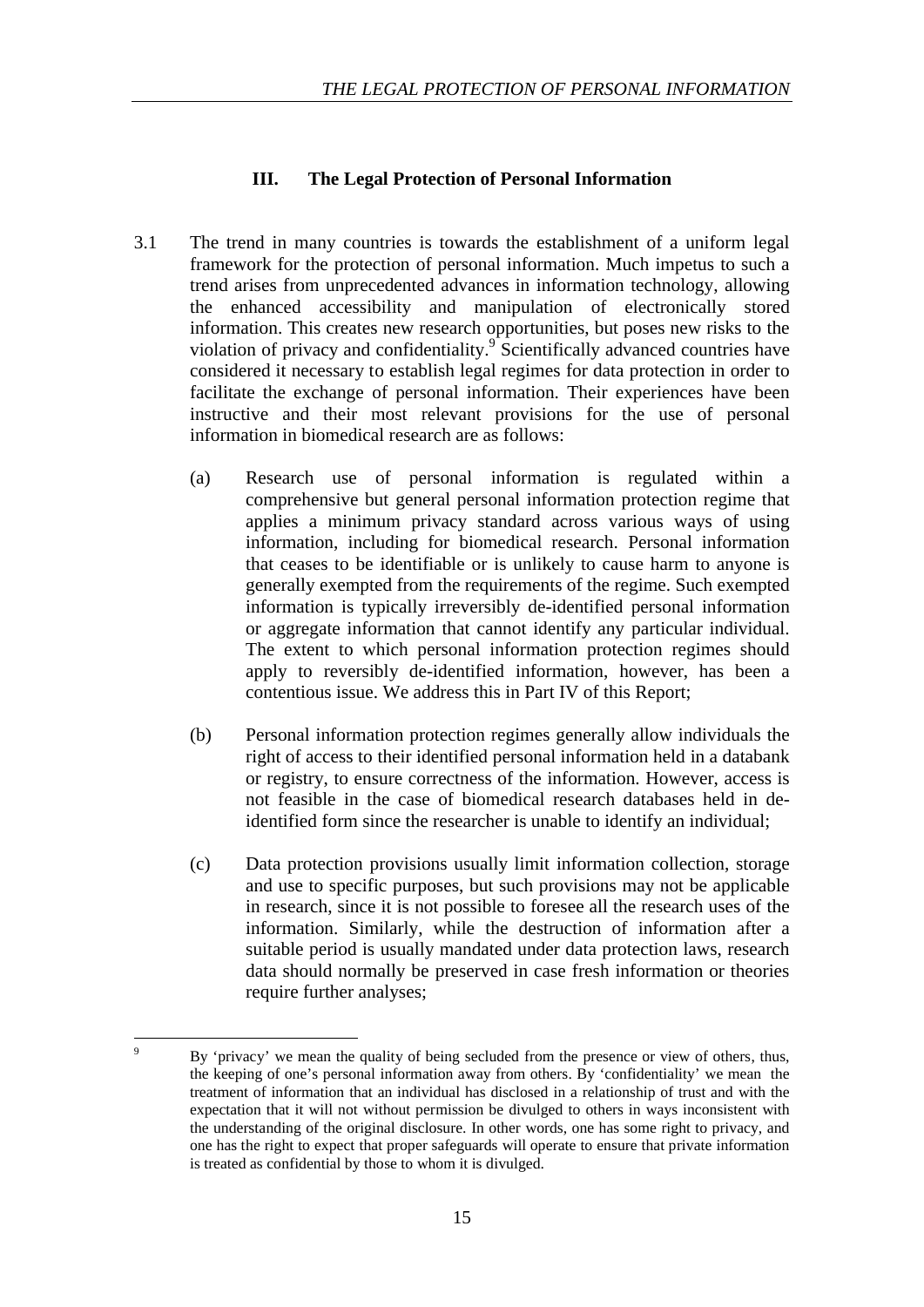## III. The Legal Protection of Personal Information

3.1 The trend in many countries is towards the establishment of a uniform legal framework for the protection of personal information. Much impetus to such a trend arises from unprecedented advances in information technology, allowing the enhanced accessibility and manipulation of electronically stored information. This creates new research opportunities, but poses new risks to the violation of privacy and confidentiality.[9] Scientifically advanced countries have considered it necessary to establish legal regimes for data protection in order to facilitate the exchange of personal information. Their experiences have been instructive and their most relevant provisions for the use of personal information in biomedical research are as follows:

(a) Research use of personal information is regulated within a comprehensive but general personal information protection regime that applies a minimum privacy standard across various ways of using information, including for biomedical research. Personal information that ceases to be identifiable or is unlikely to cause harm to anyone is generally exempted from the requirements of the regime. Such exempted information is typically irreversibly de-identified personal information or aggregate information that cannot identify any particular individual. The extent to which personal information protection regimes should apply to reversibly de-identified information, however, has been a contentious issue. We address this in Part IV of this Report;

(b) Personal information protection regimes generally allow individuals the right of access to their identified personal information held in a databank or registry, to ensure correctness of the information. However, access is not feasible in the case of biomedical research databases held in de-identified form since the researcher is unable to identify an individual;

(c) Data protection provisions usually limit information collection, storage and use to specific purposes, but such provisions may not be applicable in research, since it is not possible to foresee all the research uses of the information. Similarly, while the destruction of information after a suitable period is usually mandated under data protection laws, research data should normally be preserved in case fresh information or theories require further analyses;

---

[9] By 'privacy' we mean the quality of being secluded from the presence or view of others, thus, the keeping of one's personal information away from others. By 'confidentiality' we mean the treatment of information that an individual has disclosed in a relationship of trust and with the expectation that it will not without permission be divulged to others in ways inconsistent with the understanding of the original disclosure. In other words, one has some right to privacy, and one has the right to expect that proper safeguards will operate to ensure that private information is treated as confidential by those to whom it is divulged.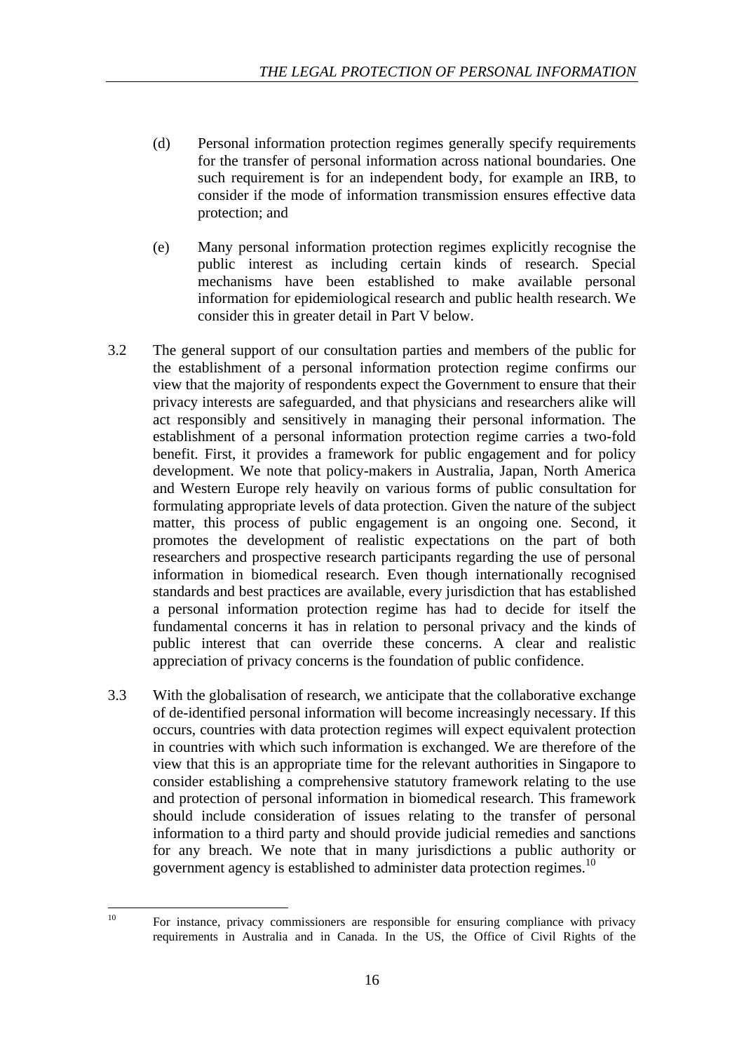(d) Personal information protection regimes generally specify requirements for the transfer of personal information across national boundaries. One such requirement is for an independent body, for example an IRB, to consider if the mode of information transmission ensures effective data protection; and

(e) Many personal information protection regimes explicitly recognise the public interest as including certain kinds of research. Special mechanisms have been established to make available personal information for epidemiological research and public health research. We consider this in greater detail in Part V below.

3.2 The general support of our consultation parties and members of the public for the establishment of a personal information protection regime confirms our view that the majority of respondents expect the Government to ensure that their privacy interests are safeguarded, and that physicians and researchers alike will act responsibly and sensitively in managing their personal information. The establishment of a personal information protection regime carries a two-fold benefit. First, it provides a framework for public engagement and for policy development. We note that policy-makers in Australia, Japan, North America and Western Europe rely heavily on various forms of public consultation for formulating appropriate levels of data protection. Given the nature of the subject matter, this process of public engagement is an ongoing one. Second, it promotes the development of realistic expectations on the part of both researchers and prospective research participants regarding the use of personal information in biomedical research. Even though internationally recognised standards and best practices are available, every jurisdiction that has established a personal information protection regime has had to decide for itself the fundamental concerns it has in relation to personal privacy and the kinds of public interest that can override these concerns. A clear and realistic appreciation of privacy concerns is the foundation of public confidence.

3.3 With the globalisation of research, we anticipate that the collaborative exchange of de-identified personal information will become increasingly necessary. If this occurs, countries with data protection regimes will expect equivalent protection in countries with which such information is exchanged. We are therefore of the view that this is an appropriate time for the relevant authorities in Singapore to consider establishing a comprehensive statutory framework relating to the use and protection of personal information in biomedical research. This framework should include consideration of issues relating to the transfer of personal information to a third party and should provide judicial remedies and sanctions for any breach. We note that in many jurisdictions a public authority or government agency is established to administer data protection regimes.[10]

---

[10] For instance, privacy commissioners are responsible for ensuring compliance with privacy requirements in Australia and in Canada. In the US, the Office of Civil Rights of the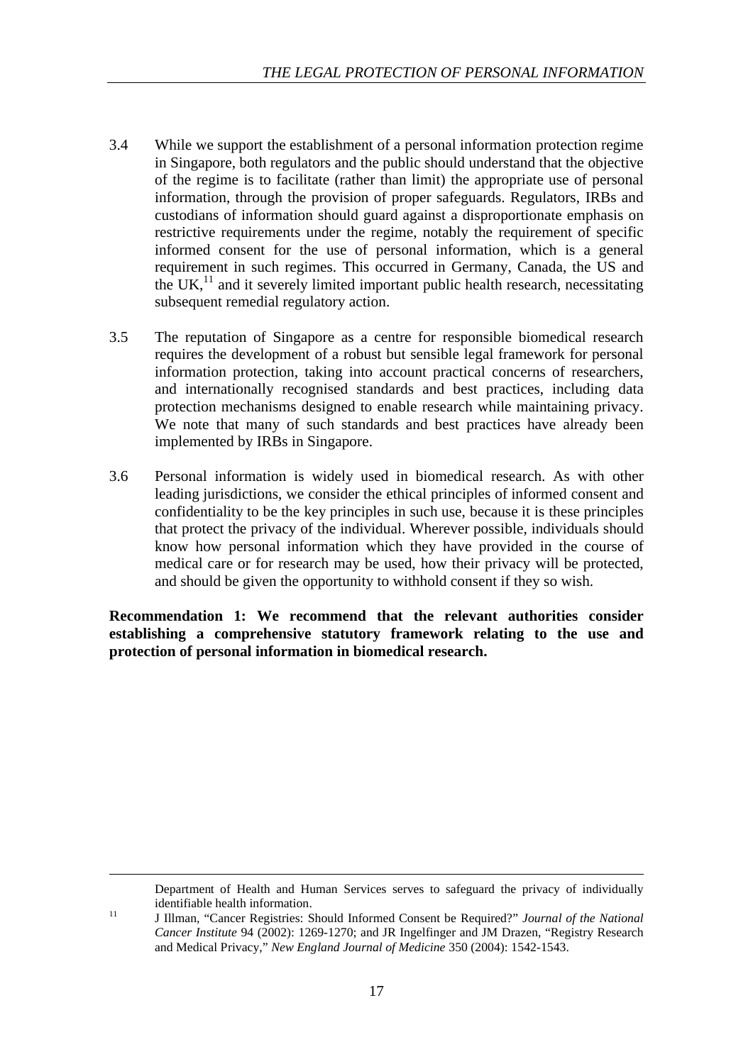3.4 While we support the establishment of a personal information protection regime in Singapore, both regulators and the public should understand that the objective of the regime is to facilitate (rather than limit) the appropriate use of personal information, through the provision of proper safeguards. Regulators, IRBs and custodians of information should guard against a disproportionate emphasis on restrictive requirements under the regime, notably the requirement of specific informed consent for the use of personal information, which is a general requirement in such regimes. This occurred in Germany, Canada, the US and the UK,[11] and it severely limited important public health research, necessitating subsequent remedial regulatory action.

3.5 The reputation of Singapore as a centre for responsible biomedical research requires the development of a robust but sensible legal framework for personal information protection, taking into account practical concerns of researchers, and internationally recognised standards and best practices, including data protection mechanisms designed to enable research while maintaining privacy. We note that many of such standards and best practices have already been implemented by IRBs in Singapore.

3.6 Personal information is widely used in biomedical research. As with other leading jurisdictions, we consider the ethical principles of informed consent and confidentiality to be the key principles in such use, because it is these principles that protect the privacy of the individual. Wherever possible, individuals should know how personal information which they have provided in the course of medical care or for research may be used, how their privacy will be protected, and should be given the opportunity to withhold consent if they so wish.

**Recommendation 1: We recommend that the relevant authorities consider establishing a comprehensive statutory framework relating to the use and protection of personal information in biomedical research.**

---

Department of Health and Human Services serves to safeguard the privacy of individually identifiable health information.

[11] J Illman, "Cancer Registries: Should Informed Consent be Required?" *Journal of the National Cancer Institute* 94 (2002): 1269-1270; and JR Ingelfinger and JM Drazen, "Registry Research and Medical Privacy," *New England Journal of Medicine* 350 (2004): 1542-1543.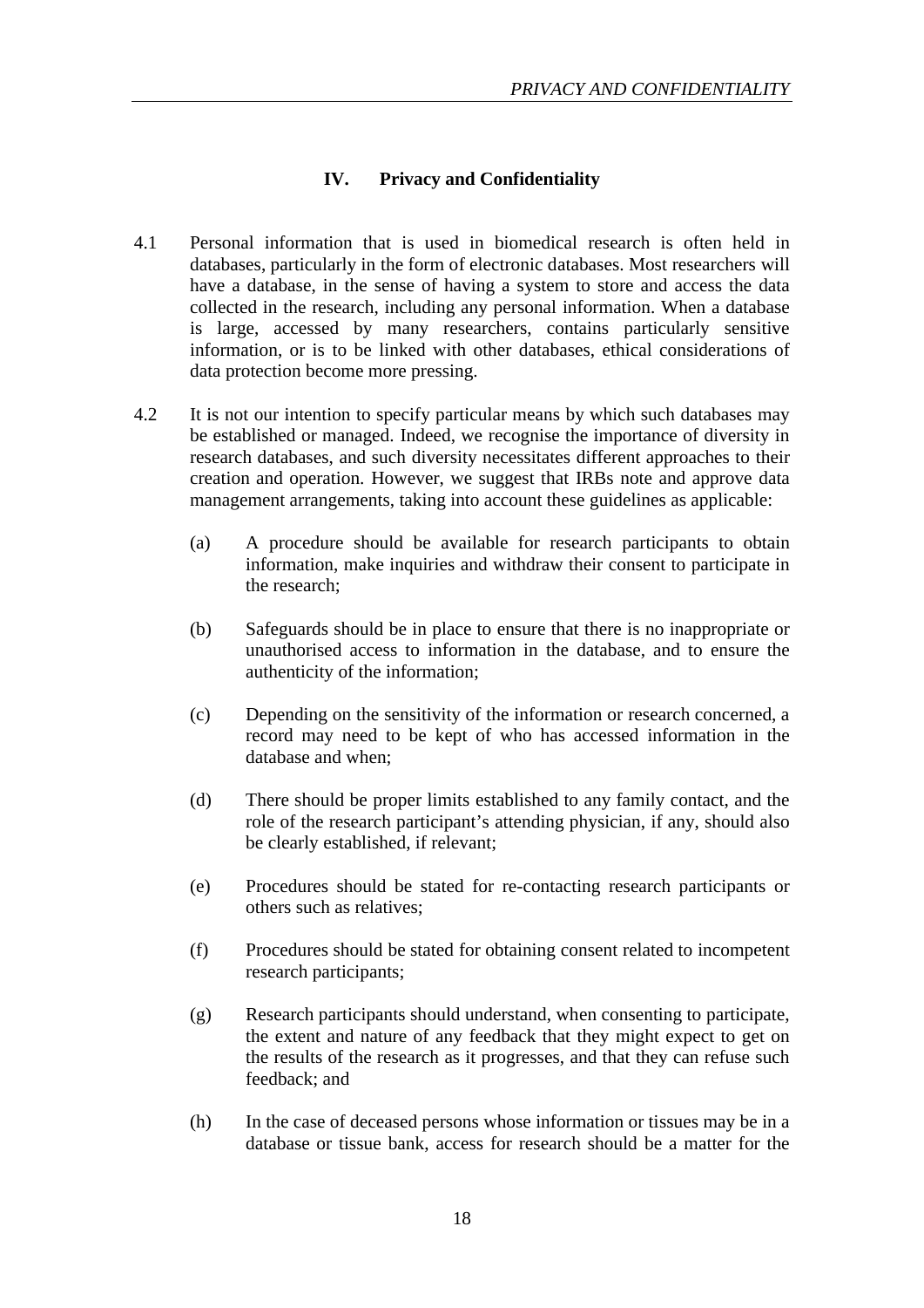## IV. Privacy and Confidentiality

4.1 Personal information that is used in biomedical research is often held in databases, particularly in the form of electronic databases. Most researchers will have a database, in the sense of having a system to store and access the data collected in the research, including any personal information. When a database is large, accessed by many researchers, contains particularly sensitive information, or is to be linked with other databases, ethical considerations of data protection become more pressing.

4.2 It is not our intention to specify particular means by which such databases may be established or managed. Indeed, we recognise the importance of diversity in research databases, and such diversity necessitates different approaches to their creation and operation. However, we suggest that IRBs note and approve data management arrangements, taking into account these guidelines as applicable:

(a) A procedure should be available for research participants to obtain information, make inquiries and withdraw their consent to participate in the research;

(b) Safeguards should be in place to ensure that there is no inappropriate or unauthorised access to information in the database, and to ensure the authenticity of the information;

(c) Depending on the sensitivity of the information or research concerned, a record may need to be kept of who has accessed information in the database and when;

(d) There should be proper limits established to any family contact, and the role of the research participant's attending physician, if any, should also be clearly established, if relevant;

(e) Procedures should be stated for re-contacting research participants or others such as relatives;

(f) Procedures should be stated for obtaining consent related to incompetent research participants;

(g) Research participants should understand, when consenting to participate, the extent and nature of any feedback that they might expect to get on the results of the research as it progresses, and that they can refuse such feedback; and

(h) In the case of deceased persons whose information or tissues may be in a database or tissue bank, access for research should be a matter for the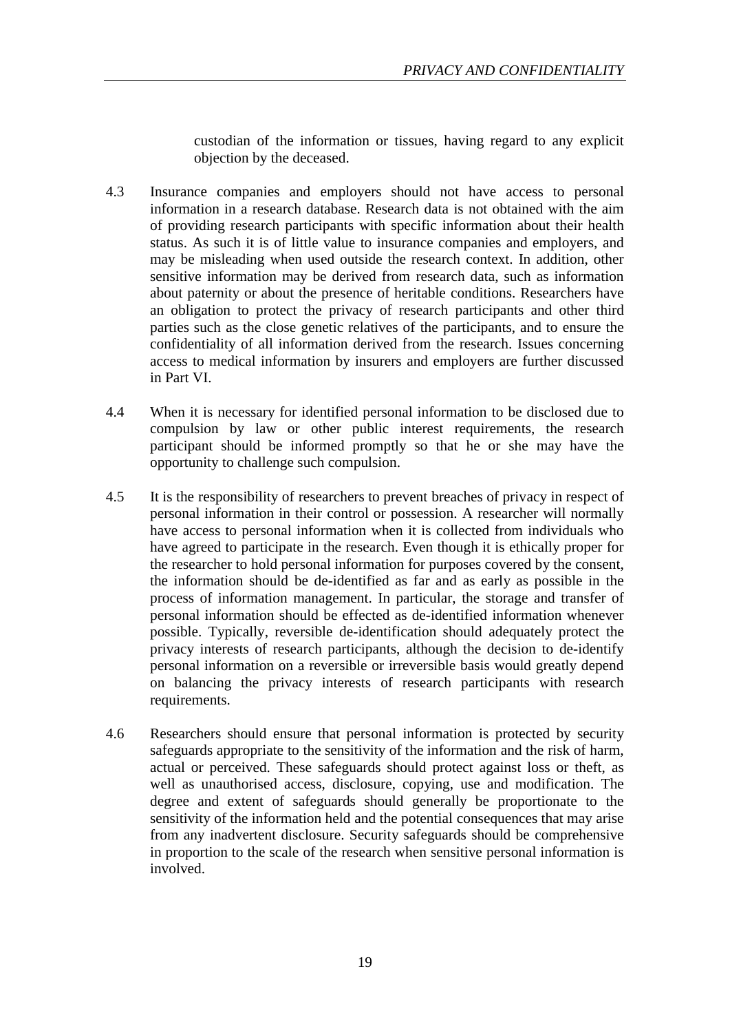custodian of the information or tissues, having regard to any explicit objection by the deceased.

4.3 Insurance companies and employers should not have access to personal information in a research database. Research data is not obtained with the aim of providing research participants with specific information about their health status. As such it is of little value to insurance companies and employers, and may be misleading when used outside the research context. In addition, other sensitive information may be derived from research data, such as information about paternity or about the presence of heritable conditions. Researchers have an obligation to protect the privacy of research participants and other third parties such as the close genetic relatives of the participants, and to ensure the confidentiality of all information derived from the research. Issues concerning access to medical information by insurers and employers are further discussed in Part VI.

4.4 When it is necessary for identified personal information to be disclosed due to compulsion by law or other public interest requirements, the research participant should be informed promptly so that he or she may have the opportunity to challenge such compulsion.

4.5 It is the responsibility of researchers to prevent breaches of privacy in respect of personal information in their control or possession. A researcher will normally have access to personal information when it is collected from individuals who have agreed to participate in the research. Even though it is ethically proper for the researcher to hold personal information for purposes covered by the consent, the information should be de-identified as far and as early as possible in the process of information management. In particular, the storage and transfer of personal information should be effected as de-identified information whenever possible. Typically, reversible de-identification should adequately protect the privacy interests of research participants, although the decision to de-identify personal information on a reversible or irreversible basis would greatly depend on balancing the privacy interests of research participants with research requirements.

4.6 Researchers should ensure that personal information is protected by security safeguards appropriate to the sensitivity of the information and the risk of harm, actual or perceived. These safeguards should protect against loss or theft, as well as unauthorised access, disclosure, copying, use and modification. The degree and extent of safeguards should generally be proportionate to the sensitivity of the information held and the potential consequences that may arise from any inadvertent disclosure. Security safeguards should be comprehensive in proportion to the scale of the research when sensitive personal information is involved.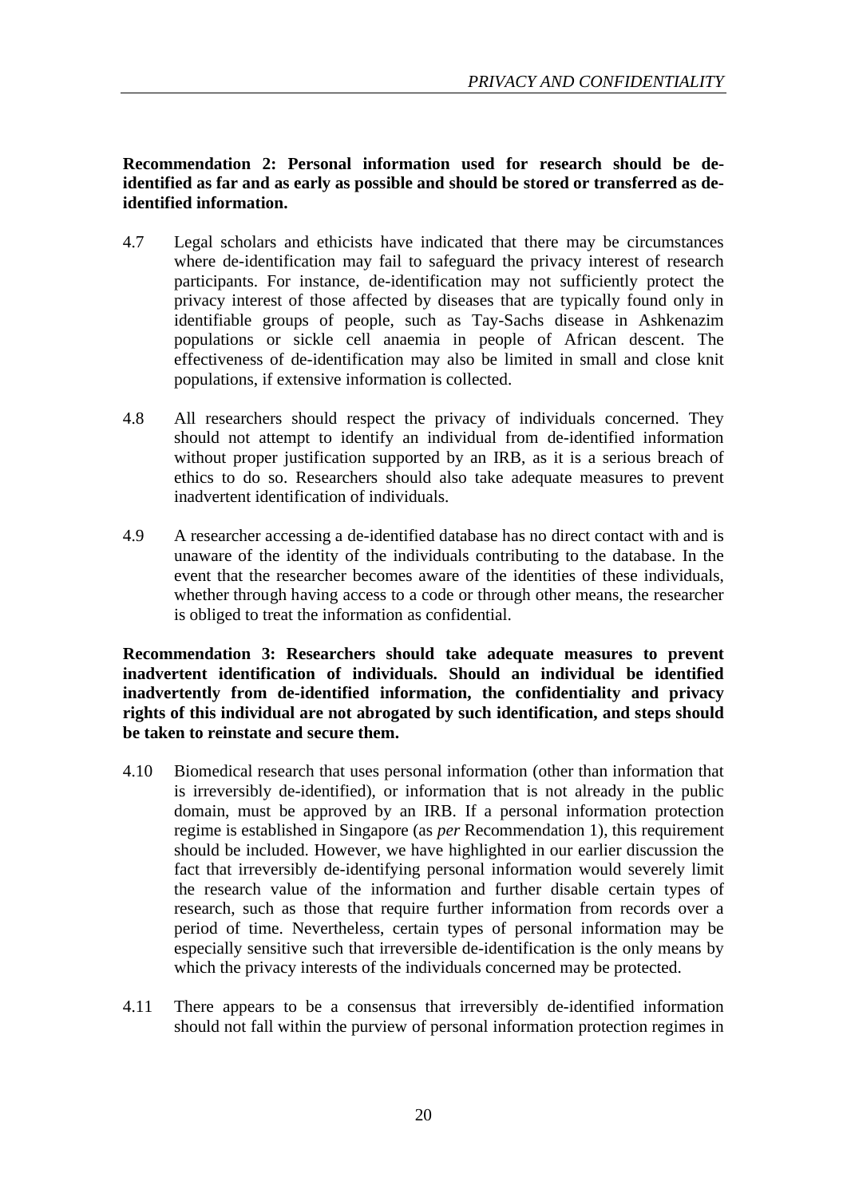**Recommendation 2: Personal information used for research should be de-identified as far and as early as possible and should be stored or transferred as de-identified information.**

4.7 Legal scholars and ethicists have indicated that there may be circumstances where de-identification may fail to safeguard the privacy interest of research participants. For instance, de-identification may not sufficiently protect the privacy interest of those affected by diseases that are typically found only in identifiable groups of people, such as Tay-Sachs disease in Ashkenazim populations or sickle cell anaemia in people of African descent. The effectiveness of de-identification may also be limited in small and close knit populations, if extensive information is collected.

4.8 All researchers should respect the privacy of individuals concerned. They should not attempt to identify an individual from de-identified information without proper justification supported by an IRB, as it is a serious breach of ethics to do so. Researchers should also take adequate measures to prevent inadvertent identification of individuals.

4.9 A researcher accessing a de-identified database has no direct contact with and is unaware of the identity of the individuals contributing to the database. In the event that the researcher becomes aware of the identities of these individuals, whether through having access to a code or through other means, the researcher is obliged to treat the information as confidential.

**Recommendation 3: Researchers should take adequate measures to prevent inadvertent identification of individuals. Should an individual be identified inadvertently from de-identified information, the confidentiality and privacy rights of this individual are not abrogated by such identification, and steps should be taken to reinstate and secure them.**

4.10 Biomedical research that uses personal information (other than information that is irreversibly de-identified), or information that is not already in the public domain, must be approved by an IRB. If a personal information protection regime is established in Singapore (as *per* Recommendation 1), this requirement should be included. However, we have highlighted in our earlier discussion the fact that irreversibly de-identifying personal information would severely limit the research value of the information and further disable certain types of research, such as those that require further information from records over a period of time. Nevertheless, certain types of personal information may be especially sensitive such that irreversible de-identification is the only means by which the privacy interests of the individuals concerned may be protected.

4.11 There appears to be a consensus that irreversibly de-identified information should not fall within the purview of personal information protection regimes in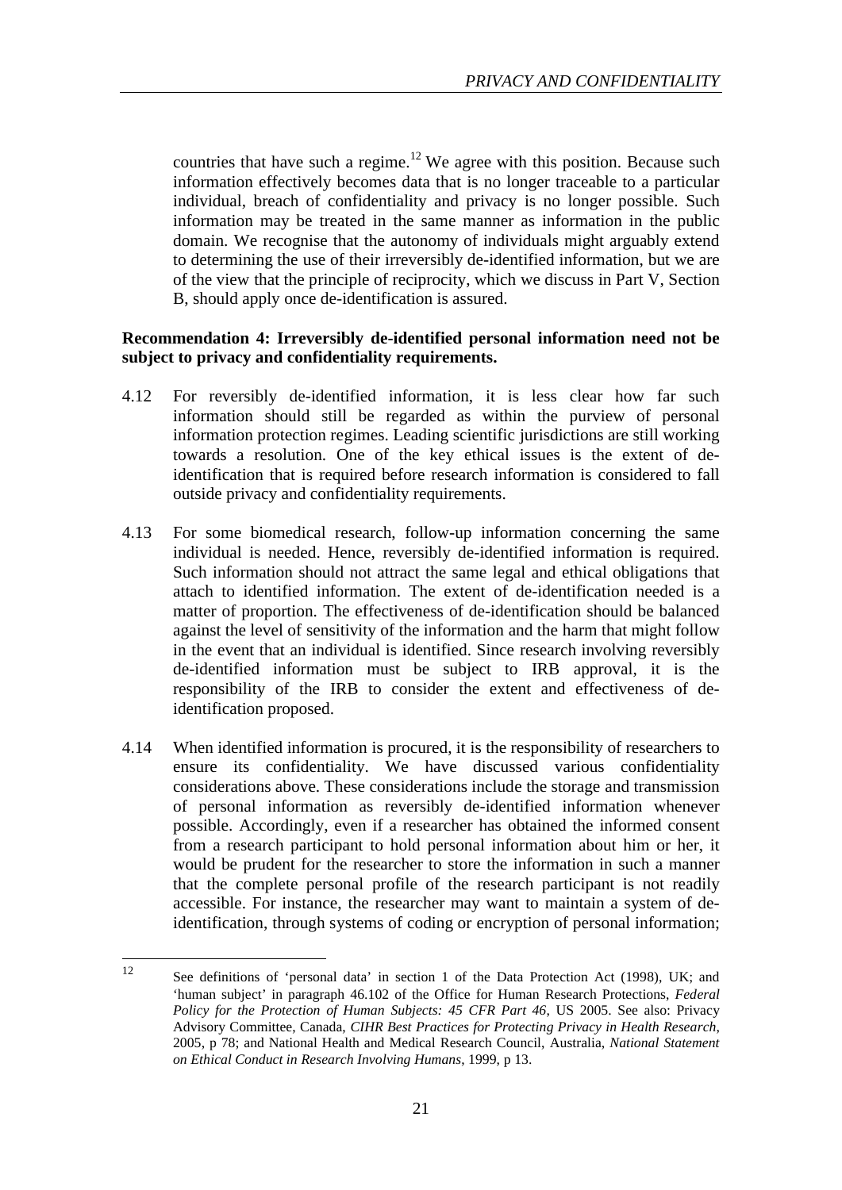countries that have such a regime.[12] We agree with this position. Because such information effectively becomes data that is no longer traceable to a particular individual, breach of confidentiality and privacy is no longer possible. Such information may be treated in the same manner as information in the public domain. We recognise that the autonomy of individuals might arguably extend to determining the use of their irreversibly de-identified information, but we are of the view that the principle of reciprocity, which we discuss in Part V, Section B, should apply once de-identification is assured.

**Recommendation 4: Irreversibly de-identified personal information need not be subject to privacy and confidentiality requirements.**

4.12 For reversibly de-identified information, it is less clear how far such information should still be regarded as within the purview of personal information protection regimes. Leading scientific jurisdictions are still working towards a resolution. One of the key ethical issues is the extent of de-identification that is required before research information is considered to fall outside privacy and confidentiality requirements.

4.13 For some biomedical research, follow-up information concerning the same individual is needed. Hence, reversibly de-identified information is required. Such information should not attract the same legal and ethical obligations that attach to identified information. The extent of de-identification needed is a matter of proportion. The effectiveness of de-identification should be balanced against the level of sensitivity of the information and the harm that might follow in the event that an individual is identified. Since research involving reversibly de-identified information must be subject to IRB approval, it is the responsibility of the IRB to consider the extent and effectiveness of de-identification proposed.

4.14 When identified information is procured, it is the responsibility of researchers to ensure its confidentiality. We have discussed various confidentiality considerations above. These considerations include the storage and transmission of personal information as reversibly de-identified information whenever possible. Accordingly, even if a researcher has obtained the informed consent from a research participant to hold personal information about him or her, it would be prudent for the researcher to store the information in such a manner that the complete personal profile of the research participant is not readily accessible. For instance, the researcher may want to maintain a system of de-identification, through systems of coding or encryption of personal information;

---

[12] See definitions of 'personal data' in section 1 of the Data Protection Act (1998), UK; and 'human subject' in paragraph 46.102 of the Office for Human Research Protections, *Federal Policy for the Protection of Human Subjects: 45 CFR Part 46*, US 2005. See also: Privacy Advisory Committee, Canada, *CIHR Best Practices for Protecting Privacy in Health Research*, 2005, p 78; and National Health and Medical Research Council, Australia, *National Statement on Ethical Conduct in Research Involving Humans*, 1999, p 13.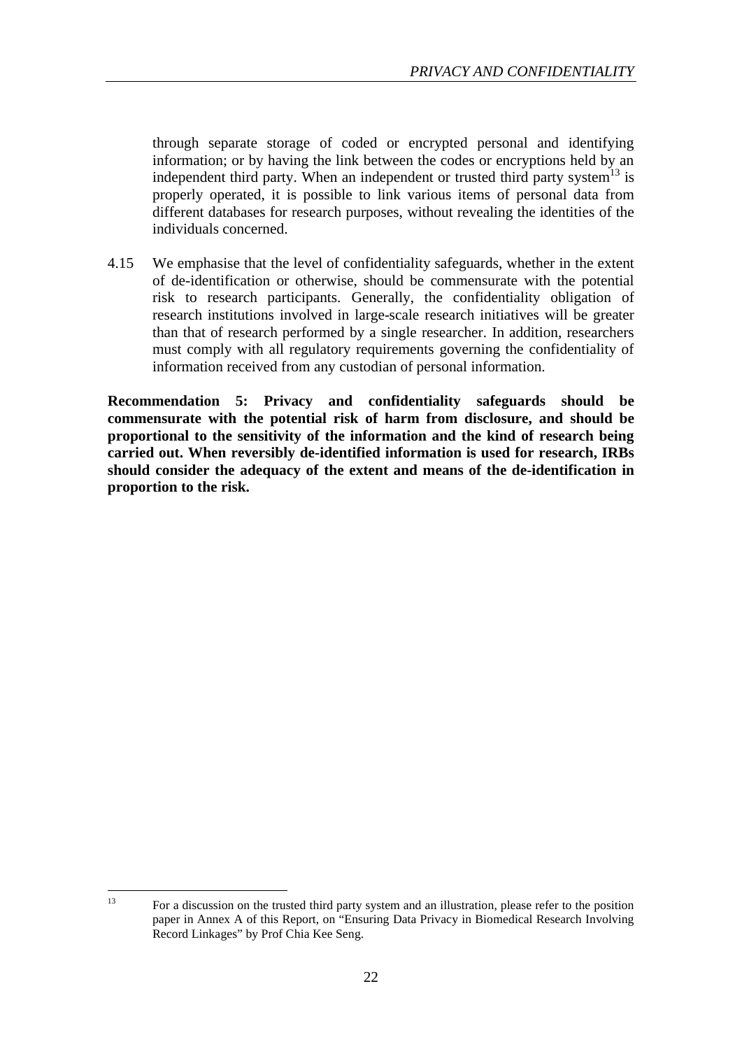through separate storage of coded or encrypted personal and identifying information; or by having the link between the codes or encryptions held by an independent third party. When an independent or trusted third party system[13] is properly operated, it is possible to link various items of personal data from different databases for research purposes, without revealing the identities of the individuals concerned.

4.15 We emphasise that the level of confidentiality safeguards, whether in the extent of de-identification or otherwise, should be commensurate with the potential risk to research participants. Generally, the confidentiality obligation of research institutions involved in large-scale research initiatives will be greater than that of research performed by a single researcher. In addition, researchers must comply with all regulatory requirements governing the confidentiality of information received from any custodian of personal information.

**Recommendation 5: Privacy and confidentiality safeguards should be commensurate with the potential risk of harm from disclosure, and should be proportional to the sensitivity of the information and the kind of research being carried out. When reversibly de-identified information is used for research, IRBs should consider the adequacy of the extent and means of the de-identification in proportion to the risk.**

[13] For a discussion on the trusted third party system and an illustration, please refer to the position paper in Annex A of this Report, on "Ensuring Data Privacy in Biomedical Research Involving Record Linkages" by Prof Chia Kee Seng.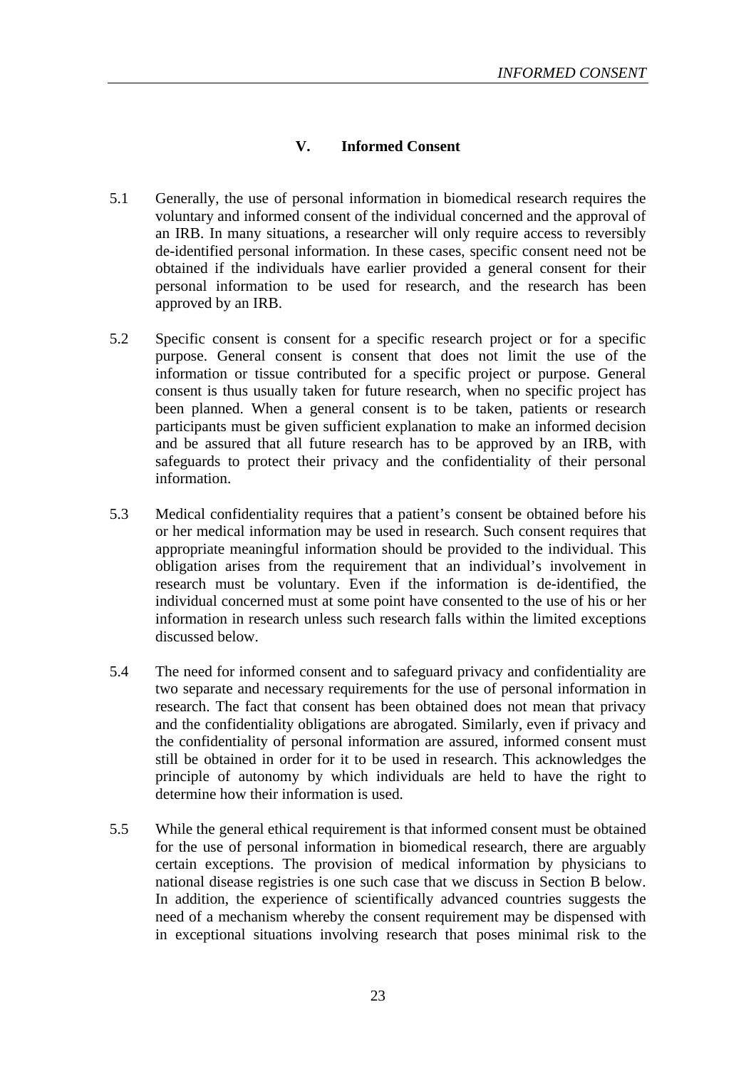# V. Informed Consent

5.1 Generally, the use of personal information in biomedical research requires the voluntary and informed consent of the individual concerned and the approval of an IRB. In many situations, a researcher will only require access to reversibly de-identified personal information. In these cases, specific consent need not be obtained if the individuals have earlier provided a general consent for their personal information to be used for research, and the research has been approved by an IRB.

5.2 Specific consent is consent for a specific research project or for a specific purpose. General consent is consent that does not limit the use of the information or tissue contributed for a specific project or purpose. General consent is thus usually taken for future research, when no specific project has been planned. When a general consent is to be taken, patients or research participants must be given sufficient explanation to make an informed decision and be assured that all future research has to be approved by an IRB, with safeguards to protect their privacy and the confidentiality of their personal information.

5.3 Medical confidentiality requires that a patient's consent be obtained before his or her medical information may be used in research. Such consent requires that appropriate meaningful information should be provided to the individual. This obligation arises from the requirement that an individual's involvement in research must be voluntary. Even if the information is de-identified, the individual concerned must at some point have consented to the use of his or her information in research unless such research falls within the limited exceptions discussed below.

5.4 The need for informed consent and to safeguard privacy and confidentiality are two separate and necessary requirements for the use of personal information in research. The fact that consent has been obtained does not mean that privacy and the confidentiality obligations are abrogated. Similarly, even if privacy and the confidentiality of personal information are assured, informed consent must still be obtained in order for it to be used in research. This acknowledges the principle of autonomy by which individuals are held to have the right to determine how their information is used.

5.5 While the general ethical requirement is that informed consent must be obtained for the use of personal information in biomedical research, there are arguably certain exceptions. The provision of medical information by physicians to national disease registries is one such case that we discuss in Section B below. In addition, the experience of scientifically advanced countries suggests the need of a mechanism whereby the consent requirement may be dispensed with in exceptional situations involving research that poses minimal risk to the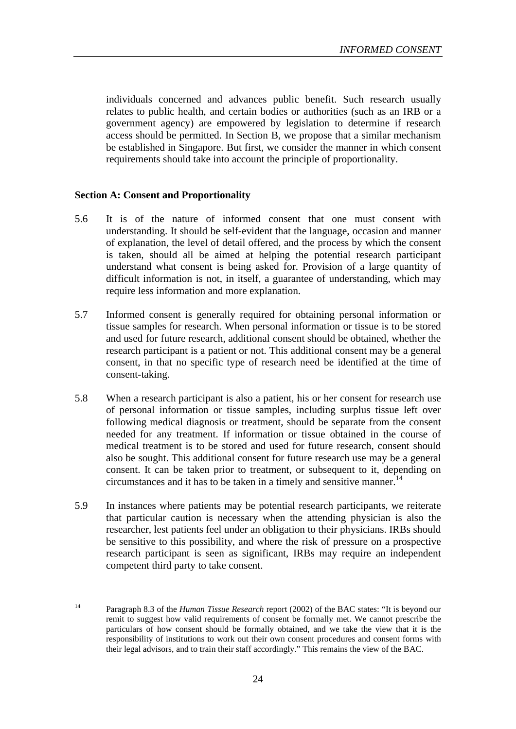individuals concerned and advances public benefit. Such research usually relates to public health, and certain bodies or authorities (such as an IRB or a government agency) are empowered by legislation to determine if research access should be permitted. In Section B, we propose that a similar mechanism be established in Singapore. But first, we consider the manner in which consent requirements should take into account the principle of proportionality.

### Section A: Consent and Proportionality

5.6 It is of the nature of informed consent that one must consent with understanding. It should be self-evident that the language, occasion and manner of explanation, the level of detail offered, and the process by which the consent is taken, should all be aimed at helping the potential research participant understand what consent is being asked for. Provision of a large quantity of difficult information is not, in itself, a guarantee of understanding, which may require less information and more explanation.

5.7 Informed consent is generally required for obtaining personal information or tissue samples for research. When personal information or tissue is to be stored and used for future research, additional consent should be obtained, whether the research participant is a patient or not. This additional consent may be a general consent, in that no specific type of research need be identified at the time of consent-taking.

5.8 When a research participant is also a patient, his or her consent for research use of personal information or tissue samples, including surplus tissue left over following medical diagnosis or treatment, should be separate from the consent needed for any treatment. If information or tissue obtained in the course of medical treatment is to be stored and used for future research, consent should also be sought. This additional consent for future research use may be a general consent. It can be taken prior to treatment, or subsequent to it, depending on circumstances and it has to be taken in a timely and sensitive manner.[14]

5.9 In instances where patients may be potential research participants, we reiterate that particular caution is necessary when the attending physician is also the researcher, lest patients feel under an obligation to their physicians. IRBs should be sensitive to this possibility, and where the risk of pressure on a prospective research participant is seen as significant, IRBs may require an independent competent third party to take consent.

---

[14] Paragraph 8.3 of the *Human Tissue Research* report (2002) of the BAC states: "It is beyond our remit to suggest how valid requirements of consent be formally met. We cannot prescribe the particulars of how consent should be formally obtained, and we take the view that it is the responsibility of institutions to work out their own consent procedures and consent forms with their legal advisors, and to train their staff accordingly." This remains the view of the BAC.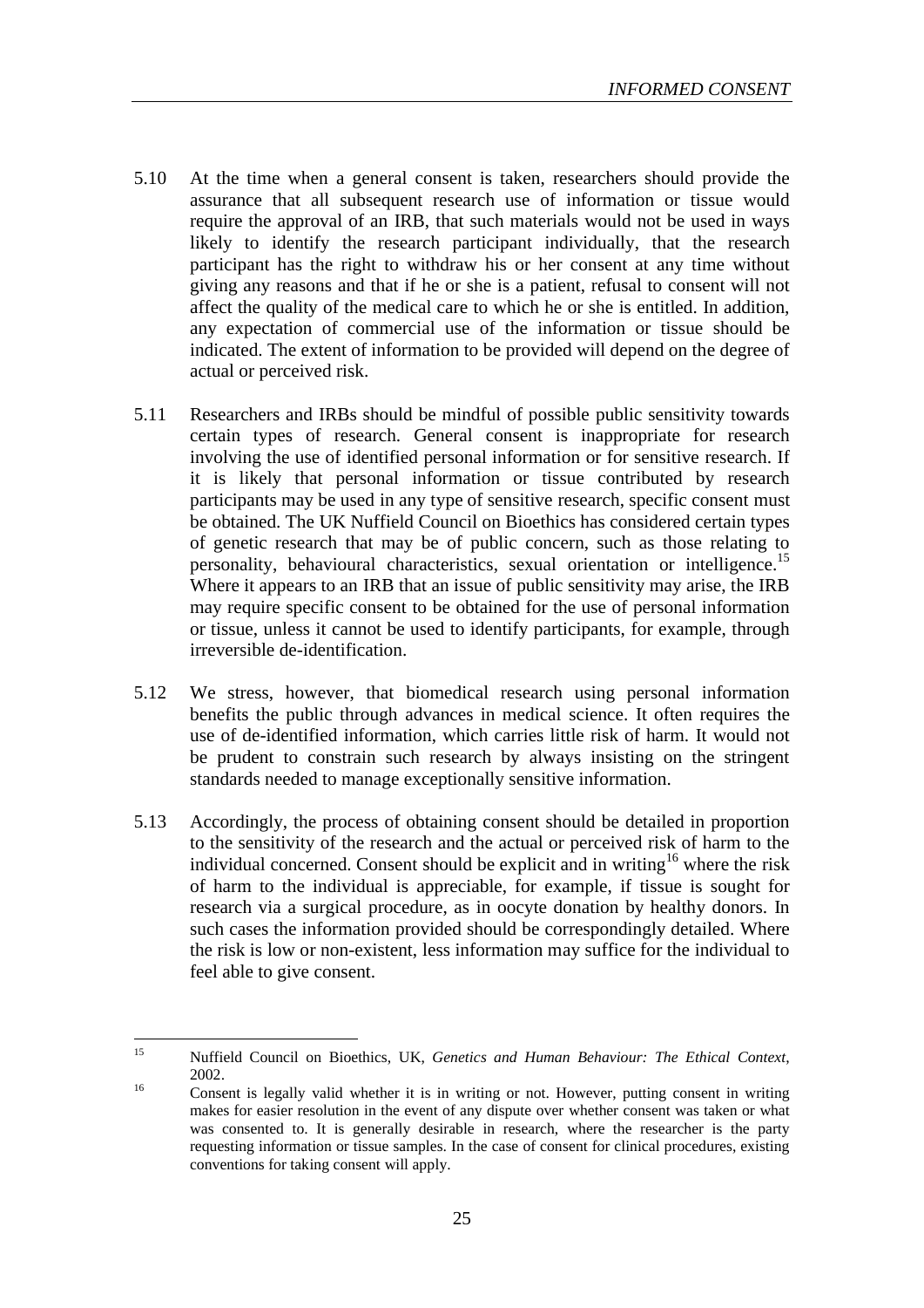5.10 At the time when a general consent is taken, researchers should provide the assurance that all subsequent research use of information or tissue would require the approval of an IRB, that such materials would not be used in ways likely to identify the research participant individually, that the research participant has the right to withdraw his or her consent at any time without giving any reasons and that if he or she is a patient, refusal to consent will not affect the quality of the medical care to which he or she is entitled. In addition, any expectation of commercial use of the information or tissue should be indicated. The extent of information to be provided will depend on the degree of actual or perceived risk.

5.11 Researchers and IRBs should be mindful of possible public sensitivity towards certain types of research. General consent is inappropriate for research involving the use of identified personal information or for sensitive research. If it is likely that personal information or tissue contributed by research participants may be used in any type of sensitive research, specific consent must be obtained. The UK Nuffield Council on Bioethics has considered certain types of genetic research that may be of public concern, such as those relating to personality, behavioural characteristics, sexual orientation or intelligence.[15] Where it appears to an IRB that an issue of public sensitivity may arise, the IRB may require specific consent to be obtained for the use of personal information or tissue, unless it cannot be used to identify participants, for example, through irreversible de-identification.

5.12 We stress, however, that biomedical research using personal information benefits the public through advances in medical science. It often requires the use of de-identified information, which carries little risk of harm. It would not be prudent to constrain such research by always insisting on the stringent standards needed to manage exceptionally sensitive information.

5.13 Accordingly, the process of obtaining consent should be detailed in proportion to the sensitivity of the research and the actual or perceived risk of harm to the individual concerned. Consent should be explicit and in writing[16] where the risk of harm to the individual is appreciable, for example, if tissue is sought for research via a surgical procedure, as in oocyte donation by healthy donors. In such cases the information provided should be correspondingly detailed. Where the risk is low or non-existent, less information may suffice for the individual to feel able to give consent.

---

[15] Nuffield Council on Bioethics, UK, *Genetics and Human Behaviour: The Ethical Context*, 2002.

[16] Consent is legally valid whether it is in writing or not. However, putting consent in writing makes for easier resolution in the event of any dispute over whether consent was taken or what was consented to. It is generally desirable in research, where the researcher is the party requesting information or tissue samples. In the case of consent for clinical procedures, existing conventions for taking consent will apply.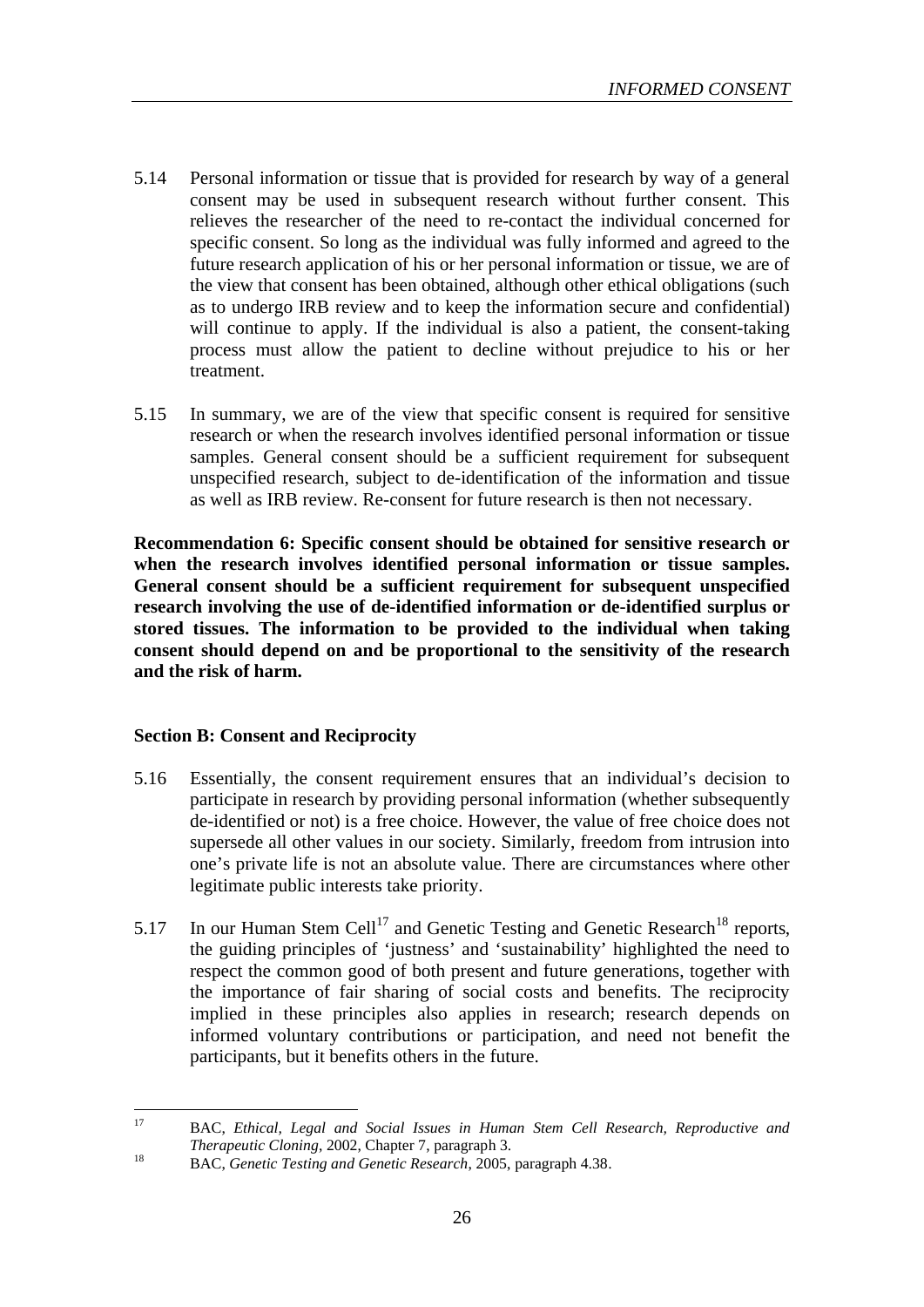5.14 Personal information or tissue that is provided for research by way of a general consent may be used in subsequent research without further consent. This relieves the researcher of the need to re-contact the individual concerned for specific consent. So long as the individual was fully informed and agreed to the future research application of his or her personal information or tissue, we are of the view that consent has been obtained, although other ethical obligations (such as to undergo IRB review and to keep the information secure and confidential) will continue to apply. If the individual is also a patient, the consent-taking process must allow the patient to decline without prejudice to his or her treatment.

5.15 In summary, we are of the view that specific consent is required for sensitive research or when the research involves identified personal information or tissue samples. General consent should be a sufficient requirement for subsequent unspecified research, subject to de-identification of the information and tissue as well as IRB review. Re-consent for future research is then not necessary.

**Recommendation 6: Specific consent should be obtained for sensitive research or when the research involves identified personal information or tissue samples. General consent should be a sufficient requirement for subsequent unspecified research involving the use of de-identified information or de-identified surplus or stored tissues. The information to be provided to the individual when taking consent should depend on and be proportional to the sensitivity of the research and the risk of harm.**

### Section B: Consent and Reciprocity

5.16 Essentially, the consent requirement ensures that an individual's decision to participate in research by providing personal information (whether subsequently de-identified or not) is a free choice. However, the value of free choice does not supersede all other values in our society. Similarly, freedom from intrusion into one's private life is not an absolute value. There are circumstances where other legitimate public interests take priority.

5.17 In our Human Stem Cell[17] and Genetic Testing and Genetic Research[18] reports, the guiding principles of 'justness' and 'sustainability' highlighted the need to respect the common good of both present and future generations, together with the importance of fair sharing of social costs and benefits. The reciprocity implied in these principles also applies in research; research depends on informed voluntary contributions or participation, and need not benefit the participants, but it benefits others in the future.

---

[17] BAC, *Ethical, Legal and Social Issues in Human Stem Cell Research, Reproductive and Therapeutic Cloning*, 2002, Chapter 7, paragraph 3.

[18] BAC, *Genetic Testing and Genetic Research*, 2005, paragraph 4.38.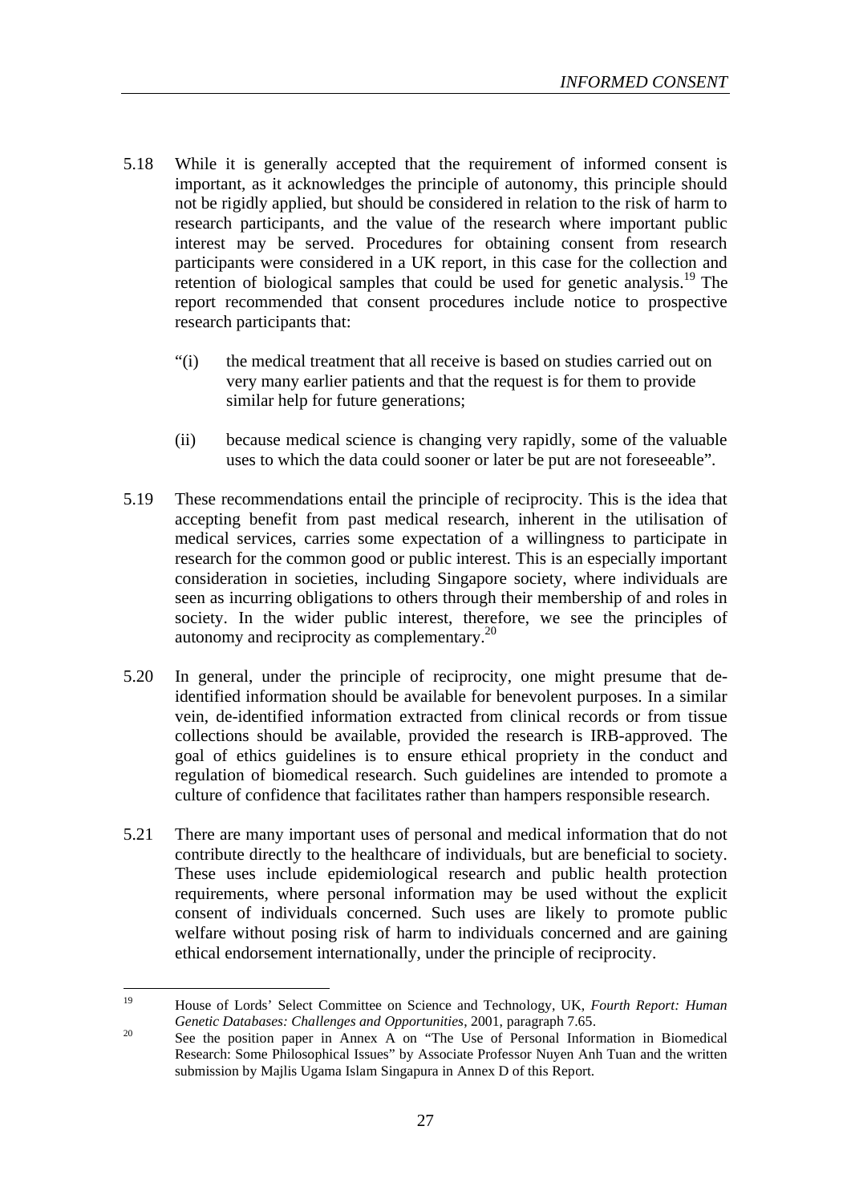5.18 While it is generally accepted that the requirement of informed consent is important, as it acknowledges the principle of autonomy, this principle should not be rigidly applied, but should be considered in relation to the risk of harm to research participants, and the value of the research where important public interest may be served. Procedures for obtaining consent from research participants were considered in a UK report, in this case for the collection and retention of biological samples that could be used for genetic analysis.[19] The report recommended that consent procedures include notice to prospective research participants that:

> "(i) the medical treatment that all receive is based on studies carried out on very many earlier patients and that the request is for them to provide similar help for future generations;
>
> (ii) because medical science is changing very rapidly, some of the valuable uses to which the data could sooner or later be put are not foreseeable".

5.19 These recommendations entail the principle of reciprocity. This is the idea that accepting benefit from past medical research, inherent in the utilisation of medical services, carries some expectation of a willingness to participate in research for the common good or public interest. This is an especially important consideration in societies, including Singapore society, where individuals are seen as incurring obligations to others through their membership of and roles in society. In the wider public interest, therefore, we see the principles of autonomy and reciprocity as complementary.[20]

5.20 In general, under the principle of reciprocity, one might presume that de-identified information should be available for benevolent purposes. In a similar vein, de-identified information extracted from clinical records or from tissue collections should be available, provided the research is IRB-approved. The goal of ethics guidelines is to ensure ethical propriety in the conduct and regulation of biomedical research. Such guidelines are intended to promote a culture of confidence that facilitates rather than hampers responsible research.

5.21 There are many important uses of personal and medical information that do not contribute directly to the healthcare of individuals, but are beneficial to society. These uses include epidemiological research and public health protection requirements, where personal information may be used without the explicit consent of individuals concerned. Such uses are likely to promote public welfare without posing risk of harm to individuals concerned and are gaining ethical endorsement internationally, under the principle of reciprocity.

---

[19] House of Lords' Select Committee on Science and Technology, UK, *Fourth Report: Human Genetic Databases: Challenges and Opportunities*, 2001, paragraph 7.65.

[20] See the position paper in Annex A on "The Use of Personal Information in Biomedical Research: Some Philosophical Issues" by Associate Professor Nuyen Anh Tuan and the written submission by Majlis Ugama Islam Singapura in Annex D of this Report.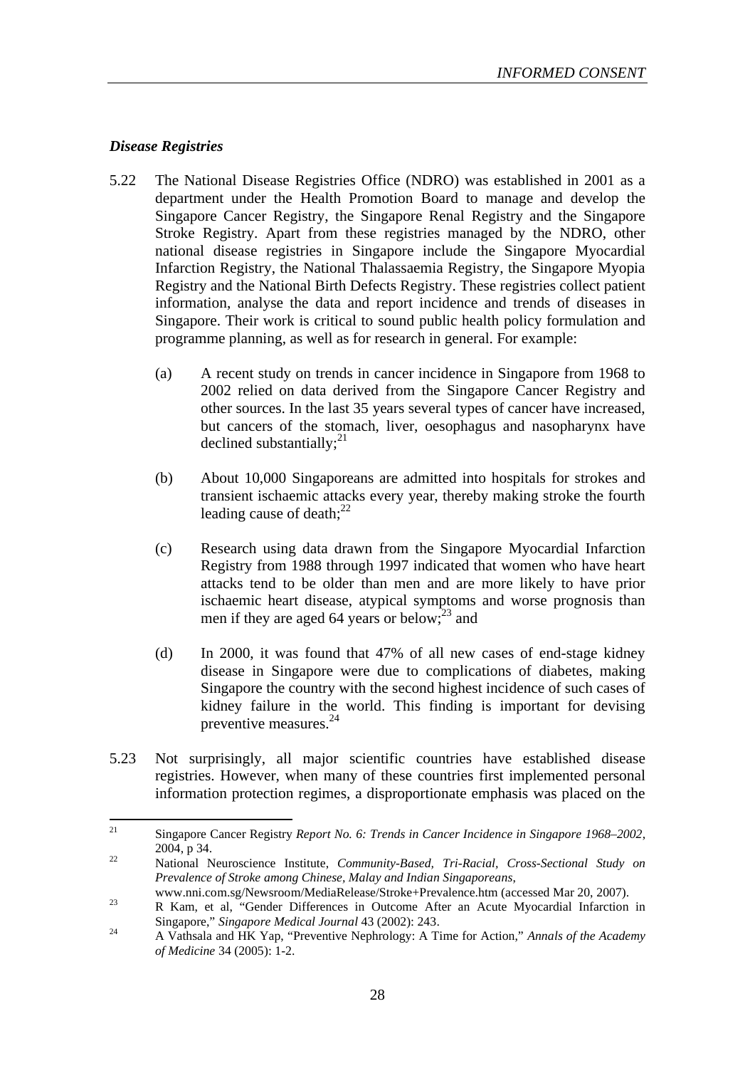### *Disease Registries*

5.22 The National Disease Registries Office (NDRO) was established in 2001 as a department under the Health Promotion Board to manage and develop the Singapore Cancer Registry, the Singapore Renal Registry and the Singapore Stroke Registry. Apart from these registries managed by the NDRO, other national disease registries in Singapore include the Singapore Myocardial Infarction Registry, the National Thalassaemia Registry, the Singapore Myopia Registry and the National Birth Defects Registry. These registries collect patient information, analyse the data and report incidence and trends of diseases in Singapore. Their work is critical to sound public health policy formulation and programme planning, as well as for research in general. For example:

(a) A recent study on trends in cancer incidence in Singapore from 1968 to 2002 relied on data derived from the Singapore Cancer Registry and other sources. In the last 35 years several types of cancer have increased, but cancers of the stomach, liver, oesophagus and nasopharynx have declined substantially;[21]

(b) About 10,000 Singaporeans are admitted into hospitals for strokes and transient ischaemic attacks every year, thereby making stroke the fourth leading cause of death;[22]

(c) Research using data drawn from the Singapore Myocardial Infarction Registry from 1988 through 1997 indicated that women who have heart attacks tend to be older than men and are more likely to have prior ischaemic heart disease, atypical symptoms and worse prognosis than men if they are aged 64 years or below;[23] and

(d) In 2000, it was found that 47% of all new cases of end-stage kidney disease in Singapore were due to complications of diabetes, making Singapore the country with the second highest incidence of such cases of kidney failure in the world. This finding is important for devising preventive measures.[24]

5.23 Not surprisingly, all major scientific countries have established disease registries. However, when many of these countries first implemented personal information protection regimes, a disproportionate emphasis was placed on the

---

[21] Singapore Cancer Registry *Report No. 6: Trends in Cancer Incidence in Singapore 1968–2002*, 2004, p 34.

[22] National Neuroscience Institute, *Community-Based, Tri-Racial, Cross-Sectional Study on Prevalence of Stroke among Chinese, Malay and Indian Singaporeans*, www.nni.com.sg/Newsroom/MediaRelease/Stroke+Prevalence.htm (accessed Mar 20, 2007).

[23] R Kam, et al, "Gender Differences in Outcome After an Acute Myocardial Infarction in Singapore," *Singapore Medical Journal* 43 (2002): 243.

[24] A Vathsala and HK Yap, "Preventive Nephrology: A Time for Action," *Annals of the Academy of Medicine* 34 (2005): 1-2.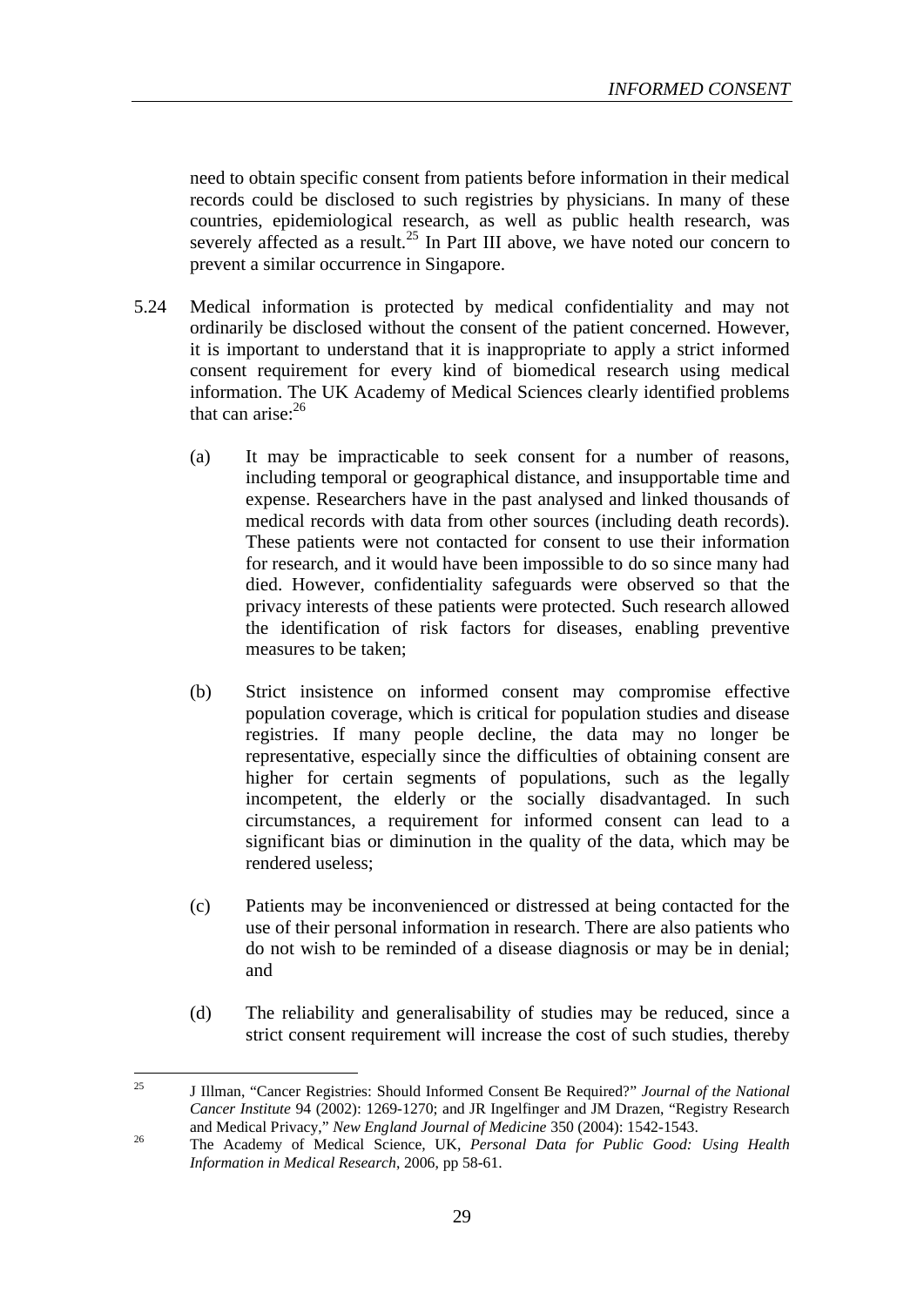need to obtain specific consent from patients before information in their medical records could be disclosed to such registries by physicians. In many of these countries, epidemiological research, as well as public health research, was severely affected as a result.[25] In Part III above, we have noted our concern to prevent a similar occurrence in Singapore.

5.24 Medical information is protected by medical confidentiality and may not ordinarily be disclosed without the consent of the patient concerned. However, it is important to understand that it is inappropriate to apply a strict informed consent requirement for every kind of biomedical research using medical information. The UK Academy of Medical Sciences clearly identified problems that can arise:[26]

(a) It may be impracticable to seek consent for a number of reasons, including temporal or geographical distance, and insupportable time and expense. Researchers have in the past analysed and linked thousands of medical records with data from other sources (including death records). These patients were not contacted for consent to use their information for research, and it would have been impossible to do so since many had died. However, confidentiality safeguards were observed so that the privacy interests of these patients were protected. Such research allowed the identification of risk factors for diseases, enabling preventive measures to be taken;

(b) Strict insistence on informed consent may compromise effective population coverage, which is critical for population studies and disease registries. If many people decline, the data may no longer be representative, especially since the difficulties of obtaining consent are higher for certain segments of populations, such as the legally incompetent, the elderly or the socially disadvantaged. In such circumstances, a requirement for informed consent can lead to a significant bias or diminution in the quality of the data, which may be rendered useless;

(c) Patients may be inconvenienced or distressed at being contacted for the use of their personal information in research. There are also patients who do not wish to be reminded of a disease diagnosis or may be in denial; and

(d) The reliability and generalisability of studies may be reduced, since a strict consent requirement will increase the cost of such studies, thereby

---

[25] J Illman, "Cancer Registries: Should Informed Consent Be Required?" *Journal of the National Cancer Institute* 94 (2002): 1269-1270; and JR Ingelfinger and JM Drazen, "Registry Research and Medical Privacy," *New England Journal of Medicine* 350 (2004): 1542-1543.

[26] The Academy of Medical Science, UK, *Personal Data for Public Good: Using Health Information in Medical Research*, 2006, pp 58-61.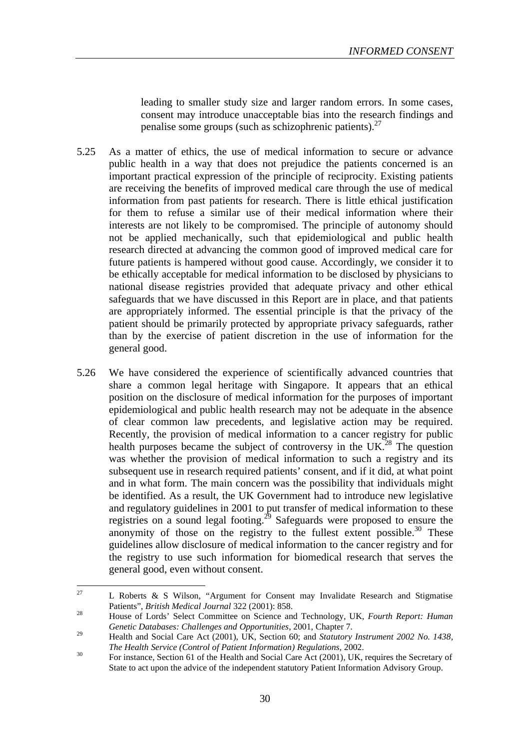leading to smaller study size and larger random errors. In some cases, consent may introduce unacceptable bias into the research findings and penalise some groups (such as schizophrenic patients).[27]

5.25 As a matter of ethics, the use of medical information to secure or advance public health in a way that does not prejudice the patients concerned is an important practical expression of the principle of reciprocity. Existing patients are receiving the benefits of improved medical care through the use of medical information from past patients for research. There is little ethical justification for them to refuse a similar use of their medical information where their interests are not likely to be compromised. The principle of autonomy should not be applied mechanically, such that epidemiological and public health research directed at advancing the common good of improved medical care for future patients is hampered without good cause. Accordingly, we consider it to be ethically acceptable for medical information to be disclosed by physicians to national disease registries provided that adequate privacy and other ethical safeguards that we have discussed in this Report are in place, and that patients are appropriately informed. The essential principle is that the privacy of the patient should be primarily protected by appropriate privacy safeguards, rather than by the exercise of patient discretion in the use of information for the general good.

5.26 We have considered the experience of scientifically advanced countries that share a common legal heritage with Singapore. It appears that an ethical position on the disclosure of medical information for the purposes of important epidemiological and public health research may not be adequate in the absence of clear common law precedents, and legislative action may be required. Recently, the provision of medical information to a cancer registry for public health purposes became the subject of controversy in the UK.[28] The question was whether the provision of medical information to such a registry and its subsequent use in research required patients' consent, and if it did, at what point and in what form. The main concern was the possibility that individuals might be identified. As a result, the UK Government had to introduce new legislative and regulatory guidelines in 2001 to put transfer of medical information to these registries on a sound legal footing.[29] Safeguards were proposed to ensure the anonymity of those on the registry to the fullest extent possible.[30] These guidelines allow disclosure of medical information to the cancer registry and for the registry to use such information for biomedical research that serves the general good, even without consent.

---

[27] L Roberts & S Wilson, "Argument for Consent may Invalidate Research and Stigmatise Patients", *British Medical Journal* 322 (2001): 858.

[28] House of Lords' Select Committee on Science and Technology, UK, *Fourth Report: Human Genetic Databases: Challenges and Opportunities*, 2001, Chapter 7.

[29] Health and Social Care Act (2001), UK, Section 60; and *Statutory Instrument 2002 No. 1438, The Health Service (Control of Patient Information) Regulations*, 2002.

[30] For instance, Section 61 of the Health and Social Care Act (2001), UK, requires the Secretary of State to act upon the advice of the independent statutory Patient Information Advisory Group.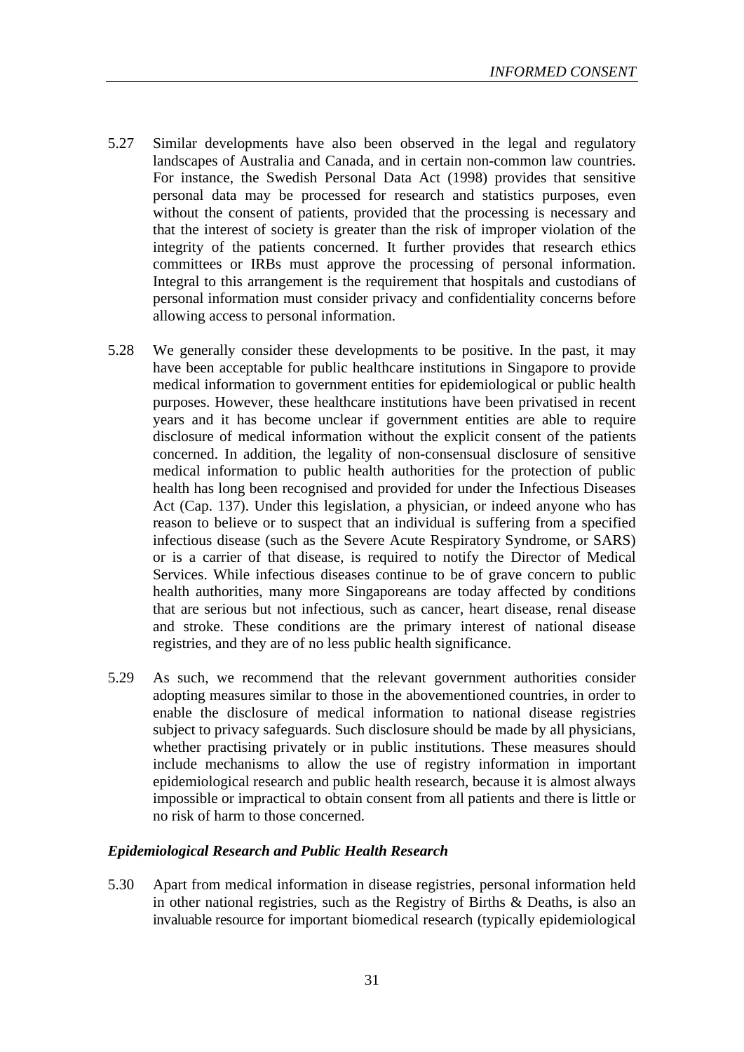5.27 Similar developments have also been observed in the legal and regulatory landscapes of Australia and Canada, and in certain non-common law countries. For instance, the Swedish Personal Data Act (1998) provides that sensitive personal data may be processed for research and statistics purposes, even without the consent of patients, provided that the processing is necessary and that the interest of society is greater than the risk of improper violation of the integrity of the patients concerned. It further provides that research ethics committees or IRBs must approve the processing of personal information. Integral to this arrangement is the requirement that hospitals and custodians of personal information must consider privacy and confidentiality concerns before allowing access to personal information.

5.28 We generally consider these developments to be positive. In the past, it may have been acceptable for public healthcare institutions in Singapore to provide medical information to government entities for epidemiological or public health purposes. However, these healthcare institutions have been privatised in recent years and it has become unclear if government entities are able to require disclosure of medical information without the explicit consent of the patients concerned. In addition, the legality of non-consensual disclosure of sensitive medical information to public health authorities for the protection of public health has long been recognised and provided for under the Infectious Diseases Act (Cap. 137). Under this legislation, a physician, or indeed anyone who has reason to believe or to suspect that an individual is suffering from a specified infectious disease (such as the Severe Acute Respiratory Syndrome, or SARS) or is a carrier of that disease, is required to notify the Director of Medical Services. While infectious diseases continue to be of grave concern to public health authorities, many more Singaporeans are today affected by conditions that are serious but not infectious, such as cancer, heart disease, renal disease and stroke. These conditions are the primary interest of national disease registries, and they are of no less public health significance.

5.29 As such, we recommend that the relevant government authorities consider adopting measures similar to those in the abovementioned countries, in order to enable the disclosure of medical information to national disease registries subject to privacy safeguards. Such disclosure should be made by all physicians, whether practising privately or in public institutions. These measures should include mechanisms to allow the use of registry information in important epidemiological research and public health research, because it is almost always impossible or impractical to obtain consent from all patients and there is little or no risk of harm to those concerned.

### *Epidemiological Research and Public Health Research*

5.30 Apart from medical information in disease registries, personal information held in other national registries, such as the Registry of Births & Deaths, is also an invaluable resource for important biomedical research (typically epidemiological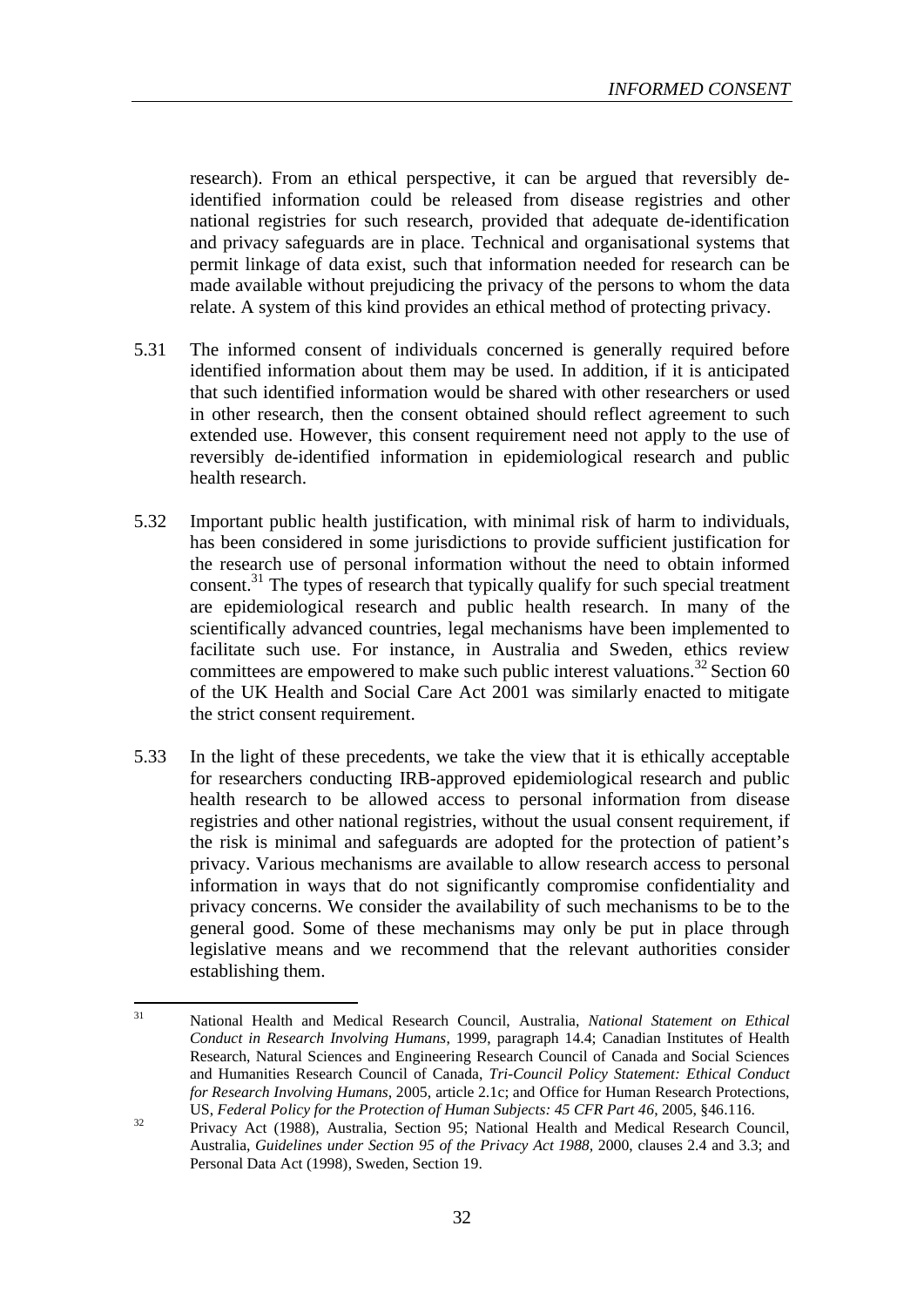research). From an ethical perspective, it can be argued that reversibly de-identified information could be released from disease registries and other national registries for such research, provided that adequate de-identification and privacy safeguards are in place. Technical and organisational systems that permit linkage of data exist, such that information needed for research can be made available without prejudicing the privacy of the persons to whom the data relate. A system of this kind provides an ethical method of protecting privacy.

5.31 The informed consent of individuals concerned is generally required before identified information about them may be used. In addition, if it is anticipated that such identified information would be shared with other researchers or used in other research, then the consent obtained should reflect agreement to such extended use. However, this consent requirement need not apply to the use of reversibly de-identified information in epidemiological research and public health research.

5.32 Important public health justification, with minimal risk of harm to individuals, has been considered in some jurisdictions to provide sufficient justification for the research use of personal information without the need to obtain informed consent.[31] The types of research that typically qualify for such special treatment are epidemiological research and public health research. In many of the scientifically advanced countries, legal mechanisms have been implemented to facilitate such use. For instance, in Australia and Sweden, ethics review committees are empowered to make such public interest valuations.[32] Section 60 of the UK Health and Social Care Act 2001 was similarly enacted to mitigate the strict consent requirement.

5.33 In the light of these precedents, we take the view that it is ethically acceptable for researchers conducting IRB-approved epidemiological research and public health research to be allowed access to personal information from disease registries and other national registries, without the usual consent requirement, if the risk is minimal and safeguards are adopted for the protection of patient's privacy. Various mechanisms are available to allow research access to personal information in ways that do not significantly compromise confidentiality and privacy concerns. We consider the availability of such mechanisms to be to the general good. Some of these mechanisms may only be put in place through legislative means and we recommend that the relevant authorities consider establishing them.

---

[31] National Health and Medical Research Council, Australia, *National Statement on Ethical Conduct in Research Involving Humans*, 1999, paragraph 14.4; Canadian Institutes of Health Research, Natural Sciences and Engineering Research Council of Canada and Social Sciences and Humanities Research Council of Canada, *Tri-Council Policy Statement: Ethical Conduct for Research Involving Humans*, 2005, article 2.1c; and Office for Human Research Protections, US, *Federal Policy for the Protection of Human Subjects: 45 CFR Part 46*, 2005, §46.116.

[32] Privacy Act (1988), Australia, Section 95; National Health and Medical Research Council, Australia, *Guidelines under Section 95 of the Privacy Act 1988*, 2000, clauses 2.4 and 3.3; and Personal Data Act (1998), Sweden, Section 19.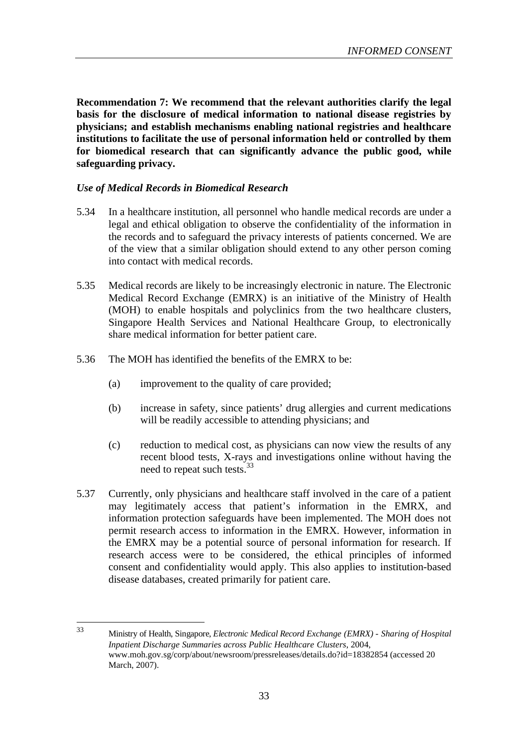**Recommendation 7: We recommend that the relevant authorities clarify the legal basis for the disclosure of medical information to national disease registries by physicians; and establish mechanisms enabling national registries and healthcare institutions to facilitate the use of personal information held or controlled by them for biomedical research that can significantly advance the public good, while safeguarding privacy.**

*Use of Medical Records in Biomedical Research*

5.34 In a healthcare institution, all personnel who handle medical records are under a legal and ethical obligation to observe the confidentiality of the information in the records and to safeguard the privacy interests of patients concerned. We are of the view that a similar obligation should extend to any other person coming into contact with medical records.

5.35 Medical records are likely to be increasingly electronic in nature. The Electronic Medical Record Exchange (EMRX) is an initiative of the Ministry of Health (MOH) to enable hospitals and polyclinics from the two healthcare clusters, Singapore Health Services and National Healthcare Group, to electronically share medical information for better patient care.

5.36 The MOH has identified the benefits of the EMRX to be:

(a) improvement to the quality of care provided;

(b) increase in safety, since patients' drug allergies and current medications will be readily accessible to attending physicians; and

(c) reduction to medical cost, as physicians can now view the results of any recent blood tests, X-rays and investigations online without having the need to repeat such tests.[33]

5.37 Currently, only physicians and healthcare staff involved in the care of a patient may legitimately access that patient's information in the EMRX, and information protection safeguards have been implemented. The MOH does not permit research access to information in the EMRX. However, information in the EMRX may be a potential source of personal information for research. If research access were to be considered, the ethical principles of informed consent and confidentiality would apply. This also applies to institution-based disease databases, created primarily for patient care.

---

[33] Ministry of Health, Singapore, *Electronic Medical Record Exchange (EMRX) - Sharing of Hospital Inpatient Discharge Summaries across Public Healthcare Clusters*, 2004, www.moh.gov.sg/corp/about/newsroom/pressreleases/details.do?id=18382854 (accessed 20 March, 2007).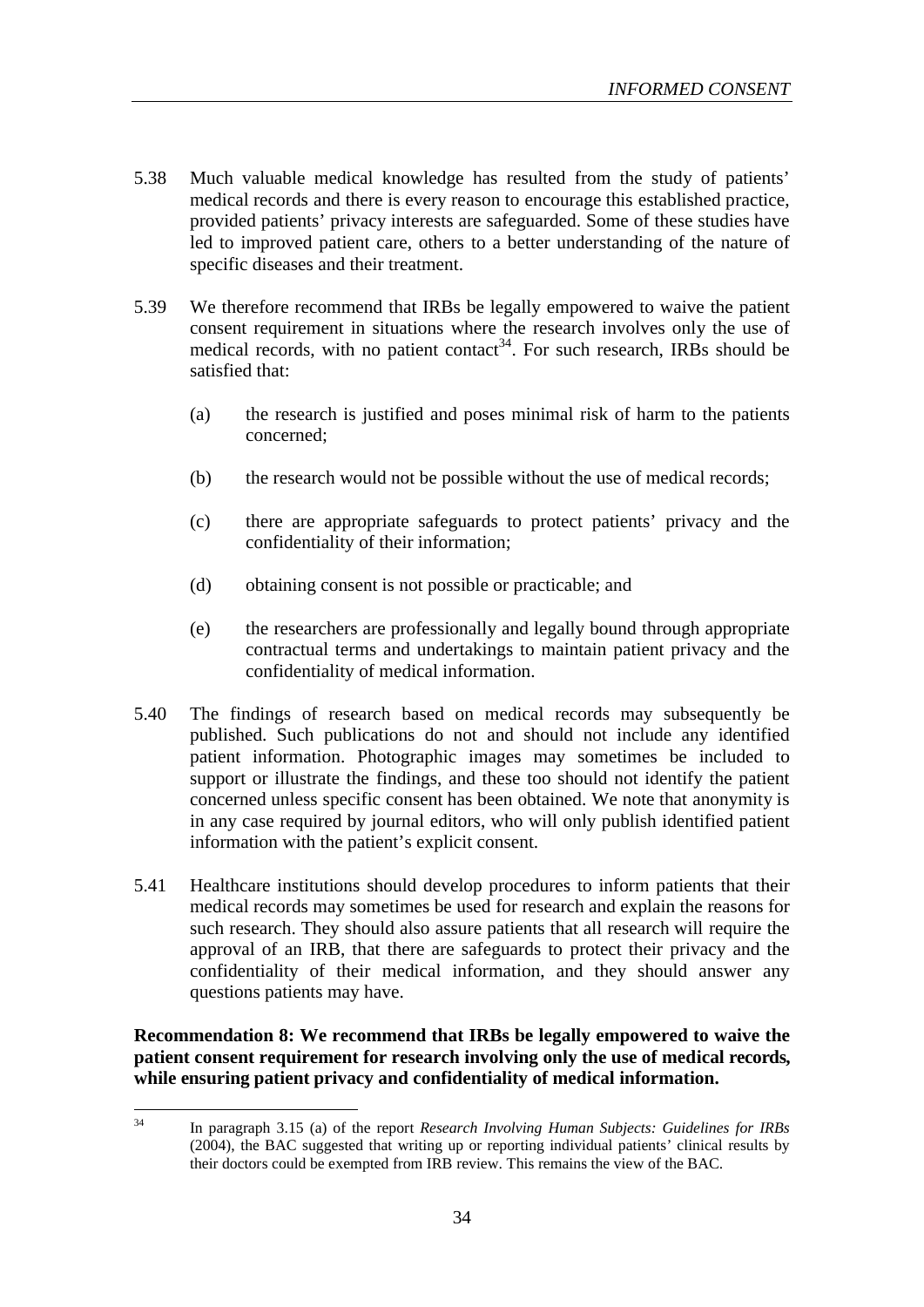5.38 Much valuable medical knowledge has resulted from the study of patients' medical records and there is every reason to encourage this established practice, provided patients' privacy interests are safeguarded. Some of these studies have led to improved patient care, others to a better understanding of the nature of specific diseases and their treatment.

5.39 We therefore recommend that IRBs be legally empowered to waive the patient consent requirement in situations where the research involves only the use of medical records, with no patient contact[34]. For such research, IRBs should be satisfied that:

(a) the research is justified and poses minimal risk of harm to the patients concerned;

(b) the research would not be possible without the use of medical records;

(c) there are appropriate safeguards to protect patients' privacy and the confidentiality of their information;

(d) obtaining consent is not possible or practicable; and

(e) the researchers are professionally and legally bound through appropriate contractual terms and undertakings to maintain patient privacy and the confidentiality of medical information.

5.40 The findings of research based on medical records may subsequently be published. Such publications do not and should not include any identified patient information. Photographic images may sometimes be included to support or illustrate the findings, and these too should not identify the patient concerned unless specific consent has been obtained. We note that anonymity is in any case required by journal editors, who will only publish identified patient information with the patient's explicit consent.

5.41 Healthcare institutions should develop procedures to inform patients that their medical records may sometimes be used for research and explain the reasons for such research. They should also assure patients that all research will require the approval of an IRB, that there are safeguards to protect their privacy and the confidentiality of their medical information, and they should answer any questions patients may have.

**Recommendation 8: We recommend that IRBs be legally empowered to waive the patient consent requirement for research involving only the use of medical records, while ensuring patient privacy and confidentiality of medical information.**

[34] In paragraph 3.15 (a) of the report *Research Involving Human Subjects: Guidelines for IRBs* (2004), the BAC suggested that writing up or reporting individual patients' clinical results by their doctors could be exempted from IRB review. This remains the view of the BAC.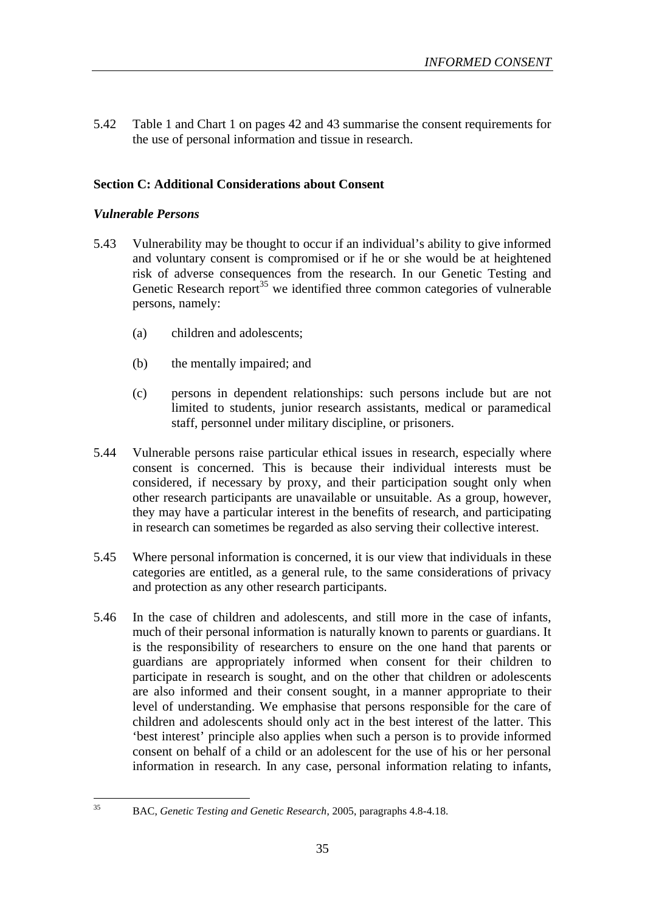5.42 Table 1 and Chart 1 on pages 42 and 43 summarise the consent requirements for the use of personal information and tissue in research.

## Section C: Additional Considerations about Consent

### *Vulnerable Persons*

5.43 Vulnerability may be thought to occur if an individual's ability to give informed and voluntary consent is compromised or if he or she would be at heightened risk of adverse consequences from the research. In our Genetic Testing and Genetic Research report[35] we identified three common categories of vulnerable persons, namely:

(a) children and adolescents;

(b) the mentally impaired; and

(c) persons in dependent relationships: such persons include but are not limited to students, junior research assistants, medical or paramedical staff, personnel under military discipline, or prisoners.

5.44 Vulnerable persons raise particular ethical issues in research, especially where consent is concerned. This is because their individual interests must be considered, if necessary by proxy, and their participation sought only when other research participants are unavailable or unsuitable. As a group, however, they may have a particular interest in the benefits of research, and participating in research can sometimes be regarded as also serving their collective interest.

5.45 Where personal information is concerned, it is our view that individuals in these categories are entitled, as a general rule, to the same considerations of privacy and protection as any other research participants.

5.46 In the case of children and adolescents, and still more in the case of infants, much of their personal information is naturally known to parents or guardians. It is the responsibility of researchers to ensure on the one hand that parents or guardians are appropriately informed when consent for their children to participate in research is sought, and on the other that children or adolescents are also informed and their consent sought, in a manner appropriate to their level of understanding. We emphasise that persons responsible for the care of children and adolescents should only act in the best interest of the latter. This 'best interest' principle also applies when such a person is to provide informed consent on behalf of a child or an adolescent for the use of his or her personal information in research. In any case, personal information relating to infants,

[35] BAC, *Genetic Testing and Genetic Research*, 2005, paragraphs 4.8-4.18.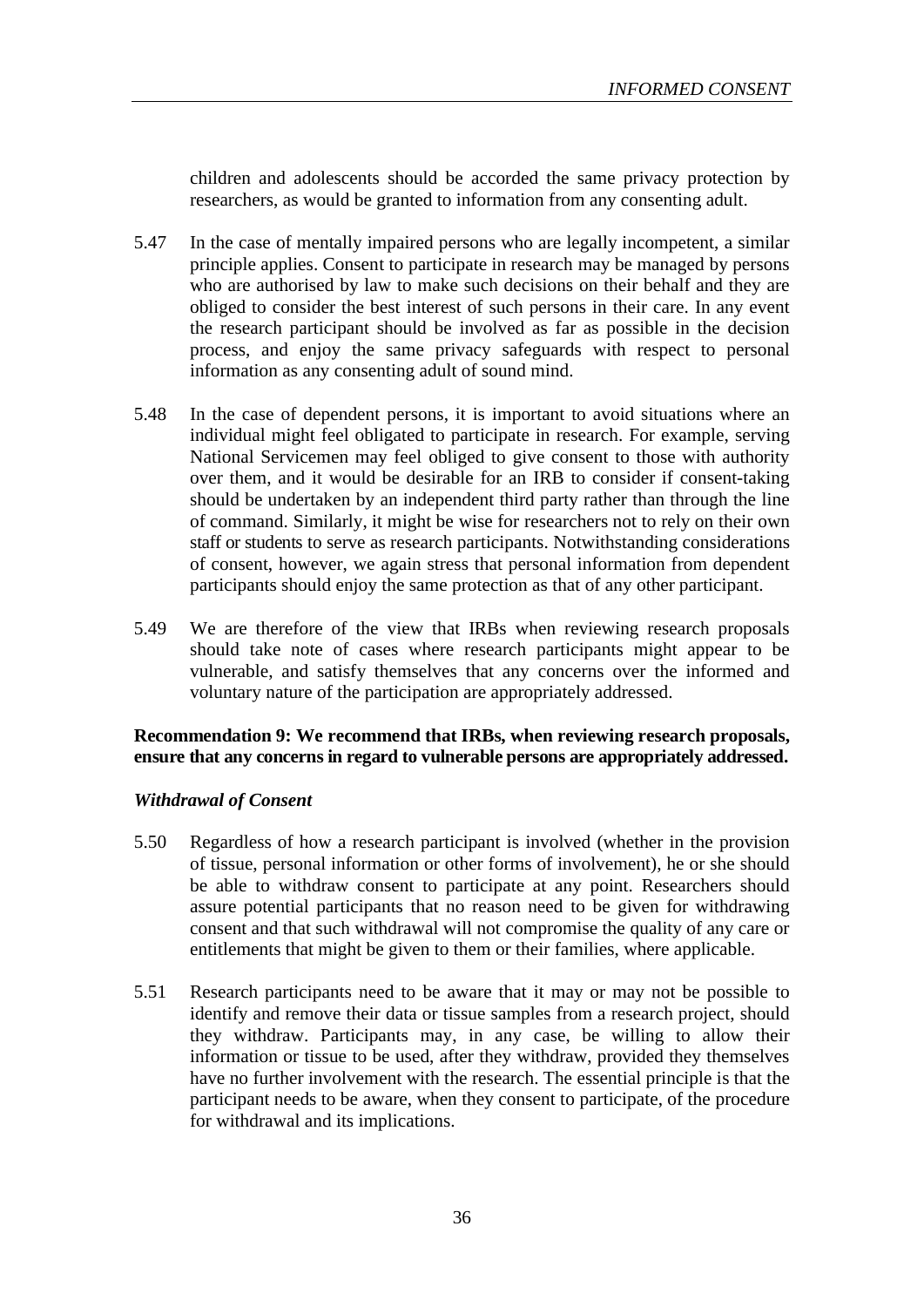children and adolescents should be accorded the same privacy protection by researchers, as would be granted to information from any consenting adult.

5.47 In the case of mentally impaired persons who are legally incompetent, a similar principle applies. Consent to participate in research may be managed by persons who are authorised by law to make such decisions on their behalf and they are obliged to consider the best interest of such persons in their care. In any event the research participant should be involved as far as possible in the decision process, and enjoy the same privacy safeguards with respect to personal information as any consenting adult of sound mind.

5.48 In the case of dependent persons, it is important to avoid situations where an individual might feel obligated to participate in research. For example, serving National Servicemen may feel obliged to give consent to those with authority over them, and it would be desirable for an IRB to consider if consent-taking should be undertaken by an independent third party rather than through the line of command. Similarly, it might be wise for researchers not to rely on their own staff or students to serve as research participants. Notwithstanding considerations of consent, however, we again stress that personal information from dependent participants should enjoy the same protection as that of any other participant.

5.49 We are therefore of the view that IRBs when reviewing research proposals should take note of cases where research participants might appear to be vulnerable, and satisfy themselves that any concerns over the informed and voluntary nature of the participation are appropriately addressed.

**Recommendation 9: We recommend that IRBs, when reviewing research proposals, ensure that any concerns in regard to vulnerable persons are appropriately addressed.**

### *Withdrawal of Consent*

5.50 Regardless of how a research participant is involved (whether in the provision of tissue, personal information or other forms of involvement), he or she should be able to withdraw consent to participate at any point. Researchers should assure potential participants that no reason need to be given for withdrawing consent and that such withdrawal will not compromise the quality of any care or entitlements that might be given to them or their families, where applicable.

5.51 Research participants need to be aware that it may or may not be possible to identify and remove their data or tissue samples from a research project, should they withdraw. Participants may, in any case, be willing to allow their information or tissue to be used, after they withdraw, provided they themselves have no further involvement with the research. The essential principle is that the participant needs to be aware, when they consent to participate, of the procedure for withdrawal and its implications.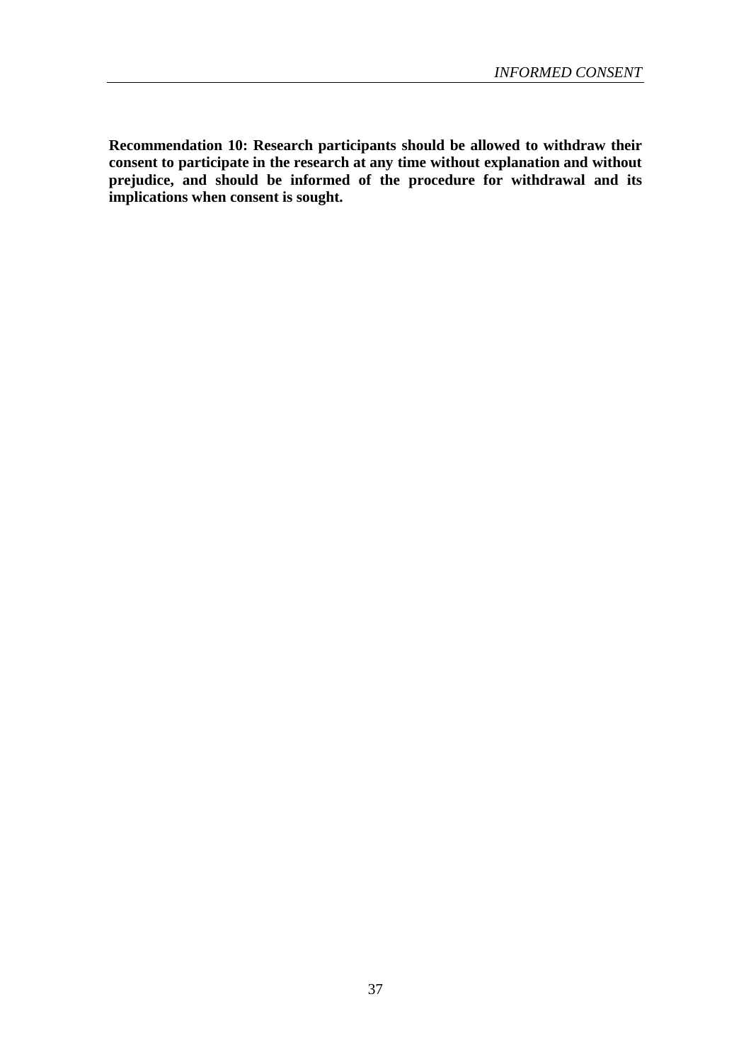**Recommendation 10: Research participants should be allowed to withdraw their consent to participate in the research at any time without explanation and without prejudice, and should be informed of the procedure for withdrawal and its implications when consent is sought.**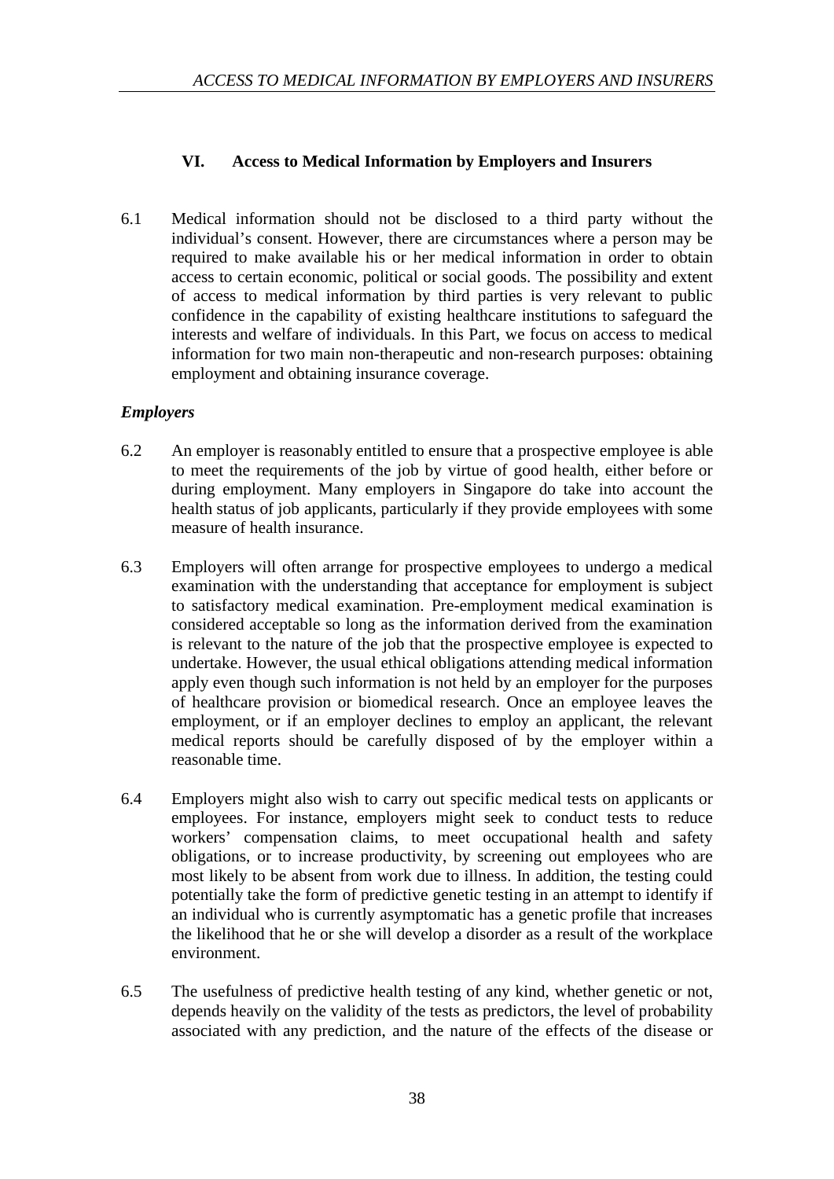## VI. Access to Medical Information by Employers and Insurers

6.1 Medical information should not be disclosed to a third party without the individual's consent. However, there are circumstances where a person may be required to make available his or her medical information in order to obtain access to certain economic, political or social goods. The possibility and extent of access to medical information by third parties is very relevant to public confidence in the capability of existing healthcare institutions to safeguard the interests and welfare of individuals. In this Part, we focus on access to medical information for two main non-therapeutic and non-research purposes: obtaining employment and obtaining insurance coverage.

### *Employers*

6.2 An employer is reasonably entitled to ensure that a prospective employee is able to meet the requirements of the job by virtue of good health, either before or during employment. Many employers in Singapore do take into account the health status of job applicants, particularly if they provide employees with some measure of health insurance.

6.3 Employers will often arrange for prospective employees to undergo a medical examination with the understanding that acceptance for employment is subject to satisfactory medical examination. Pre-employment medical examination is considered acceptable so long as the information derived from the examination is relevant to the nature of the job that the prospective employee is expected to undertake. However, the usual ethical obligations attending medical information apply even though such information is not held by an employer for the purposes of healthcare provision or biomedical research. Once an employee leaves the employment, or if an employer declines to employ an applicant, the relevant medical reports should be carefully disposed of by the employer within a reasonable time.

6.4 Employers might also wish to carry out specific medical tests on applicants or employees. For instance, employers might seek to conduct tests to reduce workers' compensation claims, to meet occupational health and safety obligations, or to increase productivity, by screening out employees who are most likely to be absent from work due to illness. In addition, the testing could potentially take the form of predictive genetic testing in an attempt to identify if an individual who is currently asymptomatic has a genetic profile that increases the likelihood that he or she will develop a disorder as a result of the workplace environment.

6.5 The usefulness of predictive health testing of any kind, whether genetic or not, depends heavily on the validity of the tests as predictors, the level of probability associated with any prediction, and the nature of the effects of the disease or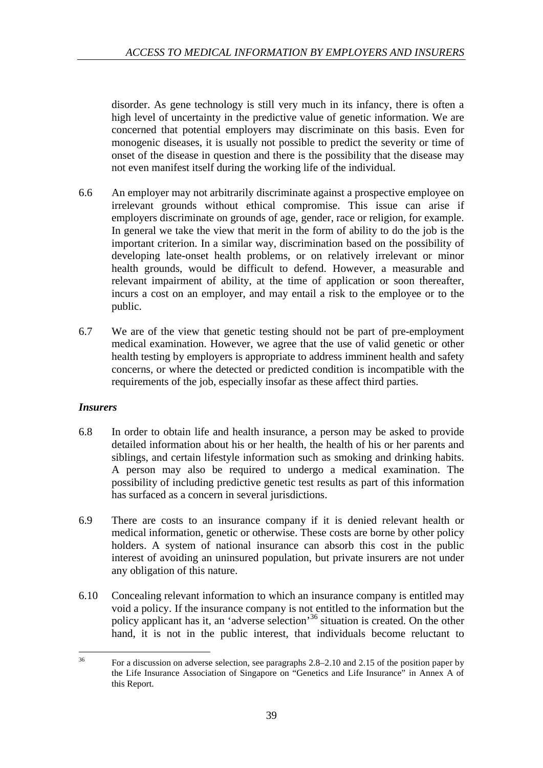disorder. As gene technology is still very much in its infancy, there is often a high level of uncertainty in the predictive value of genetic information. We are concerned that potential employers may discriminate on this basis. Even for monogenic diseases, it is usually not possible to predict the severity or time of onset of the disease in question and there is the possibility that the disease may not even manifest itself during the working life of the individual.

6.6 An employer may not arbitrarily discriminate against a prospective employee on irrelevant grounds without ethical compromise. This issue can arise if employers discriminate on grounds of age, gender, race or religion, for example. In general we take the view that merit in the form of ability to do the job is the important criterion. In a similar way, discrimination based on the possibility of developing late-onset health problems, or on relatively irrelevant or minor health grounds, would be difficult to defend. However, a measurable and relevant impairment of ability, at the time of application or soon thereafter, incurs a cost on an employer, and may entail a risk to the employee or to the public.

6.7 We are of the view that genetic testing should not be part of pre-employment medical examination. However, we agree that the use of valid genetic or other health testing by employers is appropriate to address imminent health and safety concerns, or where the detected or predicted condition is incompatible with the requirements of the job, especially insofar as these affect third parties.

### *Insurers*

6.8 In order to obtain life and health insurance, a person may be asked to provide detailed information about his or her health, the health of his or her parents and siblings, and certain lifestyle information such as smoking and drinking habits. A person may also be required to undergo a medical examination. The possibility of including predictive genetic test results as part of this information has surfaced as a concern in several jurisdictions.

6.9 There are costs to an insurance company if it is denied relevant health or medical information, genetic or otherwise. These costs are borne by other policy holders. A system of national insurance can absorb this cost in the public interest of avoiding an uninsured population, but private insurers are not under any obligation of this nature.

6.10 Concealing relevant information to which an insurance company is entitled may void a policy. If the insurance company is not entitled to the information but the policy applicant has it, an 'adverse selection'[36] situation is created. On the other hand, it is not in the public interest, that individuals become reluctant to

---

[36] For a discussion on adverse selection, see paragraphs 2.8–2.10 and 2.15 of the position paper by the Life Insurance Association of Singapore on "Genetics and Life Insurance" in Annex A of this Report.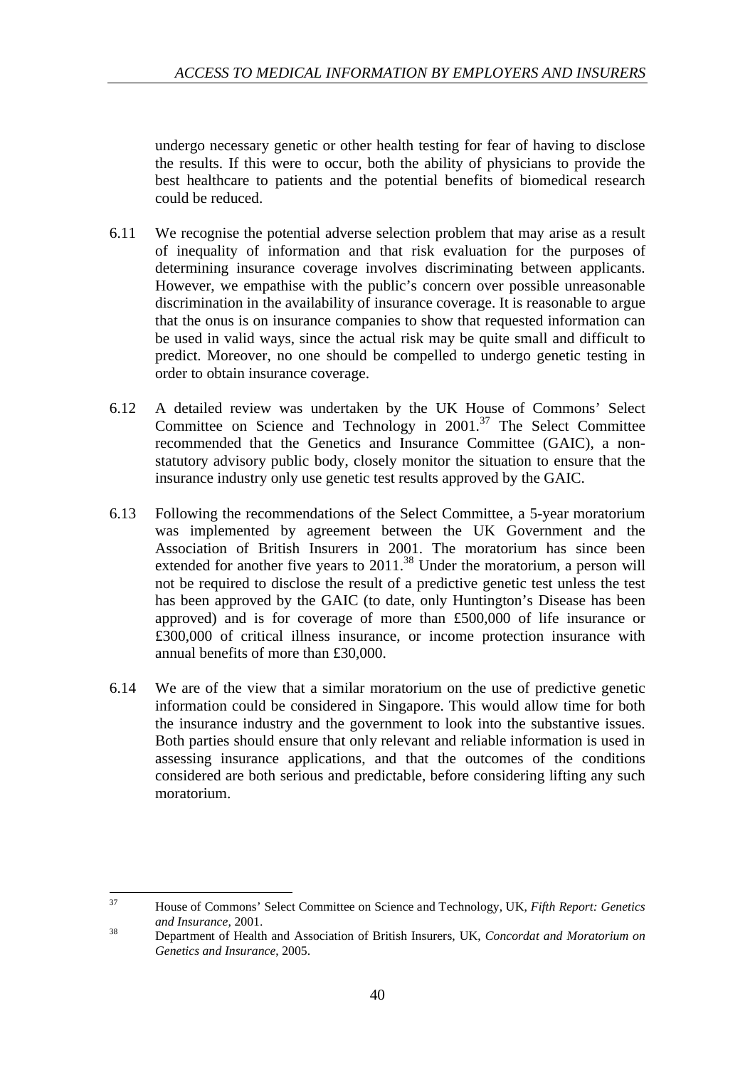undergo necessary genetic or other health testing for fear of having to disclose the results. If this were to occur, both the ability of physicians to provide the best healthcare to patients and the potential benefits of biomedical research could be reduced.

6.11 We recognise the potential adverse selection problem that may arise as a result of inequality of information and that risk evaluation for the purposes of determining insurance coverage involves discriminating between applicants. However, we empathise with the public's concern over possible unreasonable discrimination in the availability of insurance coverage. It is reasonable to argue that the onus is on insurance companies to show that requested information can be used in valid ways, since the actual risk may be quite small and difficult to predict. Moreover, no one should be compelled to undergo genetic testing in order to obtain insurance coverage.

6.12 A detailed review was undertaken by the UK House of Commons' Select Committee on Science and Technology in 2001.[37] The Select Committee recommended that the Genetics and Insurance Committee (GAIC), a non-statutory advisory public body, closely monitor the situation to ensure that the insurance industry only use genetic test results approved by the GAIC.

6.13 Following the recommendations of the Select Committee, a 5-year moratorium was implemented by agreement between the UK Government and the Association of British Insurers in 2001. The moratorium has since been extended for another five years to 2011.[38] Under the moratorium, a person will not be required to disclose the result of a predictive genetic test unless the test has been approved by the GAIC (to date, only Huntington's Disease has been approved) and is for coverage of more than £500,000 of life insurance or £300,000 of critical illness insurance, or income protection insurance with annual benefits of more than £30,000.

6.14 We are of the view that a similar moratorium on the use of predictive genetic information could be considered in Singapore. This would allow time for both the insurance industry and the government to look into the substantive issues. Both parties should ensure that only relevant and reliable information is used in assessing insurance applications, and that the outcomes of the conditions considered are both serious and predictable, before considering lifting any such moratorium.

---

[37] House of Commons' Select Committee on Science and Technology, UK, *Fifth Report: Genetics and Insurance*, 2001.

[38] Department of Health and Association of British Insurers, UK, *Concordat and Moratorium on Genetics and Insurance*, 2005.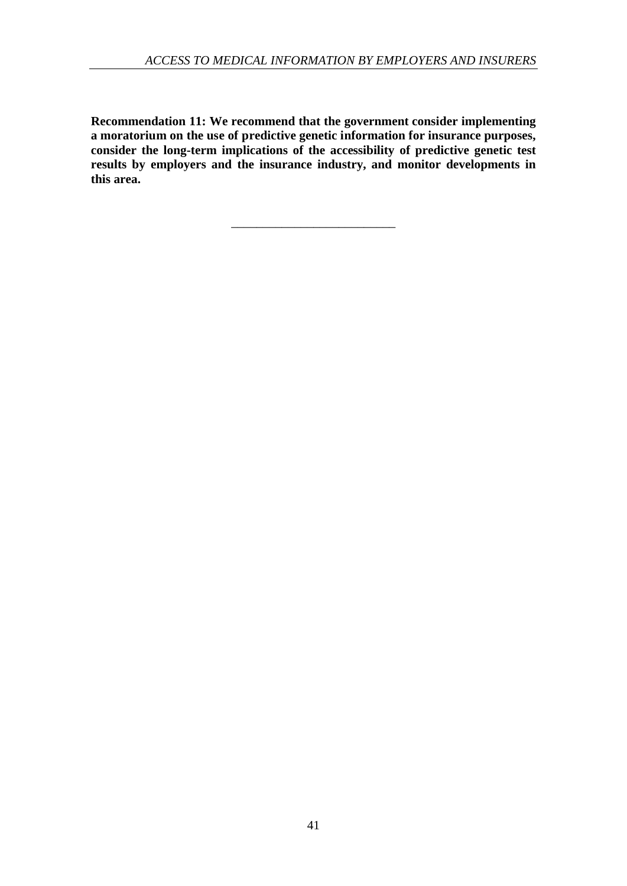**Recommendation 11: We recommend that the government consider implementing a moratorium on the use of predictive genetic information for insurance purposes, consider the long-term implications of the accessibility of predictive genetic test results by employers and the insurance industry, and monitor developments in this area.**

---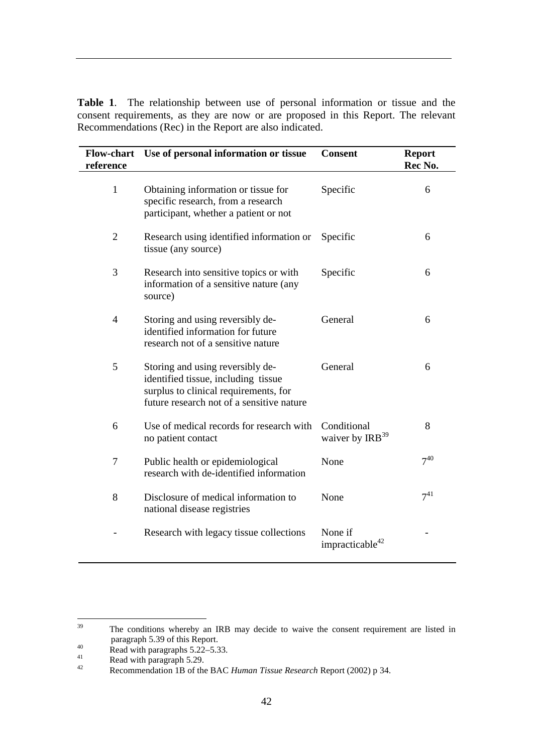**Table 1**. The relationship between use of personal information or tissue and the consent requirements, as they are now or are proposed in this Report. The relevant Recommendations (Rec) in the Report are also indicated.

| Flow-chart reference | Use of personal information or tissue | Consent | Report Rec No. |
|---|---|---|---|
| 1 | Obtaining information or tissue for specific research, from a research participant, whether a patient or not | Specific | 6 |
| 2 | Research using identified information or tissue (any source) | Specific | 6 |
| 3 | Research into sensitive topics or with information of a sensitive nature (any source) | Specific | 6 |
| 4 | Storing and using reversibly de-identified information for future research not of a sensitive nature | General | 6 |
| 5 | Storing and using reversibly de-identified tissue, including tissue surplus to clinical requirements, for future research not of a sensitive nature | General | 6 |
| 6 | Use of medical records for research with no patient contact | Conditional waiver by IRB[39] | 8 |
| 7 | Public health or epidemiological research with de-identified information | None | 7[40] |
| 8 | Disclosure of medical information to national disease registries | None | 7[41] |
| - | Research with legacy tissue collections | None if impracticable[42] | - |

---

[39] The conditions whereby an IRB may decide to waive the consent requirement are listed in paragraph 5.39 of this Report.

[40] Read with paragraphs 5.22–5.33.

[41] Read with paragraph 5.29.

[42] Recommendation 1B of the BAC *Human Tissue Research* Report (2002) p 34.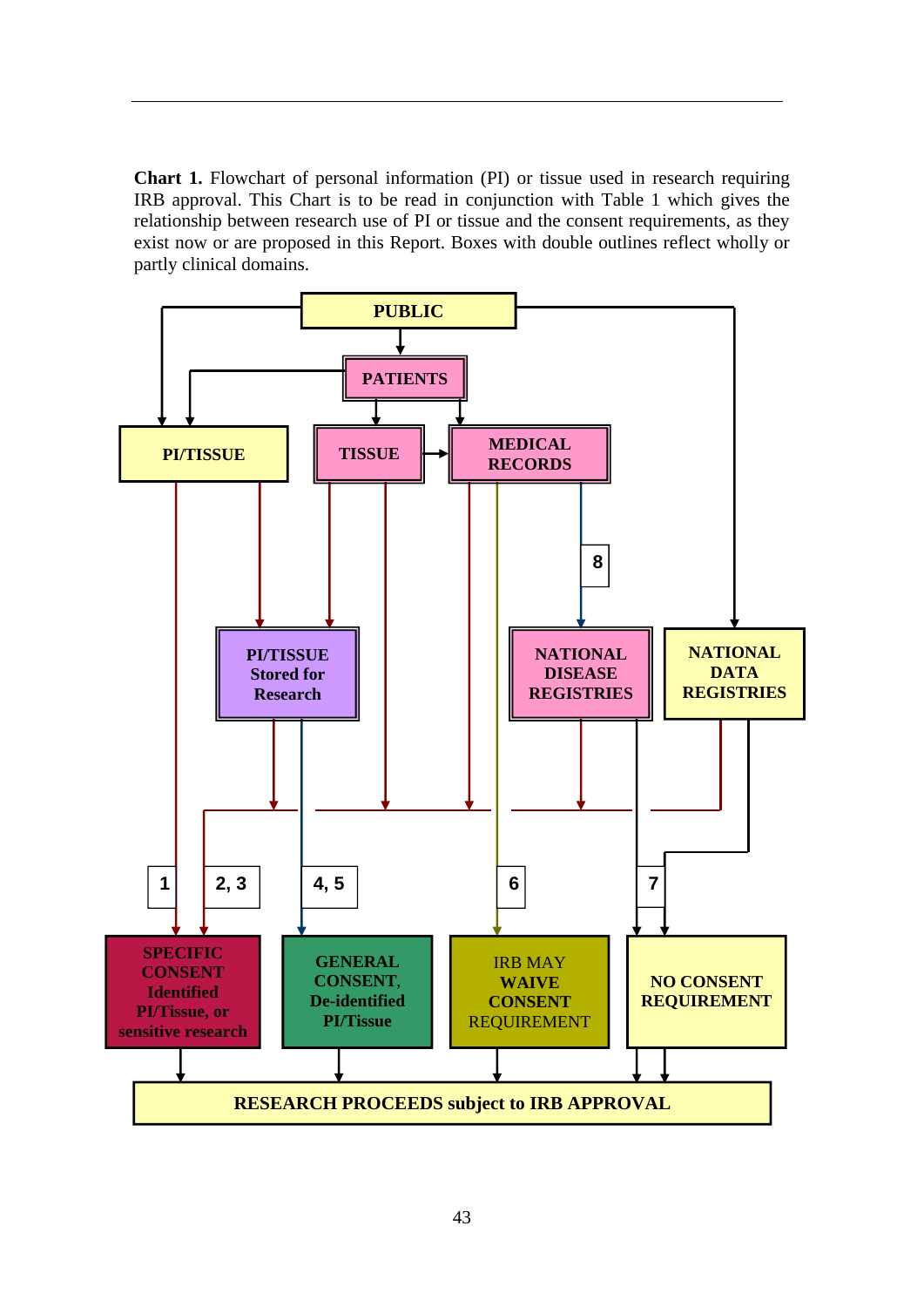**Chart 1.** Flowchart of personal information (PI) or tissue used in research requiring IRB approval. This Chart is to be read in conjunction with Table 1 which gives the relationship between research use of PI or tissue and the consent requirements, as they exist now or are proposed in this Report. Boxes with double outlines reflect wholly or partly clinical domains.

PUBLIC

PATIENTS

PI/TISSUE

TISSUE

MEDICAL RECORDS

8

PI/TISSUE Stored for Research

NATIONAL DISEASE REGISTRIES

NATIONAL DATA REGISTRIES

1

2, 3

4, 5

6

7

SPECIFIC CONSENT Identified PI/Tissue, or sensitive research

GENERAL CONSENT, De-identified PI/Tissue

IRB MAY WAIVE CONSENT REQUIREMENT

NO CONSENT REQUIREMENT

RESEARCH PROCEEDS subject to IRB APPROVAL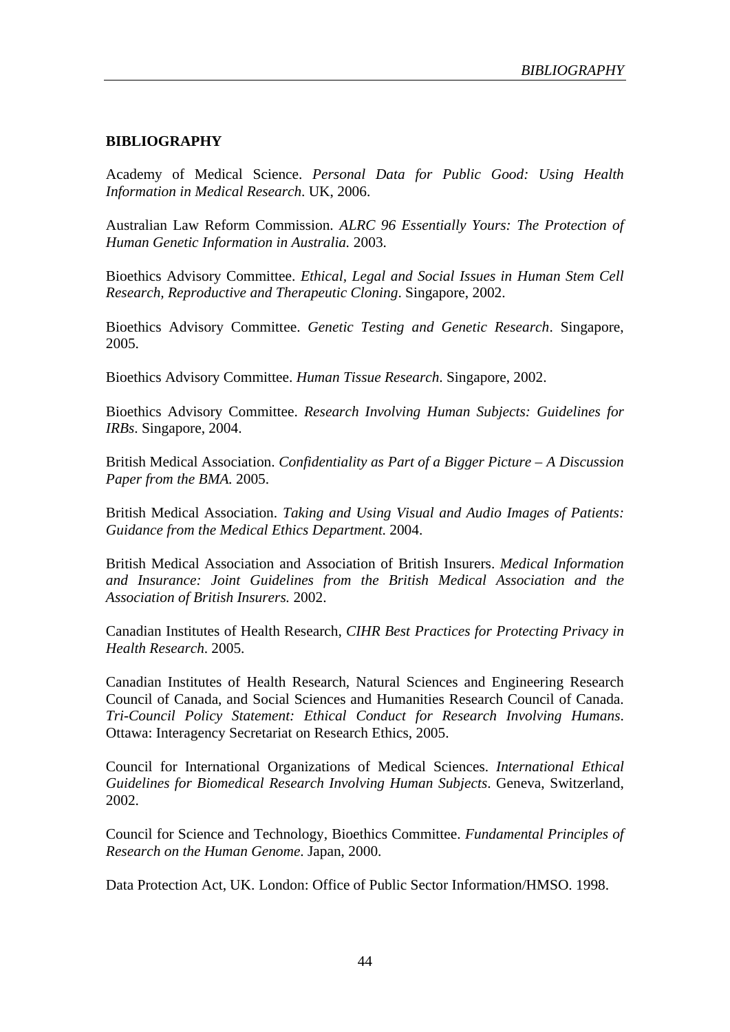**BIBLIOGRAPHY**

Academy of Medical Science. *Personal Data for Public Good: Using Health Information in Medical Research.* UK, 2006.

Australian Law Reform Commission. *ALRC 96 Essentially Yours: The Protection of Human Genetic Information in Australia.* 2003.

Bioethics Advisory Committee. *Ethical, Legal and Social Issues in Human Stem Cell Research, Reproductive and Therapeutic Cloning*. Singapore, 2002.

Bioethics Advisory Committee. *Genetic Testing and Genetic Research*. Singapore, 2005.

Bioethics Advisory Committee. *Human Tissue Research*. Singapore, 2002.

Bioethics Advisory Committee. *Research Involving Human Subjects: Guidelines for IRBs*. Singapore, 2004.

British Medical Association. *Confidentiality as Part of a Bigger Picture – A Discussion Paper from the BMA.* 2005.

British Medical Association. *Taking and Using Visual and Audio Images of Patients: Guidance from the Medical Ethics Department.* 2004.

British Medical Association and Association of British Insurers. *Medical Information and Insurance: Joint Guidelines from the British Medical Association and the Association of British Insurers.* 2002.

Canadian Institutes of Health Research, *CIHR Best Practices for Protecting Privacy in Health Research*. 2005.

Canadian Institutes of Health Research, Natural Sciences and Engineering Research Council of Canada, and Social Sciences and Humanities Research Council of Canada. *Tri-Council Policy Statement: Ethical Conduct for Research Involving Humans*. Ottawa: Interagency Secretariat on Research Ethics, 2005.

Council for International Organizations of Medical Sciences. *International Ethical Guidelines for Biomedical Research Involving Human Subjects*. Geneva, Switzerland, 2002.

Council for Science and Technology, Bioethics Committee. *Fundamental Principles of Research on the Human Genome*. Japan, 2000.

Data Protection Act, UK. London: Office of Public Sector Information/HMSO. 1998.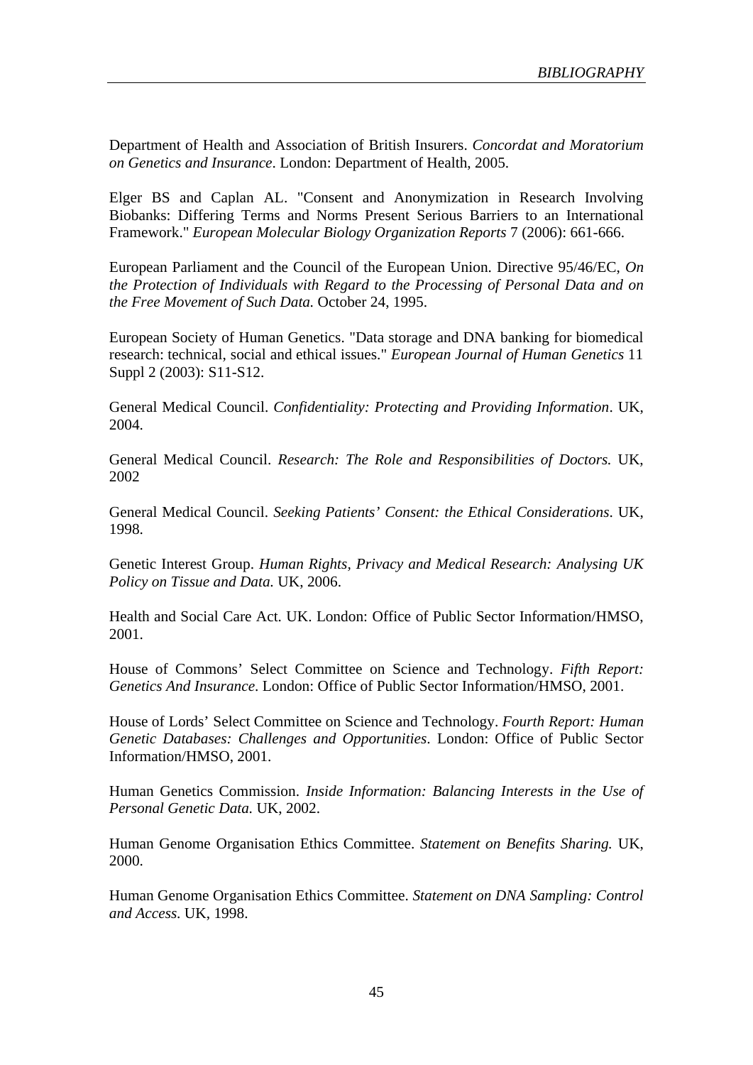Department of Health and Association of British Insurers. *Concordat and Moratorium on Genetics and Insurance*. London: Department of Health, 2005.

Elger BS and Caplan AL. "Consent and Anonymization in Research Involving Biobanks: Differing Terms and Norms Present Serious Barriers to an International Framework." *European Molecular Biology Organization Reports* 7 (2006): 661-666.

European Parliament and the Council of the European Union. Directive 95/46/EC, *On the Protection of Individuals with Regard to the Processing of Personal Data and on the Free Movement of Such Data.* October 24, 1995.

European Society of Human Genetics. "Data storage and DNA banking for biomedical research: technical, social and ethical issues." *European Journal of Human Genetics* 11 Suppl 2 (2003): S11-S12.

General Medical Council. *Confidentiality: Protecting and Providing Information*. UK, 2004.

General Medical Council. *Research: The Role and Responsibilities of Doctors.* UK, 2002

General Medical Council. *Seeking Patients' Consent: the Ethical Considerations*. UK, 1998.

Genetic Interest Group. *Human Rights, Privacy and Medical Research: Analysing UK Policy on Tissue and Data.* UK, 2006.

Health and Social Care Act. UK. London: Office of Public Sector Information/HMSO, 2001.

House of Commons' Select Committee on Science and Technology. *Fifth Report: Genetics And Insurance*. London: Office of Public Sector Information/HMSO, 2001.

House of Lords' Select Committee on Science and Technology. *Fourth Report: Human Genetic Databases: Challenges and Opportunities*. London: Office of Public Sector Information/HMSO, 2001.

Human Genetics Commission. *Inside Information: Balancing Interests in the Use of Personal Genetic Data.* UK, 2002.

Human Genome Organisation Ethics Committee. *Statement on Benefits Sharing.* UK, 2000.

Human Genome Organisation Ethics Committee. *Statement on DNA Sampling: Control and Access.* UK, 1998.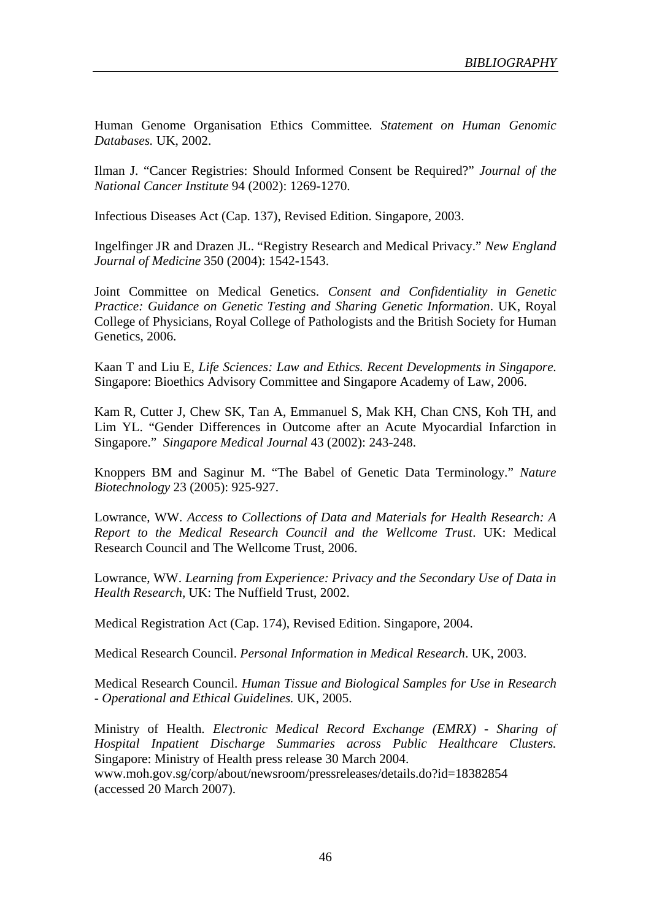Human Genome Organisation Ethics Committee. *Statement on Human Genomic Databases.* UK, 2002.

Ilman J. "Cancer Registries: Should Informed Consent be Required?" *Journal of the National Cancer Institute* 94 (2002): 1269-1270.

Infectious Diseases Act (Cap. 137), Revised Edition. Singapore, 2003.

Ingelfinger JR and Drazen JL. "Registry Research and Medical Privacy." *New England Journal of Medicine* 350 (2004): 1542-1543.

Joint Committee on Medical Genetics. *Consent and Confidentiality in Genetic Practice: Guidance on Genetic Testing and Sharing Genetic Information*. UK, Royal College of Physicians, Royal College of Pathologists and the British Society for Human Genetics, 2006.

Kaan T and Liu E, *Life Sciences: Law and Ethics. Recent Developments in Singapore.* Singapore: Bioethics Advisory Committee and Singapore Academy of Law, 2006.

Kam R, Cutter J, Chew SK, Tan A, Emmanuel S, Mak KH, Chan CNS, Koh TH, and Lim YL. "Gender Differences in Outcome after an Acute Myocardial Infarction in Singapore." *Singapore Medical Journal* 43 (2002): 243-248.

Knoppers BM and Saginur M. "The Babel of Genetic Data Terminology." *Nature Biotechnology* 23 (2005): 925-927.

Lowrance, WW. *Access to Collections of Data and Materials for Health Research: A Report to the Medical Research Council and the Wellcome Trust*. UK: Medical Research Council and The Wellcome Trust, 2006.

Lowrance, WW. *Learning from Experience: Privacy and the Secondary Use of Data in Health Research*, UK: The Nuffield Trust, 2002.

Medical Registration Act (Cap. 174), Revised Edition. Singapore, 2004.

Medical Research Council. *Personal Information in Medical Research*. UK, 2003.

Medical Research Council. *Human Tissue and Biological Samples for Use in Research - Operational and Ethical Guidelines.* UK, 2005.

Ministry of Health. *Electronic Medical Record Exchange (EMRX) - Sharing of Hospital Inpatient Discharge Summaries across Public Healthcare Clusters.* Singapore: Ministry of Health press release 30 March 2004. www.moh.gov.sg/corp/about/newsroom/pressreleases/details.do?id=18382854 (accessed 20 March 2007).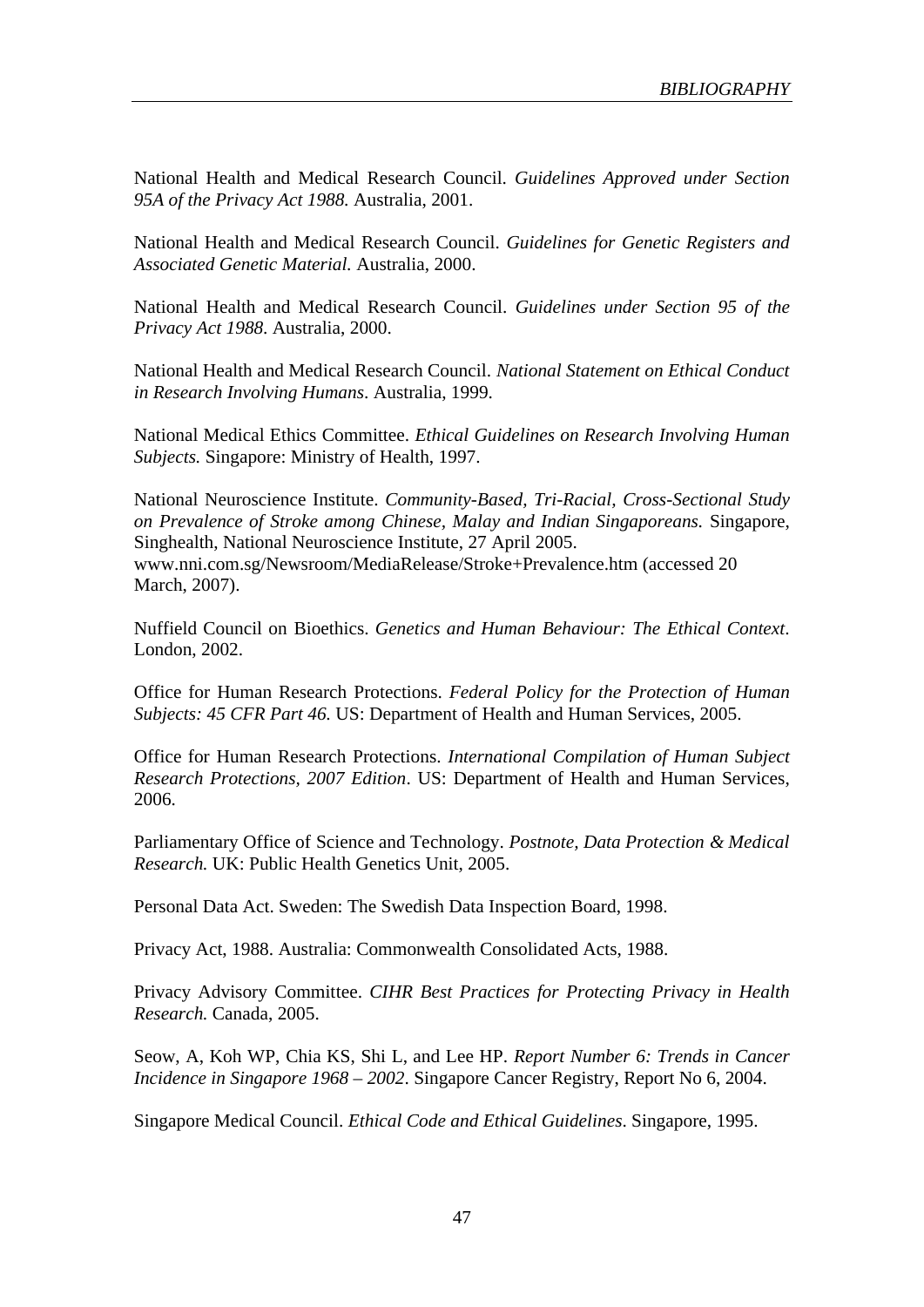National Health and Medical Research Council. *Guidelines Approved under Section 95A of the Privacy Act 1988.* Australia, 2001.

National Health and Medical Research Council. *Guidelines for Genetic Registers and Associated Genetic Material.* Australia, 2000.

National Health and Medical Research Council. *Guidelines under Section 95 of the Privacy Act 1988*. Australia, 2000.

National Health and Medical Research Council. *National Statement on Ethical Conduct in Research Involving Humans*. Australia, 1999.

National Medical Ethics Committee. *Ethical Guidelines on Research Involving Human Subjects.* Singapore: Ministry of Health, 1997.

National Neuroscience Institute. *Community-Based, Tri-Racial, Cross-Sectional Study on Prevalence of Stroke among Chinese, Malay and Indian Singaporeans.* Singapore, Singhealth, National Neuroscience Institute, 27 April 2005. www.nni.com.sg/Newsroom/MediaRelease/Stroke+Prevalence.htm (accessed 20 March, 2007).

Nuffield Council on Bioethics. *Genetics and Human Behaviour: The Ethical Context*. London, 2002.

Office for Human Research Protections. *Federal Policy for the Protection of Human Subjects: 45 CFR Part 46.* US: Department of Health and Human Services, 2005.

Office for Human Research Protections. *International Compilation of Human Subject Research Protections, 2007 Edition*. US: Department of Health and Human Services, 2006.

Parliamentary Office of Science and Technology. *Postnote, Data Protection & Medical Research.* UK: Public Health Genetics Unit, 2005.

Personal Data Act. Sweden: The Swedish Data Inspection Board, 1998.

Privacy Act, 1988. Australia: Commonwealth Consolidated Acts, 1988.

Privacy Advisory Committee. *CIHR Best Practices for Protecting Privacy in Health Research.* Canada, 2005.

Seow, A, Koh WP, Chia KS, Shi L, and Lee HP. *Report Number 6: Trends in Cancer Incidence in Singapore 1968 – 2002*. Singapore Cancer Registry, Report No 6, 2004.

Singapore Medical Council. *Ethical Code and Ethical Guidelines*. Singapore, 1995.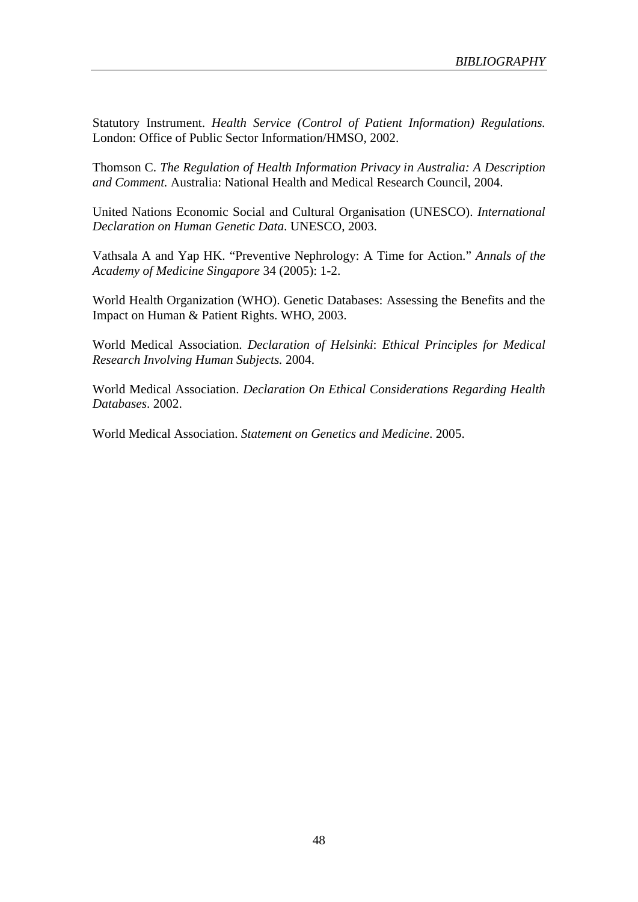Statutory Instrument. *Health Service (Control of Patient Information) Regulations.* London: Office of Public Sector Information/HMSO, 2002.

Thomson C. *The Regulation of Health Information Privacy in Australia: A Description and Comment.* Australia: National Health and Medical Research Council, 2004.

United Nations Economic Social and Cultural Organisation (UNESCO). *International Declaration on Human Genetic Data*. UNESCO, 2003.

Vathsala A and Yap HK. "Preventive Nephrology: A Time for Action." *Annals of the Academy of Medicine Singapore* 34 (2005): 1-2.

World Health Organization (WHO). Genetic Databases: Assessing the Benefits and the Impact on Human & Patient Rights. WHO, 2003.

World Medical Association. *Declaration of Helsinki*: *Ethical Principles for Medical Research Involving Human Subjects.* 2004.

World Medical Association. *Declaration On Ethical Considerations Regarding Health Databases*. 2002.

World Medical Association. *Statement on Genetics and Medicine*. 2005.